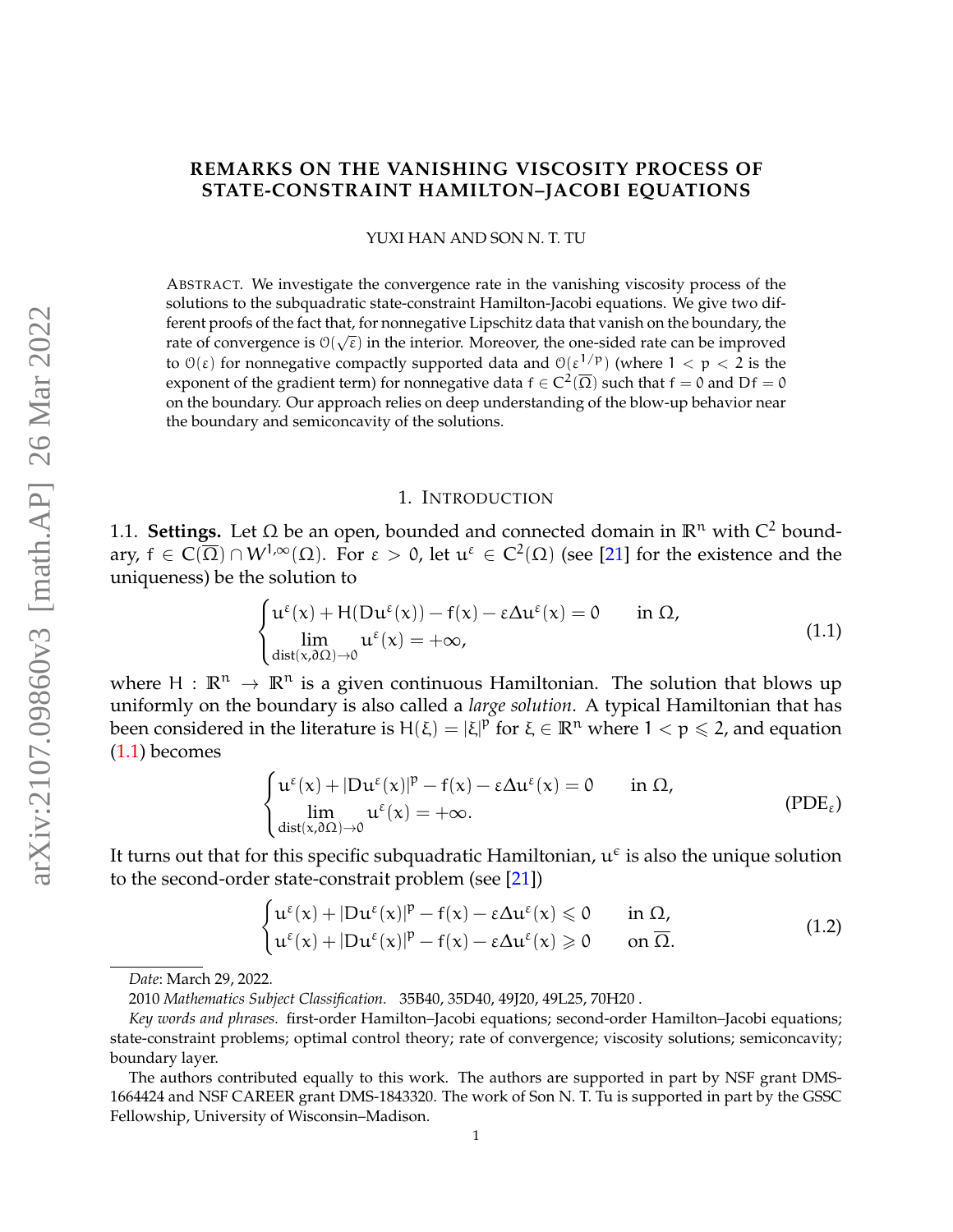# REMARKS ON THE VANISHING VISCOSITY PROCESS OF STATE-CONSTRAINT HAMILTON–JACOBI EQUATIONS

YUXI HAN AND SON N. T. TU

ABSTRACT. We investigate the convergence rate in the vanishing viscosity process of the solutions to the subquadratic state-constraint Hamilton-Jacobi equations. We give two different proofs of the fact that, for nonnegative Lipschitz data that vanish on the boundary, the rate of convergence is $\mathcal{O}(\sqrt{\varepsilon})$ in the interior. Moreover, the one-sided rate can be improved to $\mathcal{O}(\varepsilon)$ for nonnegative compactly supported data and $\mathcal{O}(\varepsilon^{1/p})$ (where $1 < p < 2$ is the exponent of the gradient term) for nonnegative data $f \in C^2(\overline{\Omega})$ such that $f = 0$ and $Df = 0$ on the boundary. Our approach relies on deep understanding of the blow-up behavior near the boundary and semiconcavity of the solutions.

## 1. INTRODUCTION

**1.1. Settings.** Let $\Omega$ be an open, bounded and connected domain in $\mathbb{R}^n$ with $C^2$ boundary, $f \in C(\overline{\Omega}) \cap W^{1,\infty}(\Omega)$. For $\varepsilon > 0$, let $u^\varepsilon \in C^2(\Omega)$ (see [21] for the existence and the uniqueness) be the solution to

$$\begin{cases} u^\varepsilon(x) + H(Du^\varepsilon(x)) - f(x) - \varepsilon \Delta u^\varepsilon(x) = 0 & \text{in } \Omega, \\ \lim\limits_{\mathrm{dist}(x,\partial\Omega)\to 0} u^\varepsilon(x) = +\infty, \end{cases} \tag{1.1}$$

where $H : \mathbb{R}^n \to \mathbb{R}^n$ is a given continuous Hamiltonian. The solution that blows up uniformly on the boundary is also called a *large solution*. A typical Hamiltonian that has been considered in the literature is $H(\xi) = |\xi|^p$ for $\xi \in \mathbb{R}^n$ where $1 < p \leqslant 2$, and equation (1.1) becomes

$$\begin{cases} u^\varepsilon(x) + |Du^\varepsilon(x)|^p - f(x) - \varepsilon \Delta u^\varepsilon(x) = 0 & \text{in } \Omega, \\ \lim\limits_{\mathrm{dist}(x,\partial\Omega)\to 0} u^\varepsilon(x) = +\infty. \end{cases} \tag{PDE$_\varepsilon$}$$

It turns out that for this specific subquadratic Hamiltonian, $u^\varepsilon$ is also the unique solution to the second-order state-constrait problem (see [21])

$$\begin{cases} u^\varepsilon(x) + |Du^\varepsilon(x)|^p - f(x) - \varepsilon \Delta u^\varepsilon(x) \leqslant 0 & \text{in } \Omega, \\ u^\varepsilon(x) + |Du^\varepsilon(x)|^p - f(x) - \varepsilon \Delta u^\varepsilon(x) \geqslant 0 & \text{on } \overline{\Omega}. \end{cases} \tag{1.2}$$

---

*Date*: March 29, 2022.

2010 *Mathematics Subject Classification.* 35B40, 35D40, 49J20, 49L25, 70H20 .

*Key words and phrases.* first-order Hamilton–Jacobi equations; second-order Hamilton–Jacobi equations; state-constraint problems; optimal control theory; rate of convergence; viscosity solutions; semiconcavity; boundary layer.

The authors contributed equally to this work. The authors are supported in part by NSF grant DMS-1664424 and NSF CAREER grant DMS-1843320. The work of Son N. T. Tu is supported in part by the GSSC Fellowship, University of Wisconsin–Madison.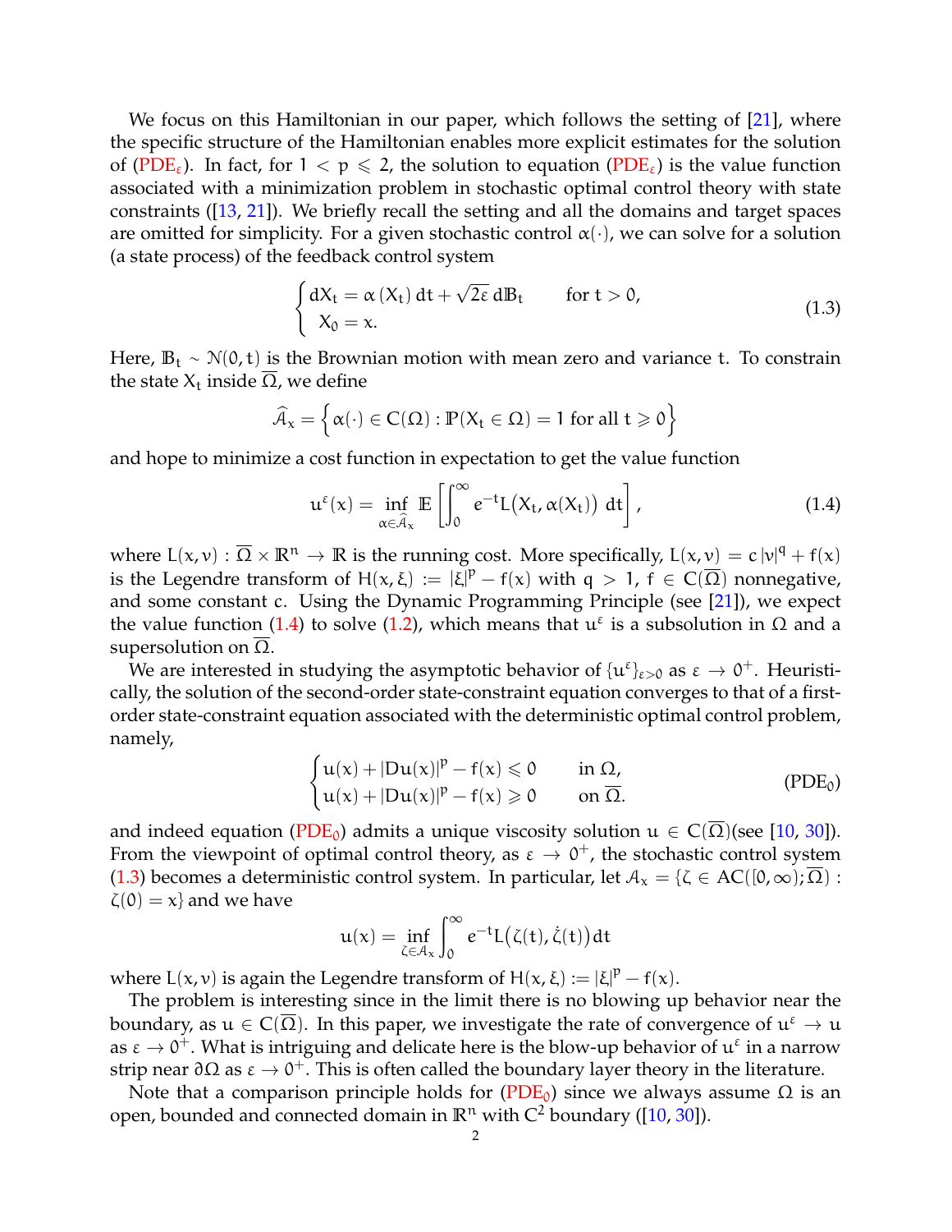We focus on this Hamiltonian in our paper, which follows the setting of [21], where the specific structure of the Hamiltonian enables more explicit estimates for the solution of (PDE$_\varepsilon$). In fact, for $1 < p \leqslant 2$, the solution to equation (PDE$_\varepsilon$) is the value function associated with a minimization problem in stochastic optimal control theory with state constraints ([13, 21]). We briefly recall the setting and all the domains and target spaces are omitted for simplicity. For a given stochastic control $\alpha(\cdot)$, we can solve for a solution (a state process) of the feedback control system

$$
\begin{cases} dX_t = \alpha(X_t)\,dt + \sqrt{2\varepsilon}\,d\mathbb{B}_t & \text{for } t > 0, \\ X_0 = x. \end{cases} \tag{1.3}
$$

Here, $\mathbb{B}_t \sim \mathcal{N}(0,t)$ is the Brownian motion with mean zero and variance $t$. To constrain the state $X_t$ inside $\overline{\Omega}$, we define

$$
\widehat{\mathcal{A}}_x = \left\{ \alpha(\cdot) \in C(\Omega) : \mathbb{P}(X_t \in \Omega) = 1 \text{ for all } t \geqslant 0 \right\}
$$

and hope to minimize a cost function in expectation to get the value function

$$
u^\varepsilon(x) = \inf_{\alpha \in \widehat{\mathcal{A}}_x} \mathbb{E}\left[ \int_0^\infty e^{-t} L\big(X_t, \alpha(X_t)\big)\, dt \right], \tag{1.4}
$$

where $L(x,v) : \overline{\Omega} \times \mathbb{R}^n \to \mathbb{R}$ is the running cost. More specifically, $L(x,v) = c\,|v|^q + f(x)$ is the Legendre transform of $H(x,\xi) := |\xi|^p - f(x)$ with $q > 1$, $f \in C(\overline{\Omega})$ nonnegative, and some constant $c$. Using the Dynamic Programming Principle (see [21]), we expect the value function (1.4) to solve (1.2), which means that $u^\varepsilon$ is a subsolution in $\Omega$ and a supersolution on $\overline{\Omega}$.

We are interested in studying the asymptotic behavior of $\{u^\varepsilon\}_{\varepsilon>0}$ as $\varepsilon \to 0^+$. Heuristically, the solution of the second-order state-constraint equation converges to that of a first-order state-constraint equation associated with the deterministic optimal control problem, namely,

$$
\begin{cases} u(x) + |Du(x)|^p - f(x) \leqslant 0 & \text{in } \Omega, \\ u(x) + |Du(x)|^p - f(x) \geqslant 0 & \text{on } \overline{\Omega}. \end{cases} \tag{PDE$_0$}
$$

and indeed equation (PDE$_0$) admits a unique viscosity solution $u \in C(\overline{\Omega})$(see [10, 30]). From the viewpoint of optimal control theory, as $\varepsilon \to 0^+$, the stochastic control system (1.3) becomes a deterministic control system. In particular, let $\mathcal{A}_x = \{\zeta \in AC([0,\infty);\overline{\Omega}) : \zeta(0) = x\}$ and we have

$$
u(x) = \inf_{\zeta \in \mathcal{A}_x} \int_0^\infty e^{-t} L\big(\zeta(t), \dot{\zeta}(t)\big)\, dt
$$

where $L(x,v)$ is again the Legendre transform of $H(x,\xi) := |\xi|^p - f(x)$.

The problem is interesting since in the limit there is no blowing up behavior near the boundary, as $u \in C(\overline{\Omega})$. In this paper, we investigate the rate of convergence of $u^\varepsilon \to u$ as $\varepsilon \to 0^+$. What is intriguing and delicate here is the blow-up behavior of $u^\varepsilon$ in a narrow strip near $\partial\Omega$ as $\varepsilon \to 0^+$. This is often called the boundary layer theory in the literature.

Note that a comparison principle holds for (PDE$_0$) since we always assume $\Omega$ is an open, bounded and connected domain in $\mathbb{R}^n$ with $C^2$ boundary ([10, 30]).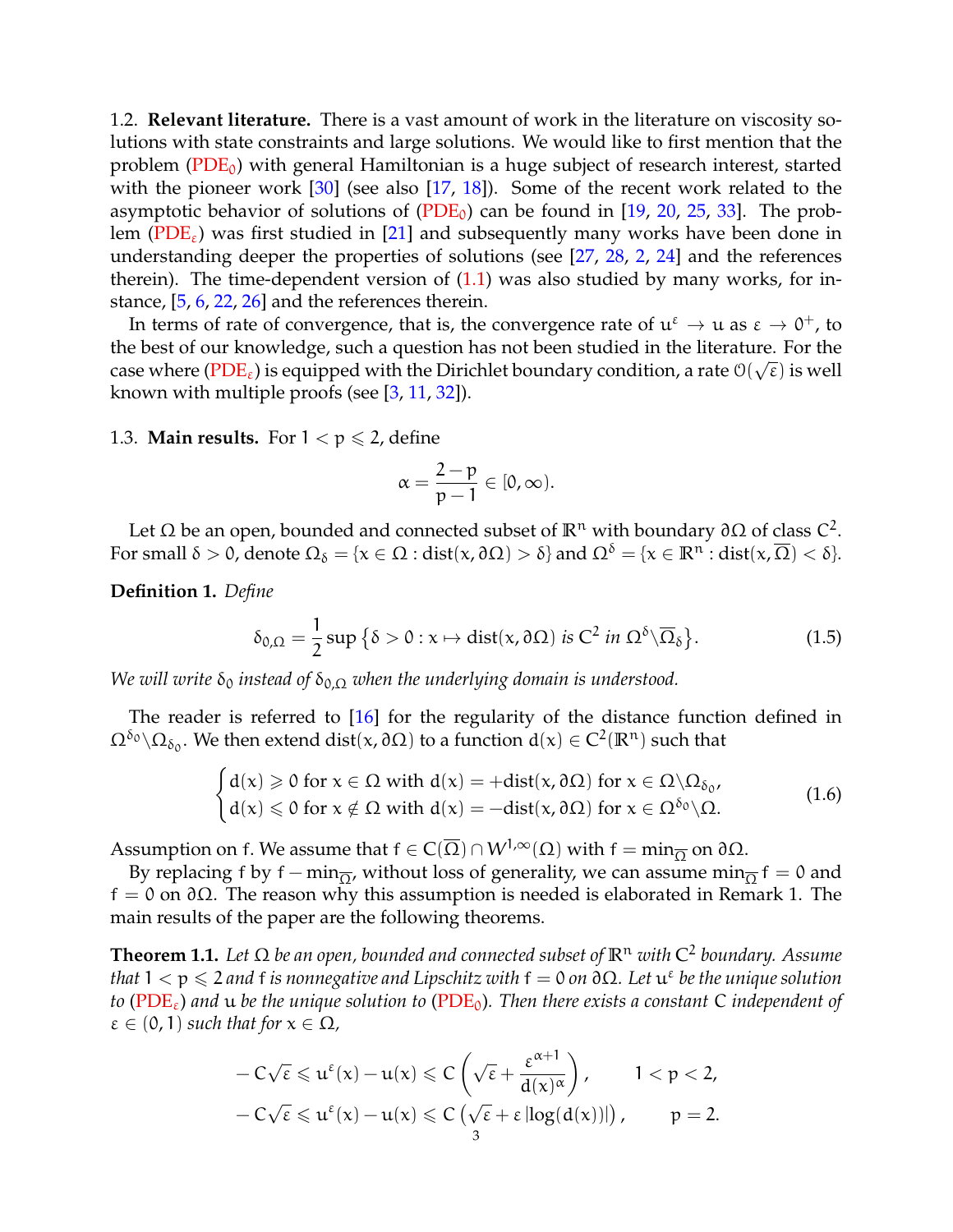1.2. **Relevant literature.** There is a vast amount of work in the literature on viscosity solutions with state constraints and large solutions. We would like to first mention that the problem ($\mathrm{PDE}_0$) with general Hamiltonian is a huge subject of research interest, started with the pioneer work [30] (see also [17, 18]). Some of the recent work related to the asymptotic behavior of solutions of ($\mathrm{PDE}_0$) can be found in [19, 20, 25, 33]. The problem ($\mathrm{PDE}_\varepsilon$) was first studied in [21] and subsequently many works have been done in understanding deeper the properties of solutions (see [27, 28, 2, 24] and the references therein). The time-dependent version of (1.1) was also studied by many works, for instance, [5, 6, 22, 26] and the references therein.

In terms of rate of convergence, that is, the convergence rate of $u^\varepsilon \to u$ as $\varepsilon \to 0^+$, to the best of our knowledge, such a question has not been studied in the literature. For the case where ($\mathrm{PDE}_\varepsilon$) is equipped with the Dirichlet boundary condition, a rate $\mathcal{O}(\sqrt{\varepsilon})$ is well known with multiple proofs (see [3, 11, 32]).

1.3. **Main results.** For $1 < p \leqslant 2$, define

$$\alpha = \frac{2-p}{p-1} \in [0, \infty).$$

Let $\Omega$ be an open, bounded and connected subset of $\mathbb{R}^n$ with boundary $\partial\Omega$ of class $C^2$. For small $\delta > 0$, denote $\Omega_\delta = \{x \in \Omega : \mathrm{dist}(x, \partial\Omega) > \delta\}$ and $\Omega^\delta = \{x \in \mathbb{R}^n : \mathrm{dist}(x, \overline{\Omega}) < \delta\}$.

**Definition 1.** *Define*

$$\delta_{0,\Omega} = \frac{1}{2} \sup \left\{\delta > 0 : x \mapsto \mathrm{dist}(x, \partial\Omega) \text{ is } C^2 \text{ in } \Omega^\delta \backslash \overline{\Omega}_\delta \right\}. \tag{1.5}$$

*We will write $\delta_0$ instead of $\delta_{0,\Omega}$ when the underlying domain is understood.*

The reader is referred to [16] for the regularity of the distance function defined in $\Omega^{\delta_0} \backslash \Omega_{\delta_0}$. We then extend $\mathrm{dist}(x, \partial\Omega)$ to a function $d(x) \in C^2(\mathbb{R}^n)$ such that

$$\begin{cases} d(x) \geqslant 0 \text{ for } x \in \Omega \text{ with } d(x) = +\mathrm{dist}(x, \partial\Omega) \text{ for } x \in \Omega \backslash \Omega_{\delta_0}, \\ d(x) \leqslant 0 \text{ for } x \notin \Omega \text{ with } d(x) = -\mathrm{dist}(x, \partial\Omega) \text{ for } x \in \Omega^{\delta_0} \backslash \Omega. \end{cases} \tag{1.6}$$

Assumption on f. We assume that $f \in C(\overline{\Omega}) \cap W^{1,\infty}(\Omega)$ with $f = \min_{\overline{\Omega}}$ on $\partial\Omega$.

By replacing $f$ by $f - \min_{\overline{\Omega}}$, without loss of generality, we can assume $\min_{\overline{\Omega}} f = 0$ and $f = 0$ on $\partial\Omega$. The reason why this assumption is needed is elaborated in Remark 1. The main results of the paper are the following theorems.

**Theorem 1.1.** *Let $\Omega$ be an open, bounded and connected subset of $\mathbb{R}^n$ with $C^2$ boundary. Assume that $1 < p \leqslant 2$ and $f$ is nonnegative and Lipschitz with $f = 0$ on $\partial\Omega$. Let $u^\varepsilon$ be the unique solution to ($\mathrm{PDE}_\varepsilon$) and $u$ be the unique solution to ($\mathrm{PDE}_0$). Then there exists a constant $C$ independent of $\varepsilon \in (0,1)$ such that for $x \in \Omega$,*

$$-C\sqrt{\varepsilon} \leqslant u^\varepsilon(x) - u(x) \leqslant C\left(\sqrt{\varepsilon} + \frac{\varepsilon^{\alpha+1}}{d(x)^\alpha}\right), \qquad 1 < p < 2,$$

$$-C\sqrt{\varepsilon} \leqslant u^\varepsilon(x) - u(x) \leqslant C\left(\sqrt{\varepsilon} + \varepsilon\, |\log(d(x))|\right), \qquad p = 2.$$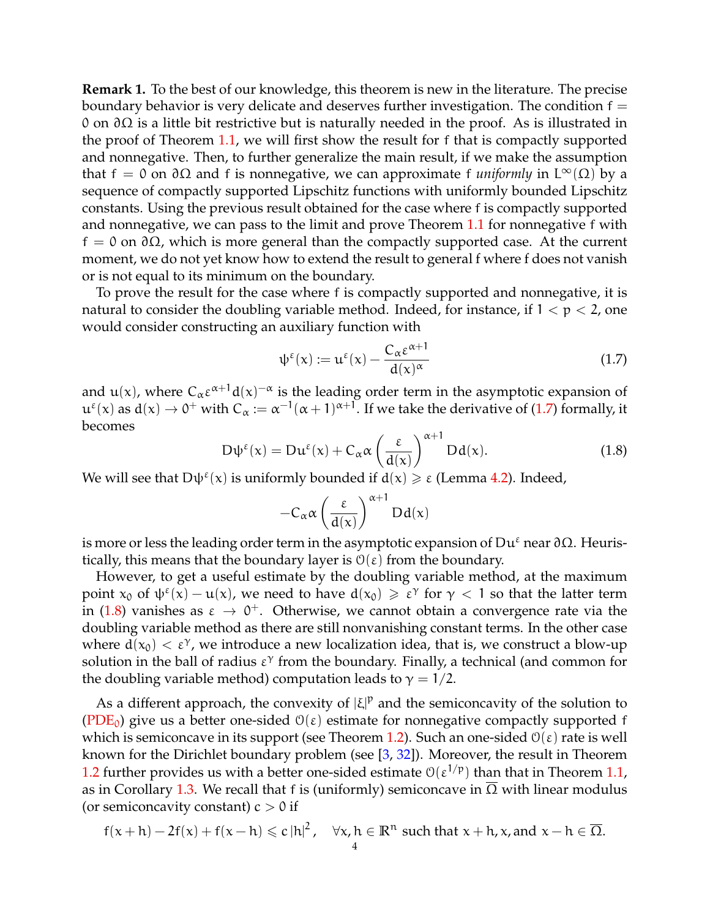**Remark 1.** To the best of our knowledge, this theorem is new in the literature. The precise boundary behavior is very delicate and deserves further investigation. The condition $f = 0$ on $\partial\Omega$ is a little bit restrictive but is naturally needed in the proof. As is illustrated in the proof of Theorem 1.1, we will first show the result for $f$ that is compactly supported and nonnegative. Then, to further generalize the main result, if we make the assumption that $f = 0$ on $\partial\Omega$ and $f$ is nonnegative, we can approximate $f$ *uniformly* in $L^\infty(\Omega)$ by a sequence of compactly supported Lipschitz functions with uniformly bounded Lipschitz constants. Using the previous result obtained for the case where $f$ is compactly supported and nonnegative, we can pass to the limit and prove Theorem 1.1 for nonnegative $f$ with $f = 0$ on $\partial\Omega$, which is more general than the compactly supported case. At the current moment, we do not yet know how to extend the result to general $f$ where $f$ does not vanish or is not equal to its minimum on the boundary.

To prove the result for the case where $f$ is compactly supported and nonnegative, it is natural to consider the doubling variable method. Indeed, for instance, if $1 < p < 2$, one would consider constructing an auxiliary function with

$$\psi^\varepsilon(x) := u^\varepsilon(x) - \frac{C_\alpha \varepsilon^{\alpha+1}}{d(x)^\alpha} \tag{1.7}$$

and $u(x)$, where $C_\alpha \varepsilon^{\alpha+1} d(x)^{-\alpha}$ is the leading order term in the asymptotic expansion of $u^\varepsilon(x)$ as $d(x) \to 0^+$ with $C_\alpha := \alpha^{-1}(\alpha+1)^{\alpha+1}$. If we take the derivative of (1.7) formally, it becomes

$$D\psi^\varepsilon(x) = Du^\varepsilon(x) + C_\alpha \alpha \left(\frac{\varepsilon}{d(x)}\right)^{\alpha+1} Dd(x). \tag{1.8}$$

We will see that $D\psi^\varepsilon(x)$ is uniformly bounded if $d(x) \geqslant \varepsilon$ (Lemma 4.2). Indeed,

$$-C_\alpha \alpha \left(\frac{\varepsilon}{d(x)}\right)^{\alpha+1} Dd(x)$$

is more or less the leading order term in the asymptotic expansion of $Du^\varepsilon$ near $\partial\Omega$. Heuristically, this means that the boundary layer is $\mathcal{O}(\varepsilon)$ from the boundary.

However, to get a useful estimate by the doubling variable method, at the maximum point $x_0$ of $\psi^\varepsilon(x) - u(x)$, we need to have $d(x_0) \geqslant \varepsilon^\gamma$ for $\gamma < 1$ so that the latter term in (1.8) vanishes as $\varepsilon \to 0^+$. Otherwise, we cannot obtain a convergence rate via the doubling variable method as there are still nonvanishing constant terms. In the other case where $d(x_0) < \varepsilon^\gamma$, we introduce a new localization idea, that is, we construct a blow-up solution in the ball of radius $\varepsilon^\gamma$ from the boundary. Finally, a technical (and common for the doubling variable method) computation leads to $\gamma = 1/2$.

As a different approach, the convexity of $|\xi|^p$ and the semiconcavity of the solution to (PDE$_0$) give us a better one-sided $\mathcal{O}(\varepsilon)$ estimate for nonnegative compactly supported $f$ which is semiconcave in its support (see Theorem 1.2). Such an one-sided $\mathcal{O}(\varepsilon)$ rate is well known for the Dirichlet boundary problem (see [3, 32]). Moreover, the result in Theorem 1.2 further provides us with a better one-sided estimate $\mathcal{O}(\varepsilon^{1/p})$ than that in Theorem 1.1, as in Corollary 1.3. We recall that $f$ is (uniformly) semiconcave in $\overline{\Omega}$ with linear modulus (or semiconcavity constant) $c > 0$ if

$$f(x+h) - 2f(x) + f(x-h) \leqslant c\,|h|^2, \quad \forall x, h \in \mathbb{R}^n \text{ such that } x+h, x, \text{and } x-h \in \overline{\Omega}.$$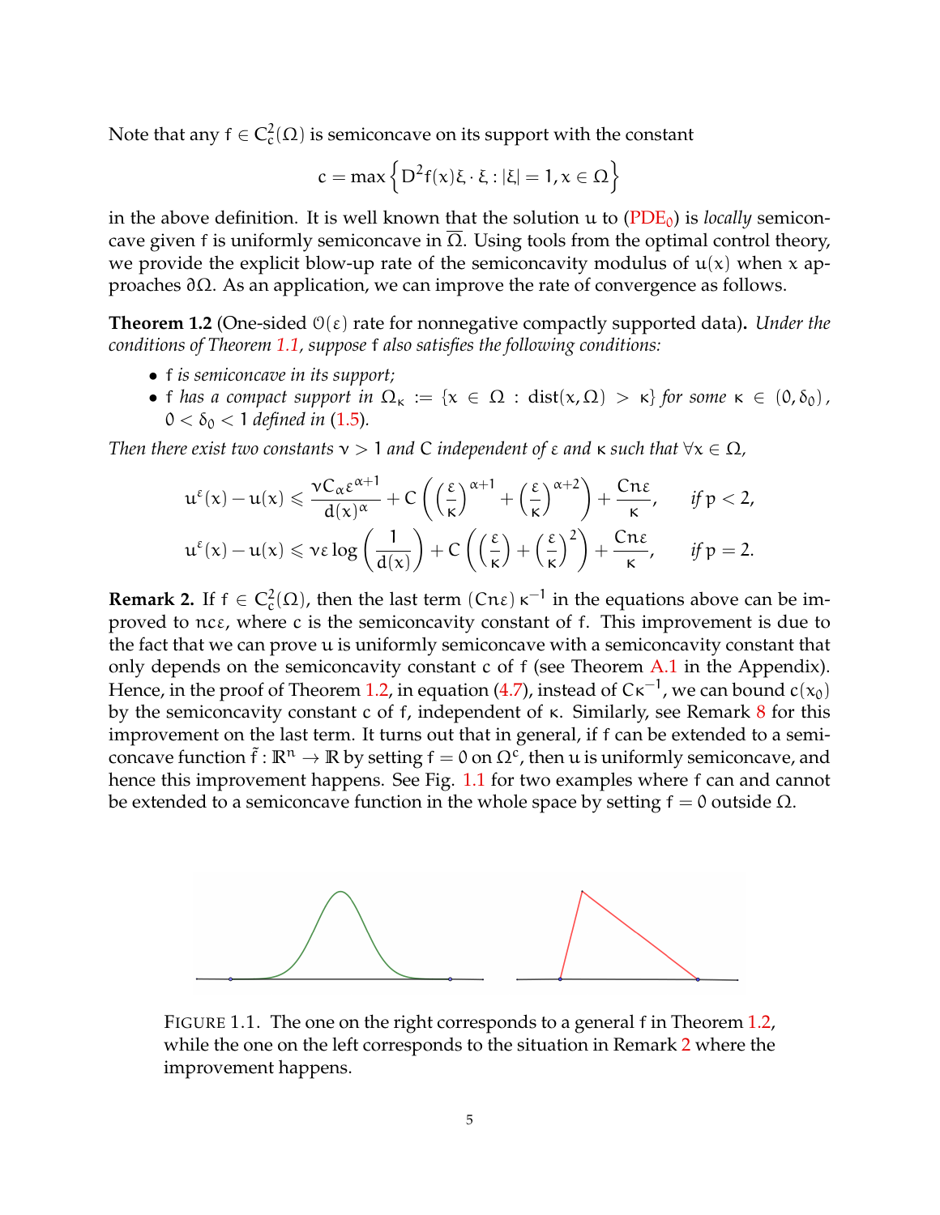Note that any $f \in C_c^2(\Omega)$ is semiconcave on its support with the constant

$$c = \max\left\{ D^2 f(x)\xi \cdot \xi : |\xi| = 1, x \in \Omega \right\}$$

in the above definition. It is well known that the solution $u$ to (PDE$_0$) is *locally* semiconcave given $f$ is uniformly semiconcave in $\overline{\Omega}$. Using tools from the optimal control theory, we provide the explicit blow-up rate of the semiconcavity modulus of $u(x)$ when $x$ approaches $\partial\Omega$. As an application, we can improve the rate of convergence as follows.

**Theorem 1.2** (One-sided $\mathcal{O}(\varepsilon)$ rate for nonnegative compactly supported data)**.** *Under the conditions of Theorem 1.1, suppose $f$ also satisfies the following conditions:*

- *$f$ is semiconcave in its support;*
- *$f$ has a compact support in $\Omega_\kappa := \{x \in \Omega : \mathrm{dist}(x, \Omega) > \kappa\}$ for some $\kappa \in (0, \delta_0)$, $0 < \delta_0 < 1$ defined in (1.5).*

*Then there exist two constants $\nu > 1$ and $C$ independent of $\varepsilon$ and $\kappa$ such that $\forall x \in \Omega$,*

$$u^\varepsilon(x) - u(x) \leqslant \frac{\nu C_\alpha \varepsilon^{\alpha+1}}{d(x)^\alpha} + C\left(\left(\frac{\varepsilon}{\kappa}\right)^{\alpha+1} + \left(\frac{\varepsilon}{\kappa}\right)^{\alpha+2}\right) + \frac{Cn\varepsilon}{\kappa}, \qquad \text{if } p < 2,$$

$$u^\varepsilon(x) - u(x) \leqslant \nu\varepsilon \log\left(\frac{1}{d(x)}\right) + C\left(\left(\frac{\varepsilon}{\kappa}\right) + \left(\frac{\varepsilon}{\kappa}\right)^2\right) + \frac{Cn\varepsilon}{\kappa}, \qquad \text{if } p = 2.$$

**Remark 2.** If $f \in C_c^2(\Omega)$, then the last term $(Cn\varepsilon)\,\kappa^{-1}$ in the equations above can be improved to $nc\varepsilon$, where $c$ is the semiconcavity constant of $f$. This improvement is due to the fact that we can prove $u$ is uniformly semiconcave with a semiconcavity constant that only depends on the semiconcavity constant $c$ of $f$ (see Theorem A.1 in the Appendix). Hence, in the proof of Theorem 1.2, in equation (4.7), instead of $C\kappa^{-1}$, we can bound $c(x_0)$ by the semiconcavity constant $c$ of $f$, independent of $\kappa$. Similarly, see Remark 8 for this improvement on the last term. It turns out that in general, if $f$ can be extended to a semiconcave function $\tilde{f} : \mathbb{R}^n \to \mathbb{R}$ by setting $f = 0$ on $\Omega^c$, then $u$ is uniformly semiconcave, and hence this improvement happens. See Fig. 1.1 for two examples where $f$ can and cannot be extended to a semiconcave function in the whole space by setting $f = 0$ outside $\Omega$.

FIGURE 1.1. The one on the right corresponds to a general $f$ in Theorem 1.2, while the one on the left corresponds to the situation in Remark 2 where the improvement happens.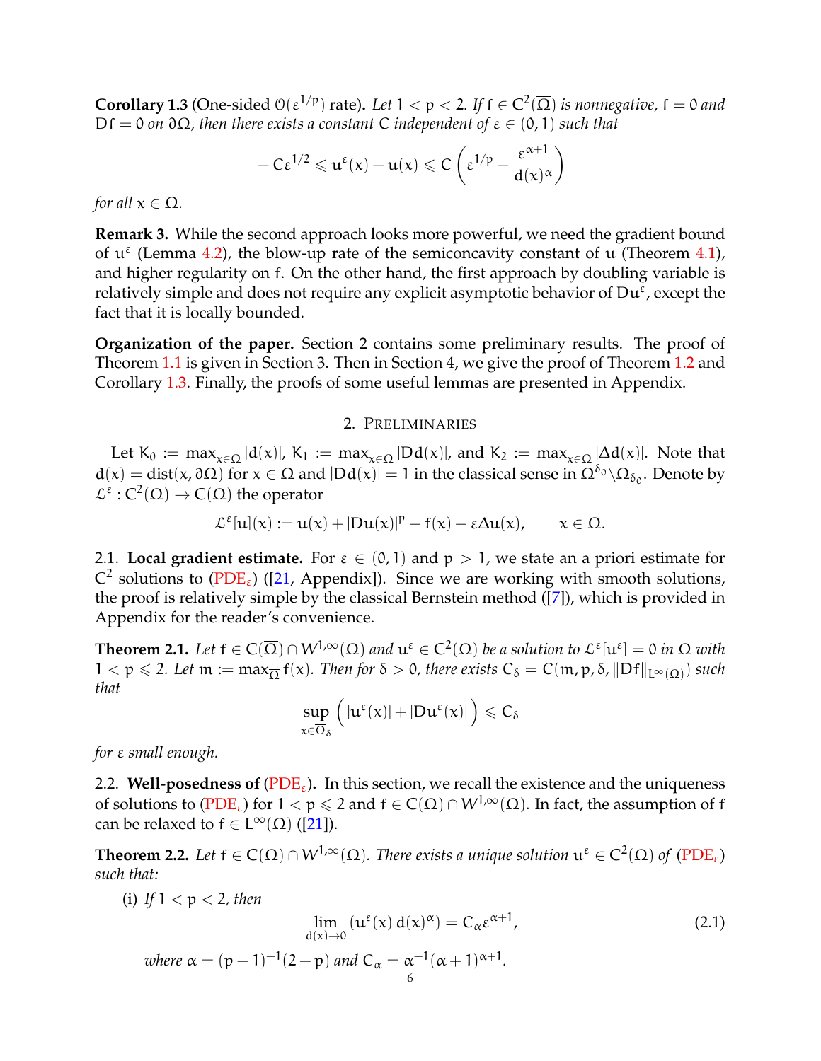**Corollary 1.3** (One-sided $\mathcal{O}(\varepsilon^{1/p})$ rate)**.** *Let $1 < p < 2$. If $f \in C^2(\overline{\Omega})$ is nonnegative, $f = 0$ and $Df = 0$ on $\partial\Omega$, then there exists a constant $C$ independent of $\varepsilon \in (0,1)$ such that*

$$-C\varepsilon^{1/2} \leqslant u^\varepsilon(x) - u(x) \leqslant C\left(\varepsilon^{1/p} + \frac{\varepsilon^{\alpha+1}}{d(x)^\alpha}\right)$$

*for all $x \in \Omega$.*

**Remark 3.** While the second approach looks more powerful, we need the gradient bound of $u^\varepsilon$ (Lemma 4.2), the blow-up rate of the semiconcavity constant of $u$ (Theorem 4.1), and higher regularity on $f$. On the other hand, the first approach by doubling variable is relatively simple and does not require any explicit asymptotic behavior of $Du^\varepsilon$, except the fact that it is locally bounded.

**Organization of the paper.** Section 2 contains some preliminary results. The proof of Theorem 1.1 is given in Section 3. Then in Section 4, we give the proof of Theorem 1.2 and Corollary 1.3. Finally, the proofs of some useful lemmas are presented in Appendix.

## 2. Preliminaries

Let $K_0 := \max_{x\in\overline{\Omega}} |d(x)|$, $K_1 := \max_{x\in\overline{\Omega}} |Dd(x)|$, and $K_2 := \max_{x\in\overline{\Omega}} |\Delta d(x)|$. Note that $d(x) = \mathrm{dist}(x, \partial\Omega)$ for $x \in \Omega$ and $|Dd(x)| = 1$ in the classical sense in $\Omega^{\delta_0}\backslash\Omega_{\delta_0}$. Denote by $\mathcal{L}^\varepsilon : C^2(\Omega) \to C(\Omega)$ the operator

$$\mathcal{L}^\varepsilon[u](x) := u(x) + |Du(x)|^p - f(x) - \varepsilon\Delta u(x), \qquad x \in \Omega.$$

2.1. **Local gradient estimate.** For $\varepsilon \in (0,1)$ and $p > 1$, we state an a priori estimate for $C^2$ solutions to (PDE$_\varepsilon$) ([21, Appendix]). Since we are working with smooth solutions, the proof is relatively simple by the classical Bernstein method ([7]), which is provided in Appendix for the reader's convenience.

**Theorem 2.1.** *Let $f \in C(\overline{\Omega}) \cap W^{1,\infty}(\Omega)$ and $u^\varepsilon \in C^2(\Omega)$ be a solution to $\mathcal{L}^\varepsilon[u^\varepsilon] = 0$ in $\Omega$ with $1 < p \leqslant 2$. Let $m := \max_{\overline{\Omega}} f(x)$. Then for $\delta > 0$, there exists $C_\delta = C(m, p, \delta, \|Df\|_{L^\infty(\Omega)})$ such that*

$$\sup_{x\in\overline{\Omega}_\delta} \Big(|u^\varepsilon(x)| + |Du^\varepsilon(x)|\Big) \leqslant C_\delta$$

*for $\varepsilon$ small enough.*

2.2. **Well-posedness of (PDE$_\varepsilon$).** In this section, we recall the existence and the uniqueness of solutions to (PDE$_\varepsilon$) for $1 < p \leqslant 2$ and $f \in C(\overline{\Omega}) \cap W^{1,\infty}(\Omega)$. In fact, the assumption of $f$ can be relaxed to $f \in L^\infty(\Omega)$ ([21]).

**Theorem 2.2.** *Let $f \in C(\overline{\Omega}) \cap W^{1,\infty}(\Omega)$. There exists a unique solution $u^\varepsilon \in C^2(\Omega)$ of (PDE$_\varepsilon$) such that:*

(i) *If $1 < p < 2$, then*

$$\lim_{d(x)\to 0} \left(u^\varepsilon(x)\, d(x)^\alpha\right) = C_\alpha \varepsilon^{\alpha+1}, \tag{2.1}$$

*where $\alpha = (p-1)^{-1}(2-p)$ and $C_\alpha = \alpha^{-1}(\alpha+1)^{\alpha+1}$.*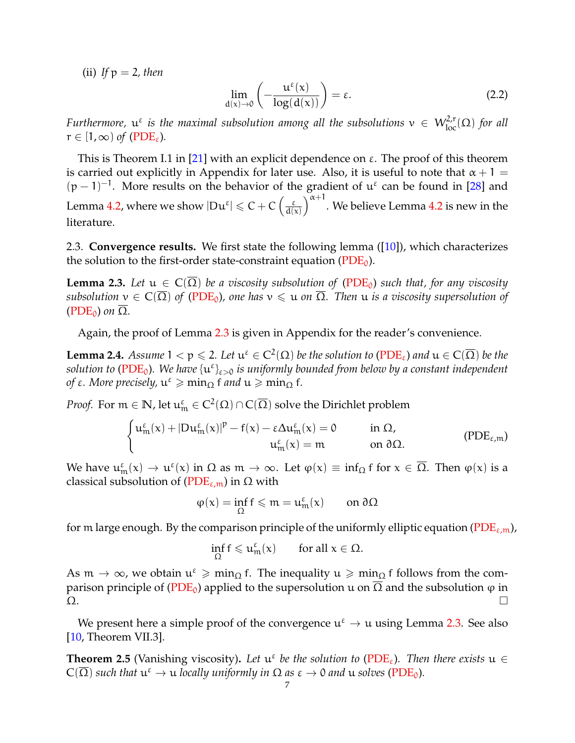(ii) *If* $p = 2$, *then*

$$\lim_{d(x)\to 0}\left(-\frac{u^\varepsilon(x)}{\log(d(x))}\right) = \varepsilon. \tag{2.2}$$

*Furthermore,* $u^\varepsilon$ *is the maximal subsolution among all the subsolutions* $v \in W^{2,r}_{\mathrm{loc}}(\Omega)$ *for all* $r \in [1,\infty)$ *of* (PDE$_\varepsilon$).

This is Theorem I.1 in [21] with an explicit dependence on $\varepsilon$. The proof of this theorem is carried out explicitly in Appendix for later use. Also, it is useful to note that $\alpha + 1 = (p-1)^{-1}$. More results on the behavior of the gradient of $u^\varepsilon$ can be found in [28] and Lemma 4.2, where we show $|Du^\varepsilon| \leqslant C + C\left(\frac{\varepsilon}{d(x)}\right)^{\alpha+1}$. We believe Lemma 4.2 is new in the literature.

## 2.3. Convergence results.

We first state the following lemma ([10]), which characterizes the solution to the first-order state-constraint equation (PDE$_0$).

**Lemma 2.3.** *Let* $u \in C(\overline{\Omega})$ *be a viscosity subsolution of* (PDE$_0$) *such that, for any viscosity subsolution* $v \in C(\overline{\Omega})$ *of* (PDE$_0$), *one has* $v \leqslant u$ *on* $\overline{\Omega}$. *Then* $u$ *is a viscosity supersolution of* (PDE$_0$) *on* $\overline{\Omega}$.

Again, the proof of Lemma 2.3 is given in Appendix for the reader's convenience.

**Lemma 2.4.** *Assume* $1 < p \leqslant 2$. *Let* $u^\varepsilon \in C^2(\Omega)$ *be the solution to* (PDE$_\varepsilon$) *and* $u \in C(\overline{\Omega})$ *be the solution to* (PDE$_0$). *We have* $\{u^\varepsilon\}_{\varepsilon>0}$ *is uniformly bounded from below by a constant independent of* $\varepsilon$. *More precisely,* $u^\varepsilon \geqslant \min_\Omega f$ *and* $u \geqslant \min_\Omega f$.

*Proof.* For $m \in \mathbb{N}$, let $u^\varepsilon_m \in C^2(\Omega) \cap C(\overline{\Omega})$ solve the Dirichlet problem

$$\begin{cases} u^\varepsilon_m(x) + |Du^\varepsilon_m(x)|^p - f(x) - \varepsilon\Delta u^\varepsilon_m(x) = 0 & \text{in } \Omega, \\ u^\varepsilon_m(x) = m & \text{on } \partial\Omega. \end{cases} \tag{PDE$_{\varepsilon,m}$}$$

We have $u^\varepsilon_m(x) \to u^\varepsilon(x)$ in $\Omega$ as $m \to \infty$. Let $\varphi(x) \equiv \inf_\Omega f$ for $x \in \overline{\Omega}$. Then $\varphi(x)$ is a classical subsolution of (PDE$_{\varepsilon,m}$) in $\Omega$ with

$$\varphi(x) = \inf_\Omega f \leqslant m = u^\varepsilon_m(x) \qquad \text{on } \partial\Omega$$

for $m$ large enough. By the comparison principle of the uniformly elliptic equation (PDE$_{\varepsilon,m}$),

$$\inf_\Omega f \leqslant u^\varepsilon_m(x) \qquad \text{for all } x \in \Omega.$$

As $m \to \infty$, we obtain $u^\varepsilon \geqslant \min_\Omega f$. The inequality $u \geqslant \min_\Omega f$ follows from the comparison principle of (PDE$_0$) applied to the supersolution $u$ on $\overline{\Omega}$ and the subsolution $\varphi$ in $\Omega$. $\square$

We present here a simple proof of the convergence $u^\varepsilon \to u$ using Lemma 2.3. See also [10, Theorem VII.3].

**Theorem 2.5** (Vanishing viscosity)**.** *Let* $u^\varepsilon$ *be the solution to* (PDE$_\varepsilon$). *Then there exists* $u \in C(\overline{\Omega})$ *such that* $u^\varepsilon \to u$ *locally uniformly in* $\Omega$ *as* $\varepsilon \to 0$ *and* $u$ *solves* (PDE$_0$).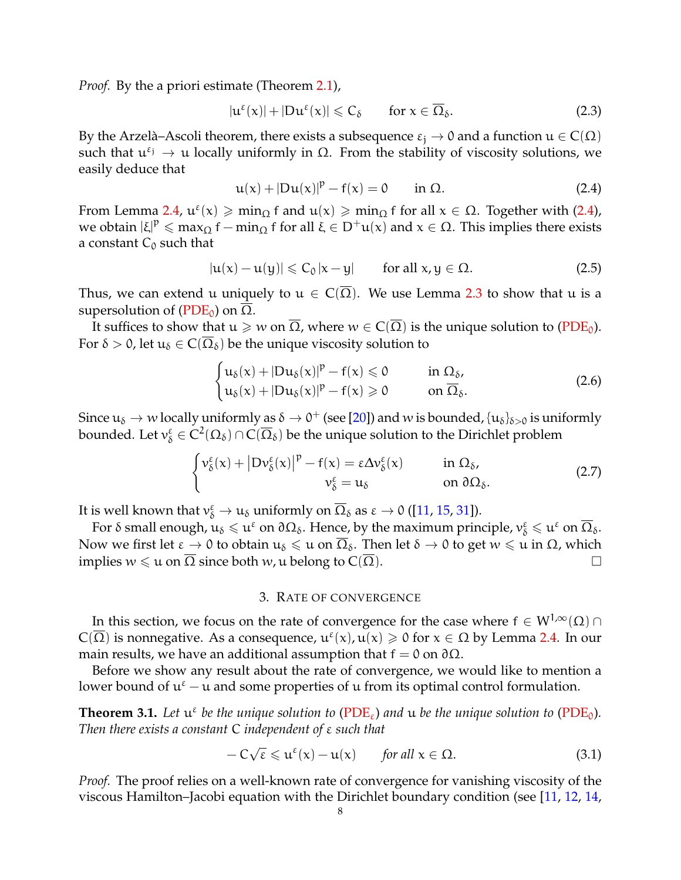*Proof.* By the a priori estimate (Theorem 2.1),

$$|u^\varepsilon(x)| + |Du^\varepsilon(x)| \leqslant C_\delta \qquad \text{for } x \in \overline{\Omega}_\delta. \tag{2.3}$$

By the Arzelà–Ascoli theorem, there exists a subsequence $\varepsilon_j \to 0$ and a function $u \in C(\Omega)$ such that $u^{\varepsilon_j} \to u$ locally uniformly in $\Omega$. From the stability of viscosity solutions, we easily deduce that

$$u(x) + |Du(x)|^p - f(x) = 0 \qquad \text{in } \Omega. \tag{2.4}$$

From Lemma 2.4, $u^\varepsilon(x) \geqslant \min_\Omega f$ and $u(x) \geqslant \min_\Omega f$ for all $x \in \Omega$. Together with (2.4), we obtain $|\xi|^p \leqslant \max_\Omega f - \min_\Omega f$ for all $\xi \in D^+u(x)$ and $x \in \Omega$. This implies there exists a constant $C_0$ such that

$$|u(x) - u(y)| \leqslant C_0 |x - y| \qquad \text{for all } x, y \in \Omega. \tag{2.5}$$

Thus, we can extend $u$ uniquely to $u \in C(\overline{\Omega})$. We use Lemma 2.3 to show that $u$ is a supersolution of (PDE$_0$) on $\overline{\Omega}$.

It suffices to show that $u \geqslant w$ on $\overline{\Omega}$, where $w \in C(\overline{\Omega})$ is the unique solution to (PDE$_0$). For $\delta > 0$, let $u_\delta \in C(\overline{\Omega}_\delta)$ be the unique viscosity solution to

$$\begin{cases} u_\delta(x) + |Du_\delta(x)|^p - f(x) \leqslant 0 & \text{in } \Omega_\delta, \\ u_\delta(x) + |Du_\delta(x)|^p - f(x) \geqslant 0 & \text{on } \overline{\Omega}_\delta. \end{cases} \tag{2.6}$$

Since $u_\delta \to w$ locally uniformly as $\delta \to 0^+$ (see [20]) and $w$ is bounded, $\{u_\delta\}_{\delta>0}$ is uniformly bounded. Let $v_\delta^\varepsilon \in C^2(\Omega_\delta) \cap C(\overline{\Omega}_\delta)$ be the unique solution to the Dirichlet problem

$$\begin{cases} v_\delta^\varepsilon(x) + \left|Dv_\delta^\varepsilon(x)\right|^p - f(x) = \varepsilon \Delta v_\delta^\varepsilon(x) & \text{in } \Omega_\delta, \\ v_\delta^\varepsilon = u_\delta & \text{on } \partial\Omega_\delta. \end{cases} \tag{2.7}$$

It is well known that $v_\delta^\varepsilon \to u_\delta$ uniformly on $\overline{\Omega}_\delta$ as $\varepsilon \to 0$ ([11, 15, 31]).

For $\delta$ small enough, $u_\delta \leqslant u^\varepsilon$ on $\partial\Omega_\delta$. Hence, by the maximum principle, $v_\delta^\varepsilon \leqslant u^\varepsilon$ on $\overline{\Omega}_\delta$. Now we first let $\varepsilon \to 0$ to obtain $u_\delta \leqslant u$ on $\overline{\Omega}_\delta$. Then let $\delta \to 0$ to get $w \leqslant u$ in $\Omega$, which implies $w \leqslant u$ on $\overline{\Omega}$ since both $w, u$ belong to $C(\overline{\Omega})$. ◻

## 3. Rate of convergence

In this section, we focus on the rate of convergence for the case where $f \in W^{1,\infty}(\Omega) \cap C(\overline{\Omega})$ is nonnegative. As a consequence, $u^\varepsilon(x), u(x) \geqslant 0$ for $x \in \Omega$ by Lemma 2.4. In our main results, we have an additional assumption that $f = 0$ on $\partial\Omega$.

Before we show any result about the rate of convergence, we would like to mention a lower bound of $u^\varepsilon - u$ and some properties of $u$ from its optimal control formulation.

**Theorem 3.1.** *Let $u^\varepsilon$ be the unique solution to (PDE$_\varepsilon$) and $u$ be the unique solution to (PDE$_0$). Then there exists a constant $C$ independent of $\varepsilon$ such that*

$$-C\sqrt{\varepsilon} \leqslant u^\varepsilon(x) - u(x) \qquad \textit{for all } x \in \Omega. \tag{3.1}$$

*Proof.* The proof relies on a well-known rate of convergence for vanishing viscosity of the viscous Hamilton–Jacobi equation with the Dirichlet boundary condition (see [11, 12, 14,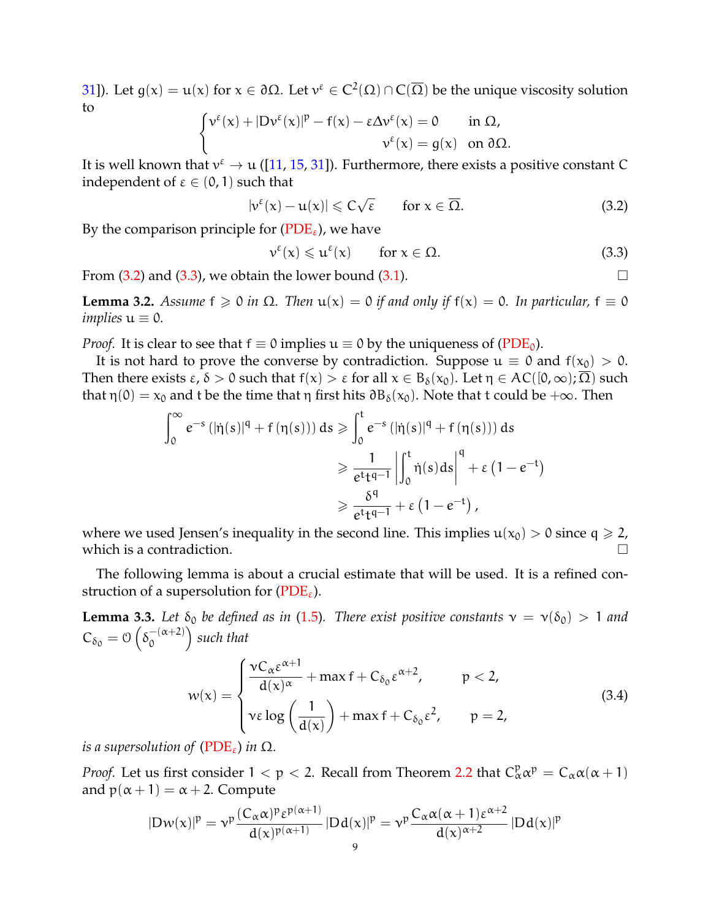31]). Let $g(x) = u(x)$ for $x \in \partial\Omega$. Let $v^\varepsilon \in C^2(\Omega) \cap C(\overline{\Omega})$ be the unique viscosity solution to

$$\begin{cases} v^\varepsilon(x) + |Dv^\varepsilon(x)|^p - f(x) - \varepsilon\Delta v^\varepsilon(x) = 0 & \text{in } \Omega, \\ v^\varepsilon(x) = g(x) & \text{on } \partial\Omega. \end{cases}$$

It is well known that $v^\varepsilon \to u$ ([11, 15, 31]). Furthermore, there exists a positive constant $C$ independent of $\varepsilon \in (0,1)$ such that

$$|v^\varepsilon(x) - u(x)| \leqslant C\sqrt{\varepsilon} \qquad \text{for } x \in \overline{\Omega}. \tag{3.2}$$

By the comparison principle for (PDE$_\varepsilon$), we have

$$v^\varepsilon(x) \leqslant u^\varepsilon(x) \qquad \text{for } x \in \Omega. \tag{3.3}$$

From (3.2) and (3.3), we obtain the lower bound (3.1). $\square$

**Lemma 3.2.** *Assume $f \geqslant 0$ in $\Omega$. Then $u(x) = 0$ if and only if $f(x) = 0$. In particular, $f \equiv 0$ implies $u \equiv 0$.*

*Proof.* It is clear to see that $f \equiv 0$ implies $u \equiv 0$ by the uniqueness of (PDE$_0$).

It is not hard to prove the converse by contradiction. Suppose $u \equiv 0$ and $f(x_0) > 0$. Then there exists $\varepsilon, \delta > 0$ such that $f(x) > \varepsilon$ for all $x \in B_\delta(x_0)$. Let $\eta \in AC([0,\infty); \overline{\Omega})$ such that $\eta(0) = x_0$ and $t$ be the time that $\eta$ first hits $\partial B_\delta(x_0)$. Note that $t$ could be $+\infty$. Then

$$\begin{aligned} \int_0^\infty e^{-s}\left(|\dot{\eta}(s)|^q + f(\eta(s))\right) ds &\geqslant \int_0^t e^{-s}\left(|\dot{\eta}(s)|^q + f(\eta(s))\right) ds \\ &\geqslant \frac{1}{e^t t^{q-1}}\left|\int_0^t \dot{\eta}(s)ds\right|^q + \varepsilon\left(1 - e^{-t}\right) \\ &\geqslant \frac{\delta^q}{e^t t^{q-1}} + \varepsilon\left(1 - e^{-t}\right), \end{aligned}$$

where we used Jensen's inequality in the second line. This implies $u(x_0) > 0$ since $q \geqslant 2$, which is a contradiction. $\square$

The following lemma is about a crucial estimate that will be used. It is a refined construction of a supersolution for (PDE$_\varepsilon$).

**Lemma 3.3.** *Let $\delta_0$ be defined as in (1.5). There exist positive constants $\nu = \nu(\delta_0) > 1$ and $C_{\delta_0} = \mathcal{O}\left(\delta_0^{-(\alpha+2)}\right)$ such that*

$$w(x) = \begin{cases} \dfrac{\nu C_\alpha \varepsilon^{\alpha+1}}{d(x)^\alpha} + \max f + C_{\delta_0}\varepsilon^{\alpha+2}, & p < 2, \\[2ex] \nu\varepsilon \log\left(\dfrac{1}{d(x)}\right) + \max f + C_{\delta_0}\varepsilon^2, & p = 2, \end{cases} \tag{3.4}$$

*is a supersolution of (PDE$_\varepsilon$) in $\Omega$.*

*Proof.* Let us first consider $1 < p < 2$. Recall from Theorem 2.2 that $C_\alpha^p \alpha^p = C_\alpha \alpha(\alpha+1)$ and $p(\alpha+1) = \alpha+2$. Compute

$$|Dw(x)|^p = \nu^p \frac{(C_\alpha \alpha)^p \varepsilon^{p(\alpha+1)}}{d(x)^{p(\alpha+1)}}|Dd(x)|^p = \nu^p \frac{C_\alpha \alpha(\alpha+1)\varepsilon^{\alpha+2}}{d(x)^{\alpha+2}}|Dd(x)|^p$$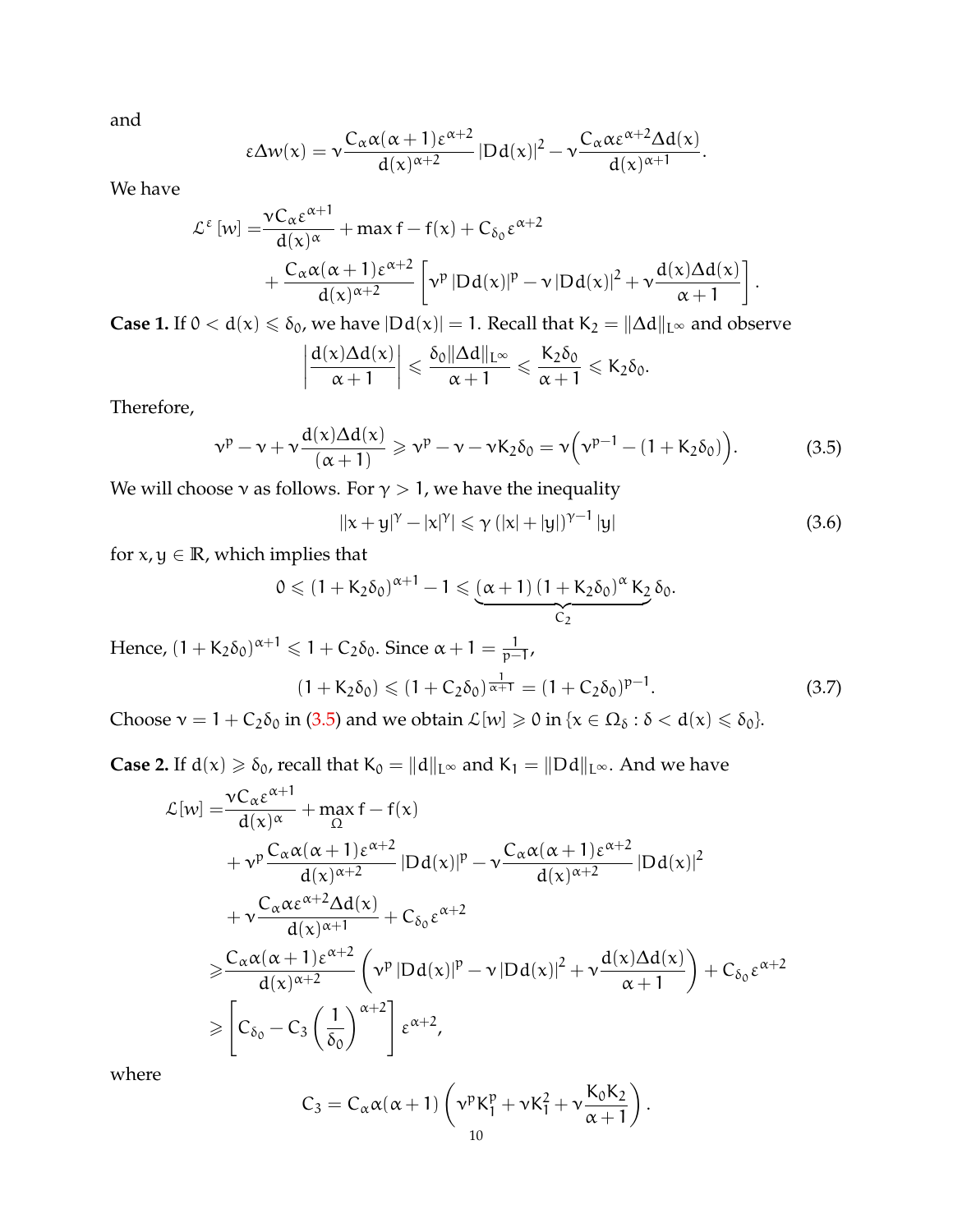and

$$\varepsilon \Delta w(x) = \nu \frac{C_\alpha \alpha(\alpha+1)\varepsilon^{\alpha+2}}{d(x)^{\alpha+2}} |Dd(x)|^2 - \nu \frac{C_\alpha \alpha \varepsilon^{\alpha+2} \Delta d(x)}{d(x)^{\alpha+1}}.$$

We have

$$\begin{aligned}
\mathcal{L}^\varepsilon [w] =& \frac{\nu C_\alpha \varepsilon^{\alpha+1}}{d(x)^\alpha} + \max f - f(x) + C_{\delta_0} \varepsilon^{\alpha+2} \\
&+ \frac{C_\alpha \alpha(\alpha+1)\varepsilon^{\alpha+2}}{d(x)^{\alpha+2}} \left[ \nu^p |Dd(x)|^p - \nu |Dd(x)|^2 + \nu \frac{d(x)\Delta d(x)}{\alpha+1} \right].
\end{aligned}$$

**Case 1.** If $0 < d(x) \leqslant \delta_0$, we have $|Dd(x)| = 1$. Recall that $K_2 = \|\Delta d\|_{L^\infty}$ and observe

$$\left| \frac{d(x)\Delta d(x)}{\alpha+1} \right| \leqslant \frac{\delta_0 \|\Delta d\|_{L^\infty}}{\alpha+1} \leqslant \frac{K_2 \delta_0}{\alpha+1} \leqslant K_2 \delta_0.$$

Therefore,

$$\nu^p - \nu + \nu \frac{d(x)\Delta d(x)}{(\alpha+1)} \geqslant \nu^p - \nu - \nu K_2 \delta_0 = \nu \Big( \nu^{p-1} - (1 + K_2 \delta_0) \Big). \tag{3.5}$$

We will choose $\nu$ as follows. For $\gamma > 1$, we have the inequality

$$||x+y|^\gamma - |x|^\gamma| \leqslant \gamma \left(|x| + |y|\right)^{\gamma-1} |y| \tag{3.6}$$

for $x, y \in \mathbb{R}$, which implies that

$$0 \leqslant (1 + K_2\delta_0)^{\alpha+1} - 1 \leqslant \underbrace{(\alpha+1)\,(1+K_2\delta_0)^\alpha\, K_2}_{C_2} \delta_0.$$

Hence, $(1 + K_2\delta_0)^{\alpha+1} \leqslant 1 + C_2\delta_0$. Since $\alpha + 1 = \frac{1}{p-1}$,

$$(1 + K_2\delta_0) \leqslant (1 + C_2\delta_0)^{\frac{1}{\alpha+1}} = (1 + C_2\delta_0)^{p-1}. \tag{3.7}$$

Choose $\nu = 1 + C_2\delta_0$ in (3.5) and we obtain $\mathcal{L}[w] \geqslant 0$ in $\{x \in \Omega_\delta : \delta < d(x) \leqslant \delta_0\}$.

**Case 2.** If $d(x) \geqslant \delta_0$, recall that $K_0 = \|d\|_{L^\infty}$ and $K_1 = \|Dd\|_{L^\infty}$. And we have

$$\begin{aligned}
\mathcal{L}[w] =& \frac{\nu C_\alpha \varepsilon^{\alpha+1}}{d(x)^\alpha} + \max_\Omega f - f(x) \\
&+ \nu^p \frac{C_\alpha \alpha(\alpha+1)\varepsilon^{\alpha+2}}{d(x)^{\alpha+2}} |Dd(x)|^p - \nu \frac{C_\alpha \alpha(\alpha+1)\varepsilon^{\alpha+2}}{d(x)^{\alpha+2}} |Dd(x)|^2 \\
&+ \nu \frac{C_\alpha \alpha \varepsilon^{\alpha+2} \Delta d(x)}{d(x)^{\alpha+1}} + C_{\delta_0} \varepsilon^{\alpha+2} \\
\geqslant& \frac{C_\alpha \alpha(\alpha+1)\varepsilon^{\alpha+2}}{d(x)^{\alpha+2}} \left( \nu^p |Dd(x)|^p - \nu |Dd(x)|^2 + \nu \frac{d(x)\Delta d(x)}{\alpha+1} \right) + C_{\delta_0} \varepsilon^{\alpha+2} \\
\geqslant& \left[ C_{\delta_0} - C_3 \left( \frac{1}{\delta_0} \right)^{\alpha+2} \right] \varepsilon^{\alpha+2},
\end{aligned}$$

where

$$C_3 = C_\alpha \alpha(\alpha+1) \left( \nu^p K_1^p + \nu K_1^2 + \nu \frac{K_0 K_2}{\alpha+1} \right).$$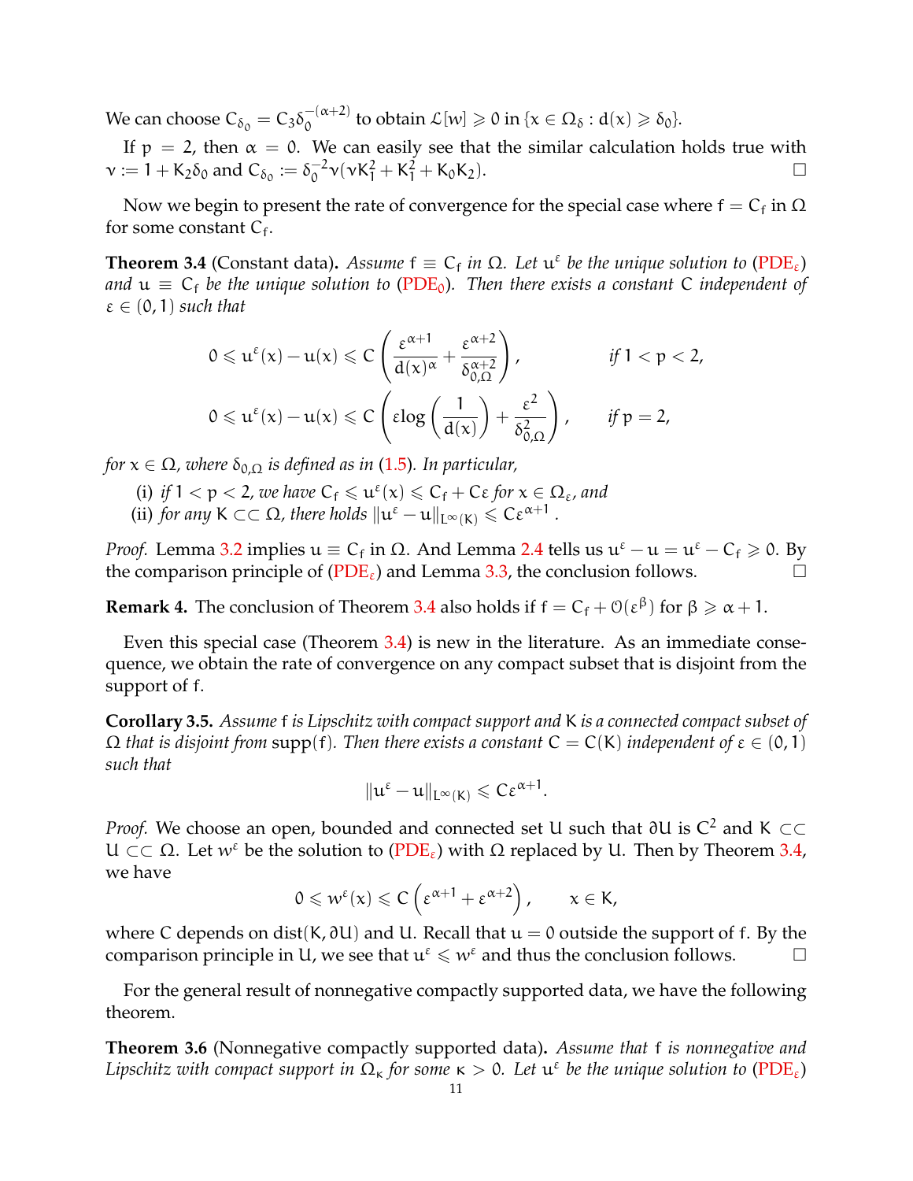We can choose $C_{\delta_0} = C_3\delta_0^{-(\alpha+2)}$ to obtain $\mathcal{L}[w] \geqslant 0$ in $\{x \in \Omega_\delta : d(x) \geqslant \delta_0\}$.

If $p = 2$, then $\alpha = 0$. We can easily see that the similar calculation holds true with $\nu := 1 + K_2\delta_0$ and $C_{\delta_0} := \delta_0^{-2}\nu(\nu K_1^2 + K_1^2 + K_0K_2)$. ∎

Now we begin to present the rate of convergence for the special case where $f = C_f$ in $\Omega$ for some constant $C_f$.

**Theorem 3.4** (Constant data)**.** *Assume $f \equiv C_f$ in $\Omega$. Let $u^\varepsilon$ be the unique solution to (PDE$_\varepsilon$) and $u \equiv C_f$ be the unique solution to (PDE$_0$). Then there exists a constant $C$ independent of $\varepsilon \in (0,1)$ such that*

$$0 \leqslant u^\varepsilon(x) - u(x) \leqslant C\left(\frac{\varepsilon^{\alpha+1}}{d(x)^\alpha} + \frac{\varepsilon^{\alpha+2}}{\delta_{0,\Omega}^{\alpha+2}}\right), \qquad \text{if } 1 < p < 2,$$

$$0 \leqslant u^\varepsilon(x) - u(x) \leqslant C\left(\varepsilon \log\left(\frac{1}{d(x)}\right) + \frac{\varepsilon^2}{\delta_{0,\Omega}^2}\right), \qquad \text{if } p = 2,$$

*for $x \in \Omega$, where $\delta_{0,\Omega}$ is defined as in (1.5). In particular,*

(i) *if $1 < p < 2$, we have $C_f \leqslant u^\varepsilon(x) \leqslant C_f + C\varepsilon$ for $x \in \Omega_\varepsilon$, and*
(ii) *for any $K \subset\subset \Omega$, there holds $\|u^\varepsilon - u\|_{L^\infty(K)} \leqslant C\varepsilon^{\alpha+1}$.*

*Proof.* Lemma 3.2 implies $u \equiv C_f$ in $\Omega$. And Lemma 2.4 tells us $u^\varepsilon - u = u^\varepsilon - C_f \geqslant 0$. By the comparison principle of (PDE$_\varepsilon$) and Lemma 3.3, the conclusion follows. ∎

**Remark 4.** The conclusion of Theorem 3.4 also holds if $f = C_f + \mathcal{O}(\varepsilon^\beta)$ for $\beta \geqslant \alpha + 1$.

Even this special case (Theorem 3.4) is new in the literature. As an immediate consequence, we obtain the rate of convergence on any compact subset that is disjoint from the support of $f$.

**Corollary 3.5.** *Assume $f$ is Lipschitz with compact support and $K$ is a connected compact subset of $\Omega$ that is disjoint from* $\mathrm{supp}(f)$. *Then there exists a constant $C = C(K)$ independent of $\varepsilon \in (0,1)$ such that*

$$\|u^\varepsilon - u\|_{L^\infty(K)} \leqslant C\varepsilon^{\alpha+1}.$$

*Proof.* We choose an open, bounded and connected set $U$ such that $\partial U$ is $C^2$ and $K \subset\subset U \subset\subset \Omega$. Let $w^\varepsilon$ be the solution to (PDE$_\varepsilon$) with $\Omega$ replaced by $U$. Then by Theorem 3.4, we have

$$0 \leqslant w^\varepsilon(x) \leqslant C\left(\varepsilon^{\alpha+1} + \varepsilon^{\alpha+2}\right), \qquad x \in K,$$

where $C$ depends on $\mathrm{dist}(K, \partial U)$ and $U$. Recall that $u = 0$ outside the support of $f$. By the comparison principle in $U$, we see that $u^\varepsilon \leqslant w^\varepsilon$ and thus the conclusion follows. ∎

For the general result of nonnegative compactly supported data, we have the following theorem.

**Theorem 3.6** (Nonnegative compactly supported data)**.** *Assume that $f$ is nonnegative and Lipschitz with compact support in $\Omega_\kappa$ for some $\kappa > 0$. Let $u^\varepsilon$ be the unique solution to (PDE$_\varepsilon$)*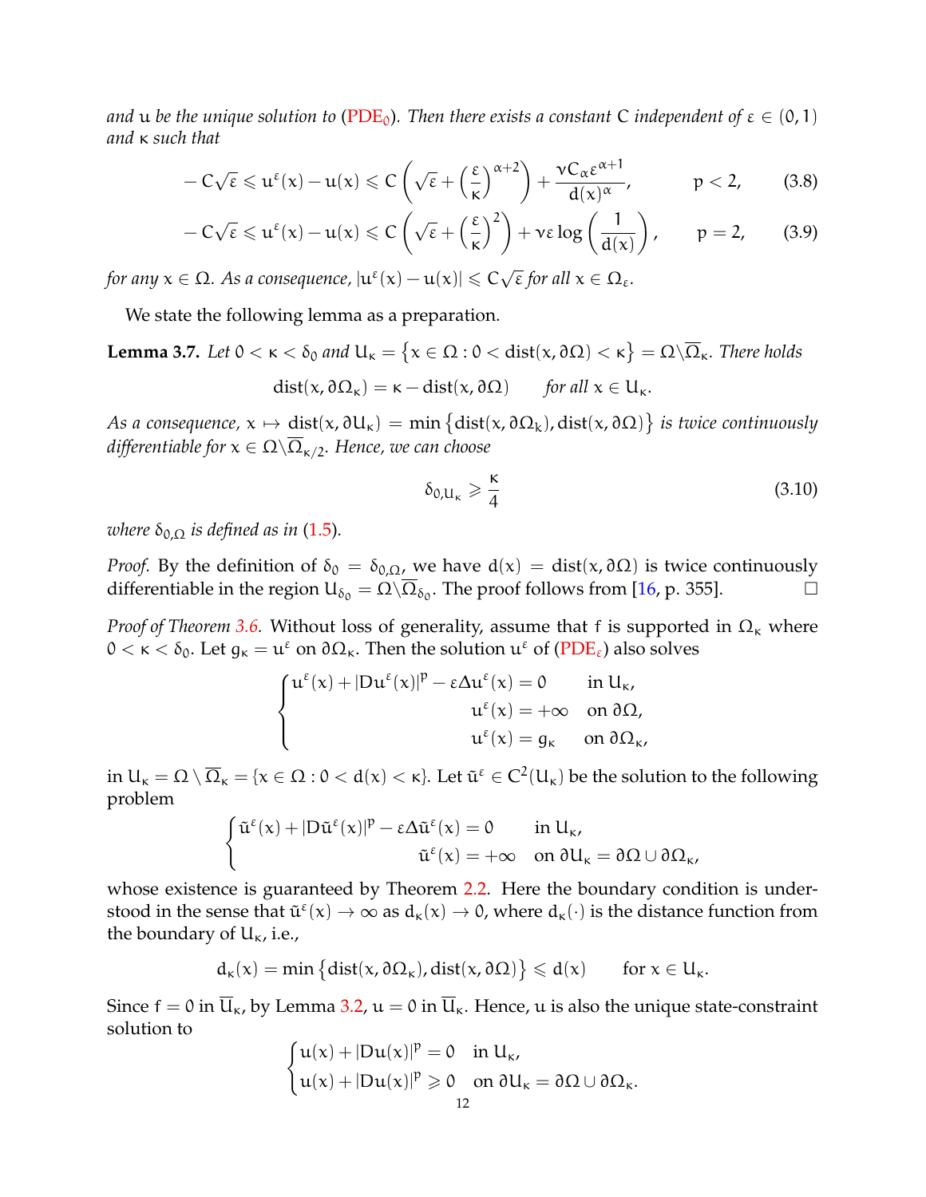*and $u$ be the unique solution to* (PDE$_0$)*. Then there exists a constant $C$ independent of $\varepsilon \in (0,1)$ and $\kappa$ such that*

$$-C\sqrt{\varepsilon} \leqslant u^{\varepsilon}(x) - u(x) \leqslant C\left(\sqrt{\varepsilon} + \left(\frac{\varepsilon}{\kappa}\right)^{\alpha+2}\right) + \frac{\nu C_{\alpha}\varepsilon^{\alpha+1}}{d(x)^{\alpha}}, \qquad p<2, \tag{3.8}$$

$$-C\sqrt{\varepsilon} \leqslant u^{\varepsilon}(x) - u(x) \leqslant C\left(\sqrt{\varepsilon} + \left(\frac{\varepsilon}{\kappa}\right)^{2}\right) + \nu\varepsilon\log\left(\frac{1}{d(x)}\right), \qquad p=2, \tag{3.9}$$

*for any $x \in \Omega$. As a consequence, $|u^{\varepsilon}(x) - u(x)| \leqslant C\sqrt{\varepsilon}$ for all $x \in \Omega_{\varepsilon}$.*

We state the following lemma as a preparation.

**Lemma 3.7.** *Let $0 < \kappa < \delta_0$ and $U_{\kappa} = \{x \in \Omega : 0 < \mathrm{dist}(x, \partial\Omega) < \kappa\} = \Omega \backslash \overline{\Omega}_{\kappa}$. There holds*

$$\mathrm{dist}(x, \partial\Omega_{\kappa}) = \kappa - \mathrm{dist}(x, \partial\Omega) \qquad \text{for all } x \in U_{\kappa}.$$

*As a consequence, $x \mapsto \mathrm{dist}(x, \partial U_{\kappa}) = \min\{\mathrm{dist}(x, \partial\Omega_{\kappa}), \mathrm{dist}(x, \partial\Omega)\}$ is twice continuously differentiable for $x \in \Omega \backslash \overline{\Omega}_{\kappa/2}$. Hence, we can choose*

$$\delta_{0,U_{\kappa}} \geqslant \frac{\kappa}{4} \tag{3.10}$$

*where $\delta_{0,\Omega}$ is defined as in* (1.5)*.*

*Proof.* By the definition of $\delta_0 = \delta_{0,\Omega}$, we have $d(x) = \mathrm{dist}(x, \partial\Omega)$ is twice continuously differentiable in the region $U_{\delta_0} = \Omega \backslash \overline{\Omega}_{\delta_0}$. The proof follows from [16, p. 355]. □

*Proof of Theorem 3.6.* Without loss of generality, assume that $f$ is supported in $\Omega_{\kappa}$ where $0 < \kappa < \delta_0$. Let $g_{\kappa} = u^{\varepsilon}$ on $\partial\Omega_{\kappa}$. Then the solution $u^{\varepsilon}$ of (PDE$_{\varepsilon}$) also solves

$$\begin{cases} u^{\varepsilon}(x) + |Du^{\varepsilon}(x)|^p - \varepsilon\Delta u^{\varepsilon}(x) = 0 & \text{in } U_{\kappa}, \\ u^{\varepsilon}(x) = +\infty & \text{on } \partial\Omega, \\ u^{\varepsilon}(x) = g_{\kappa} & \text{on } \partial\Omega_{\kappa}, \end{cases}$$

in $U_{\kappa} = \Omega \setminus \overline{\Omega}_{\kappa} = \{x \in \Omega : 0 < d(x) < \kappa\}$. Let $\tilde{u}^{\varepsilon} \in C^2(U_{\kappa})$ be the solution to the following problem

$$\begin{cases} \tilde{u}^{\varepsilon}(x) + |D\tilde{u}^{\varepsilon}(x)|^p - \varepsilon\Delta\tilde{u}^{\varepsilon}(x) = 0 & \text{in } U_{\kappa}, \\ \tilde{u}^{\varepsilon}(x) = +\infty & \text{on } \partial U_{\kappa} = \partial\Omega \cup \partial\Omega_{\kappa}, \end{cases}$$

whose existence is guaranteed by Theorem 2.2. Here the boundary condition is understood in the sense that $\tilde{u}^{\varepsilon}(x) \to \infty$ as $d_{\kappa}(x) \to 0$, where $d_{\kappa}(\cdot)$ is the distance function from the boundary of $U_{\kappa}$, i.e.,

$$d_{\kappa}(x) = \min\{\mathrm{dist}(x, \partial\Omega_{\kappa}), \mathrm{dist}(x, \partial\Omega)\} \leqslant d(x) \qquad \text{for } x \in U_{\kappa}.$$

Since $f = 0$ in $\overline{U}_{\kappa}$, by Lemma 3.2, $u = 0$ in $\overline{U}_{\kappa}$. Hence, $u$ is also the unique state-constraint solution to

$$\begin{cases} u(x) + |Du(x)|^p = 0 & \text{in } U_{\kappa}, \\ u(x) + |Du(x)|^p \geqslant 0 & \text{on } \partial U_{\kappa} = \partial\Omega \cup \partial\Omega_{\kappa}. \end{cases}$$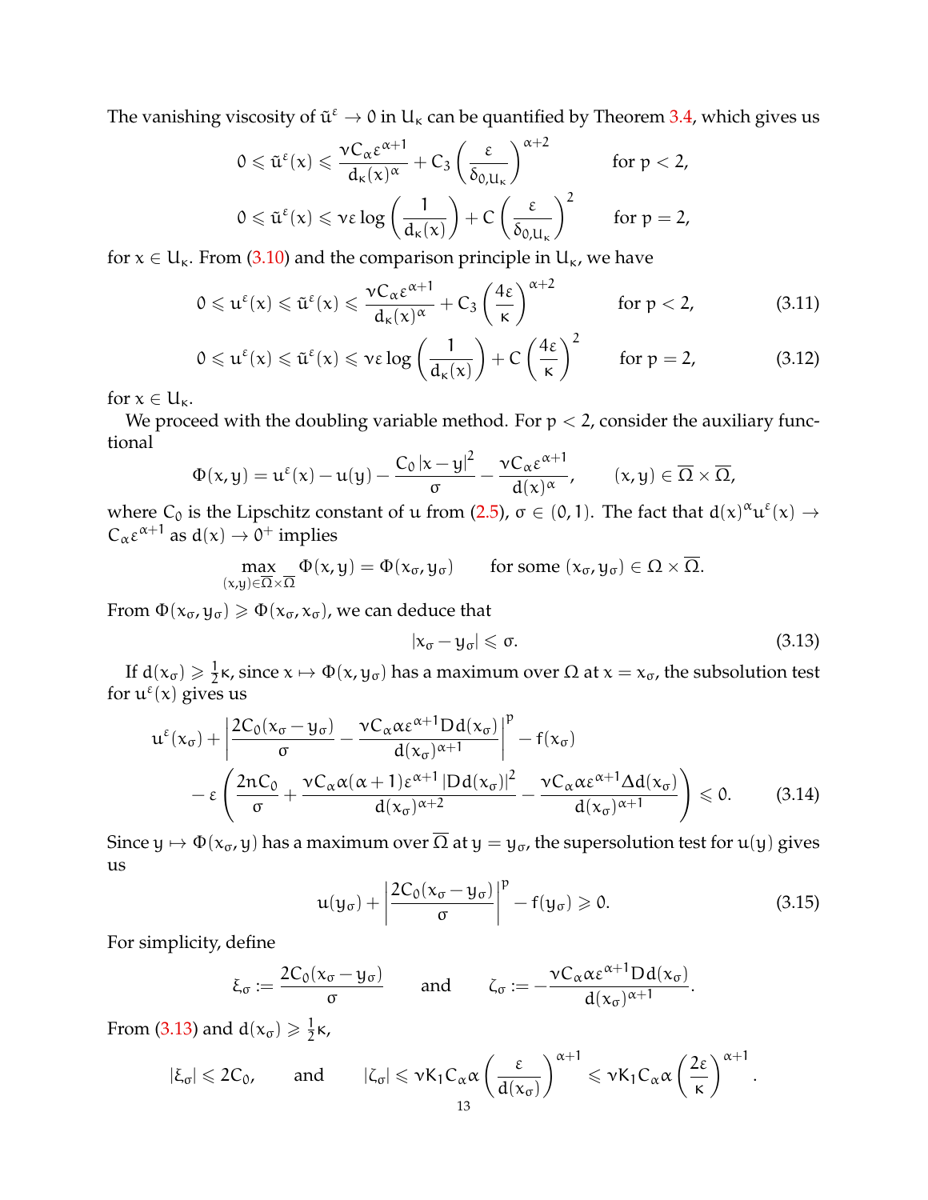The vanishing viscosity of $\tilde{u}^\varepsilon \to 0$ in $U_\kappa$ can be quantified by Theorem 3.4, which gives us

$$0 \leqslant \tilde{u}^\varepsilon(x) \leqslant \frac{\nu C_\alpha \varepsilon^{\alpha+1}}{d_\kappa(x)^\alpha} + C_3 \left(\frac{\varepsilon}{\delta_{0,U_\kappa}}\right)^{\alpha+2} \qquad \text{for } p < 2,$$

$$0 \leqslant \tilde{u}^\varepsilon(x) \leqslant \nu\varepsilon \log\left(\frac{1}{d_\kappa(x)}\right) + C\left(\frac{\varepsilon}{\delta_{0,U_\kappa}}\right)^2 \qquad \text{for } p = 2,$$

for $x \in U_\kappa$. From (3.10) and the comparison principle in $U_\kappa$, we have

$$0 \leqslant u^\varepsilon(x) \leqslant \tilde{u}^\varepsilon(x) \leqslant \frac{\nu C_\alpha \varepsilon^{\alpha+1}}{d_\kappa(x)^\alpha} + C_3\left(\frac{4\varepsilon}{\kappa}\right)^{\alpha+2} \qquad \text{for } p < 2, \tag{3.11}$$

$$0 \leqslant u^\varepsilon(x) \leqslant \tilde{u}^\varepsilon(x) \leqslant \nu\varepsilon \log\left(\frac{1}{d_\kappa(x)}\right) + C\left(\frac{4\varepsilon}{\kappa}\right)^2 \qquad \text{for } p = 2, \tag{3.12}$$

for $x \in U_\kappa$.

We proceed with the doubling variable method. For $p < 2$, consider the auxiliary functional

$$\Phi(x,y) = u^\varepsilon(x) - u(y) - \frac{C_0|x-y|^2}{\sigma} - \frac{\nu C_\alpha \varepsilon^{\alpha+1}}{d(x)^\alpha}, \qquad (x,y) \in \overline{\Omega}\times\overline{\Omega},$$

where $C_0$ is the Lipschitz constant of $u$ from (2.5), $\sigma \in (0,1)$. The fact that $d(x)^\alpha u^\varepsilon(x) \to C_\alpha \varepsilon^{\alpha+1}$ as $d(x) \to 0^+$ implies

$$\max_{(x,y)\in\overline{\Omega}\times\overline{\Omega}} \Phi(x,y) = \Phi(x_\sigma, y_\sigma) \qquad \text{for some } (x_\sigma, y_\sigma) \in \Omega \times \overline{\Omega}.$$

From $\Phi(x_\sigma, y_\sigma) \geqslant \Phi(x_\sigma, x_\sigma)$, we can deduce that

$$|x_\sigma - y_\sigma| \leqslant \sigma. \tag{3.13}$$

If $d(x_\sigma) \geqslant \frac{1}{2}\kappa$, since $x \mapsto \Phi(x, y_\sigma)$ has a maximum over $\Omega$ at $x = x_\sigma$, the subsolution test for $u^\varepsilon(x)$ gives us

$$\begin{aligned} u^\varepsilon(x_\sigma) &+ \left|\frac{2C_0(x_\sigma - y_\sigma)}{\sigma} - \frac{\nu C_\alpha \alpha \varepsilon^{\alpha+1} Dd(x_\sigma)}{d(x_\sigma)^{\alpha+1}}\right|^p - f(x_\sigma) \\ &- \varepsilon\left(\frac{2nC_0}{\sigma} + \frac{\nu C_\alpha \alpha(\alpha+1)\varepsilon^{\alpha+1}|Dd(x_\sigma)|^2}{d(x_\sigma)^{\alpha+2}} - \frac{\nu C_\alpha \alpha \varepsilon^{\alpha+1}\Delta d(x_\sigma)}{d(x_\sigma)^{\alpha+1}}\right) \leqslant 0. \end{aligned} \tag{3.14}$$

Since $y \mapsto \Phi(x_\sigma, y)$ has a maximum over $\overline{\Omega}$ at $y = y_\sigma$, the supersolution test for $u(y)$ gives us

$$u(y_\sigma) + \left|\frac{2C_0(x_\sigma - y_\sigma)}{\sigma}\right|^p - f(y_\sigma) \geqslant 0. \tag{3.15}$$

For simplicity, define

$$\xi_\sigma := \frac{2C_0(x_\sigma - y_\sigma)}{\sigma} \qquad \text{and} \qquad \zeta_\sigma := -\frac{\nu C_\alpha \alpha \varepsilon^{\alpha+1} Dd(x_\sigma)}{d(x_\sigma)^{\alpha+1}}.$$

From (3.13) and $d(x_\sigma) \geqslant \frac{1}{2}\kappa$,

$$|\xi_\sigma| \leqslant 2C_0, \qquad \text{and} \qquad |\zeta_\sigma| \leqslant \nu K_1 C_\alpha \alpha \left(\frac{\varepsilon}{d(x_\sigma)}\right)^{\alpha+1} \leqslant \nu K_1 C_\alpha \alpha \left(\frac{2\varepsilon}{\kappa}\right)^{\alpha+1}.$$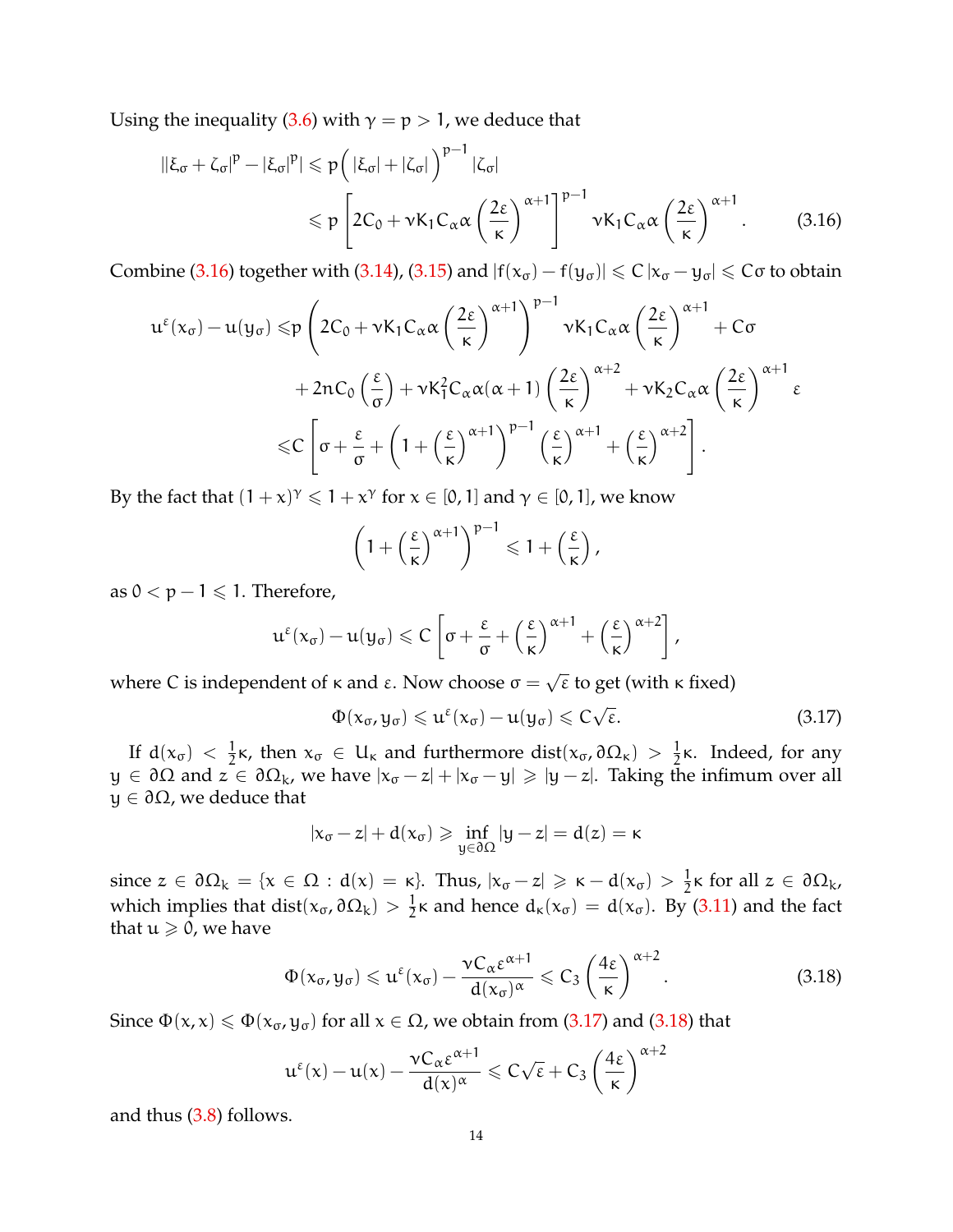Using the inequality (3.6) with $\gamma = p > 1$, we deduce that

$$
\begin{aligned}
||\xi_\sigma + \zeta_\sigma|^p - |\xi_\sigma|^p| &\leqslant p\Big( |\xi_\sigma| + |\zeta_\sigma| \Big)^{p-1} |\zeta_\sigma| \\
&\leqslant p \left[ 2C_0 + \nu K_1 C_\alpha \alpha \left(\frac{2\varepsilon}{\kappa}\right)^{\alpha+1} \right]^{p-1} \nu K_1 C_\alpha \alpha \left(\frac{2\varepsilon}{\kappa}\right)^{\alpha+1}. \qquad (3.16)
\end{aligned}
$$

Combine (3.16) together with (3.14), (3.15) and $|f(x_\sigma) - f(y_\sigma)| \leqslant C|x_\sigma - y_\sigma| \leqslant C\sigma$ to obtain

$$
\begin{aligned}
u^\varepsilon(x_\sigma) - u(y_\sigma) \leqslant& p \left( 2C_0 + \nu K_1 C_\alpha \alpha \left(\frac{2\varepsilon}{\kappa}\right)^{\alpha+1} \right)^{p-1} \nu K_1 C_\alpha \alpha \left(\frac{2\varepsilon}{\kappa}\right)^{\alpha+1} + C\sigma \\
&+ 2nC_0\left(\frac{\varepsilon}{\sigma}\right) + \nu K_1^2 C_\alpha \alpha(\alpha+1)\left(\frac{2\varepsilon}{\kappa}\right)^{\alpha+2} + \nu K_2 C_\alpha \alpha \left(\frac{2\varepsilon}{\kappa}\right)^{\alpha+1} \varepsilon \\
\leqslant& C\left[ \sigma + \frac{\varepsilon}{\sigma} + \left(1 + \left(\frac{\varepsilon}{\kappa}\right)^{\alpha+1}\right)^{p-1} \left(\frac{\varepsilon}{\kappa}\right)^{\alpha+1} + \left(\frac{\varepsilon}{\kappa}\right)^{\alpha+2} \right].
\end{aligned}
$$

By the fact that $(1+x)^\gamma \leqslant 1 + x^\gamma$ for $x \in [0,1]$ and $\gamma \in [0,1]$, we know

$$
\left(1 + \left(\frac{\varepsilon}{\kappa}\right)^{\alpha+1}\right)^{p-1} \leqslant 1 + \left(\frac{\varepsilon}{\kappa}\right),
$$

as $0 < p-1 \leqslant 1$. Therefore,

$$
u^\varepsilon(x_\sigma) - u(y_\sigma) \leqslant C\left[ \sigma + \frac{\varepsilon}{\sigma} + \left(\frac{\varepsilon}{\kappa}\right)^{\alpha+1} + \left(\frac{\varepsilon}{\kappa}\right)^{\alpha+2} \right],
$$

where $C$ is independent of $\kappa$ and $\varepsilon$. Now choose $\sigma = \sqrt{\varepsilon}$ to get (with $\kappa$ fixed)

$$
\Phi(x_\sigma, y_\sigma) \leqslant u^\varepsilon(x_\sigma) - u(y_\sigma) \leqslant C\sqrt{\varepsilon}. \qquad (3.17)
$$

If $d(x_\sigma) < \frac{1}{2}\kappa$, then $x_\sigma \in U_\kappa$ and furthermore $\operatorname{dist}(x_\sigma, \partial\Omega_\kappa) > \frac{1}{2}\kappa$. Indeed, for any $y \in \partial\Omega$ and $z \in \partial\Omega_k$, we have $|x_\sigma - z| + |x_\sigma - y| \geqslant |y - z|$. Taking the infimum over all $y \in \partial\Omega$, we deduce that

$$
|x_\sigma - z| + d(x_\sigma) \geqslant \inf_{y\in\partial\Omega} |y - z| = d(z) = \kappa
$$

since $z \in \partial\Omega_k = \{x \in \Omega : d(x) = \kappa\}$. Thus, $|x_\sigma - z| \geqslant \kappa - d(x_\sigma) > \frac{1}{2}\kappa$ for all $z \in \partial\Omega_k$, which implies that $\operatorname{dist}(x_\sigma, \partial\Omega_\kappa) > \frac{1}{2}\kappa$ and hence $d_\kappa(x_\sigma) = d(x_\sigma)$. By (3.11) and the fact that $u \geqslant 0$, we have

$$
\Phi(x_\sigma, y_\sigma) \leqslant u^\varepsilon(x_\sigma) - \frac{\nu C_\alpha \varepsilon^{\alpha+1}}{d(x_\sigma)^\alpha} \leqslant C_3 \left(\frac{4\varepsilon}{\kappa}\right)^{\alpha+2}. \qquad (3.18)
$$

Since $\Phi(x,x) \leqslant \Phi(x_\sigma, y_\sigma)$ for all $x \in \Omega$, we obtain from (3.17) and (3.18) that

$$
u^\varepsilon(x) - u(x) - \frac{\nu C_\alpha \varepsilon^{\alpha+1}}{d(x)^\alpha} \leqslant C\sqrt{\varepsilon} + C_3\left(\frac{4\varepsilon}{\kappa}\right)^{\alpha+2}
$$

and thus (3.8) follows.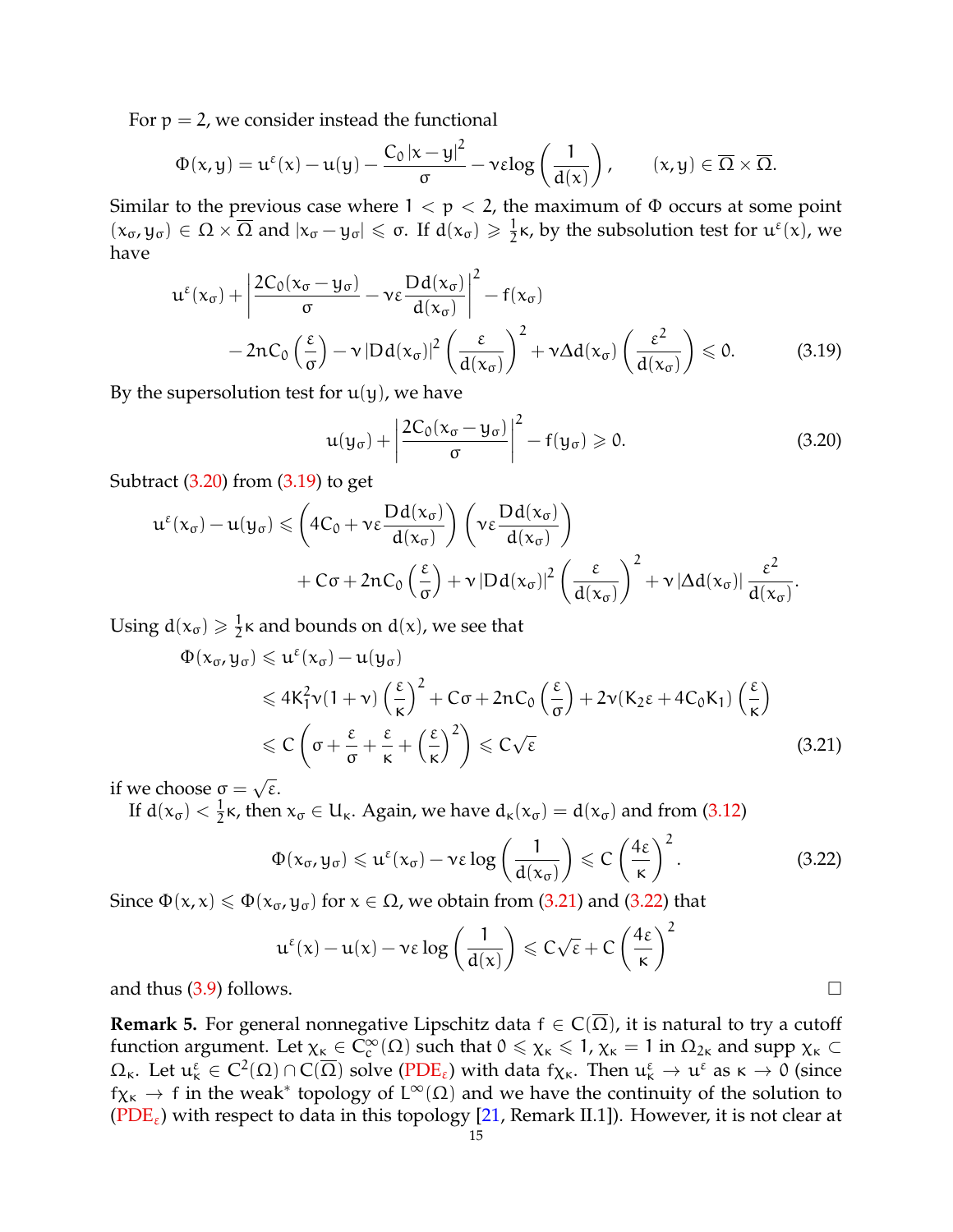For $p = 2$, we consider instead the functional

$$\Phi(x, y) = u^\varepsilon(x) - u(y) - \frac{C_0 |x - y|^2}{\sigma} - \nu\varepsilon \log\left(\frac{1}{d(x)}\right), \qquad (x, y) \in \overline{\Omega} \times \overline{\Omega}.$$

Similar to the previous case where $1 < p < 2$, the maximum of $\Phi$ occurs at some point $(x_\sigma, y_\sigma) \in \Omega \times \overline{\Omega}$ and $|x_\sigma - y_\sigma| \leqslant \sigma$. If $d(x_\sigma) \geqslant \frac{1}{2}\kappa$, by the subsolution test for $u^\varepsilon(x)$, we have

$$\begin{aligned} u^\varepsilon(x_\sigma) + \left| \frac{2C_0(x_\sigma - y_\sigma)}{\sigma} - \nu\varepsilon \frac{Dd(x_\sigma)}{d(x_\sigma)} \right|^2 - f(x_\sigma) \\ - 2nC_0\left(\frac{\varepsilon}{\sigma}\right) - \nu |Dd(x_\sigma)|^2 \left(\frac{\varepsilon}{d(x_\sigma)}\right)^2 + \nu\Delta d(x_\sigma)\left(\frac{\varepsilon^2}{d(x_\sigma)}\right) \leqslant 0. \end{aligned} \tag{3.19}$$

By the supersolution test for $u(y)$, we have

$$u(y_\sigma) + \left| \frac{2C_0(x_\sigma - y_\sigma)}{\sigma} \right|^2 - f(y_\sigma) \geqslant 0. \tag{3.20}$$

Subtract (3.20) from (3.19) to get

$$\begin{aligned} u^\varepsilon(x_\sigma) - u(y_\sigma) \leqslant \left(4C_0 + \nu\varepsilon\frac{Dd(x_\sigma)}{d(x_\sigma)}\right)\left(\nu\varepsilon\frac{Dd(x_\sigma)}{d(x_\sigma)}\right) \\ + C\sigma + 2nC_0\left(\frac{\varepsilon}{\sigma}\right) + \nu |Dd(x_\sigma)|^2 \left(\frac{\varepsilon}{d(x_\sigma)}\right)^2 + \nu |\Delta d(x_\sigma)| \frac{\varepsilon^2}{d(x_\sigma)}. \end{aligned}$$

Using $d(x_\sigma) \geqslant \frac{1}{2}\kappa$ and bounds on $d(x)$, we see that

$$\begin{aligned} \Phi(x_\sigma, y_\sigma) &\leqslant u^\varepsilon(x_\sigma) - u(y_\sigma) \\ &\leqslant 4K_1^2\nu(1+\nu)\left(\frac{\varepsilon}{\kappa}\right)^2 + C\sigma + 2nC_0\left(\frac{\varepsilon}{\sigma}\right) + 2\nu(K_2\varepsilon + 4C_0K_1)\left(\frac{\varepsilon}{\kappa}\right) \\ &\leqslant C\left(\sigma + \frac{\varepsilon}{\sigma} + \frac{\varepsilon}{\kappa} + \left(\frac{\varepsilon}{\kappa}\right)^2\right) \leqslant C\sqrt{\varepsilon} \end{aligned} \tag{3.21}$$

if we choose $\sigma = \sqrt{\varepsilon}$.

If $d(x_\sigma) < \frac{1}{2}\kappa$, then $x_\sigma \in U_\kappa$. Again, we have $d_\kappa(x_\sigma) = d(x_\sigma)$ and from (3.12)

$$\Phi(x_\sigma, y_\sigma) \leqslant u^\varepsilon(x_\sigma) - \nu\varepsilon \log\left(\frac{1}{d(x_\sigma)}\right) \leqslant C\left(\frac{4\varepsilon}{\kappa}\right)^2. \tag{3.22}$$

Since $\Phi(x, x) \leqslant \Phi(x_\sigma, y_\sigma)$ for $x \in \Omega$, we obtain from (3.21) and (3.22) that

$$u^\varepsilon(x) - u(x) - \nu\varepsilon \log\left(\frac{1}{d(x)}\right) \leqslant C\sqrt{\varepsilon} + C\left(\frac{4\varepsilon}{\kappa}\right)^2$$

and thus (3.9) follows. □

**Remark 5.** For general nonnegative Lipschitz data $f \in C(\overline{\Omega})$, it is natural to try a cutoff function argument. Let $\chi_\kappa \in C_c^\infty(\Omega)$ such that $0 \leqslant \chi_\kappa \leqslant 1$, $\chi_\kappa = 1$ in $\Omega_{2\kappa}$ and $\operatorname{supp} \chi_\kappa \subset \Omega_\kappa$. Let $u_\kappa^\varepsilon \in C^2(\Omega) \cap C(\overline{\Omega})$ solve (PDE$_\varepsilon$) with data $f\chi_\kappa$. Then $u_\kappa^\varepsilon \to u^\varepsilon$ as $\kappa \to 0$ (since $f\chi_\kappa \to f$ in the weak* topology of $L^\infty(\Omega)$ and we have the continuity of the solution to (PDE$_\varepsilon$) with respect to data in this topology [21, Remark II.1]). However, it is not clear at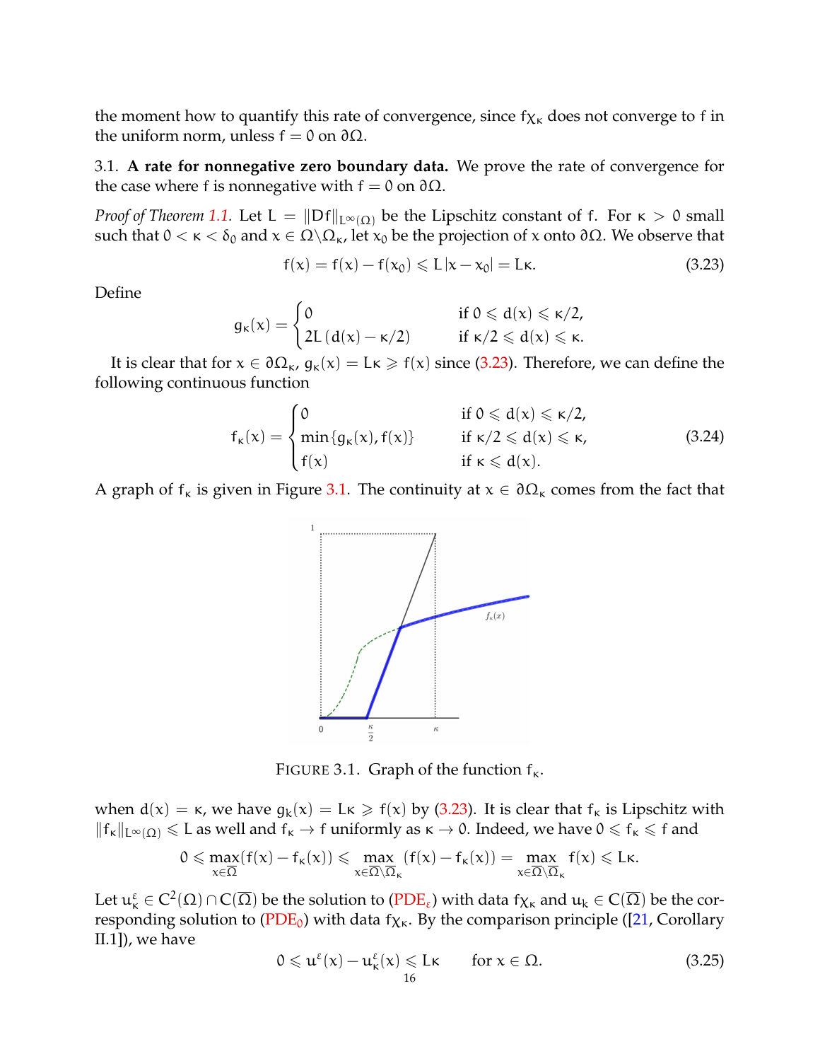the moment how to quantify this rate of convergence, since $f\chi_\kappa$ does not converge to $f$ in the uniform norm, unless $f = 0$ on $\partial\Omega$.

3.1. **A rate for nonnegative zero boundary data.** We prove the rate of convergence for the case where $f$ is nonnegative with $f = 0$ on $\partial\Omega$.

*Proof of Theorem 1.1.* Let $L = \|Df\|_{L^\infty(\Omega)}$ be the Lipschitz constant of $f$. For $\kappa > 0$ small such that $0 < \kappa < \delta_0$ and $x \in \Omega\backslash\Omega_\kappa$, let $x_0$ be the projection of $x$ onto $\partial\Omega$. We observe that

$$f(x) = f(x) - f(x_0) \leqslant L\,|x - x_0| = L\kappa. \tag{3.23}$$

Define

$$g_\kappa(x) = \begin{cases} 0 & \text{if } 0 \leqslant d(x) \leqslant \kappa/2, \\ 2L\,(d(x) - \kappa/2) & \text{if } \kappa/2 \leqslant d(x) \leqslant \kappa. \end{cases}$$

It is clear that for $x \in \partial\Omega_\kappa$, $g_\kappa(x) = L\kappa \geqslant f(x)$ since (3.23). Therefore, we can define the following continuous function

$$f_\kappa(x) = \begin{cases} 0 & \text{if } 0 \leqslant d(x) \leqslant \kappa/2, \\ \min\{g_\kappa(x), f(x)\} & \text{if } \kappa/2 \leqslant d(x) \leqslant \kappa, \\ f(x) & \text{if } \kappa \leqslant d(x). \end{cases} \tag{3.24}$$

A graph of $f_\kappa$ is given in Figure 3.1. The continuity at $x \in \partial\Omega_\kappa$ comes from the fact that

FIGURE 3.1. Graph of the function $f_\kappa$.

when $d(x) = \kappa$, we have $g_\kappa(x) = L\kappa \geqslant f(x)$ by (3.23). It is clear that $f_\kappa$ is Lipschitz with $\|f_\kappa\|_{L^\infty(\Omega)} \leqslant L$ as well and $f_\kappa \to f$ uniformly as $\kappa \to 0$. Indeed, we have $0 \leqslant f_\kappa \leqslant f$ and

$$0 \leqslant \max_{x\in\overline{\Omega}}(f(x) - f_\kappa(x)) \leqslant \max_{x\in\overline{\Omega}\backslash\overline{\Omega}_\kappa}(f(x) - f_\kappa(x)) = \max_{x\in\overline{\Omega}\backslash\overline{\Omega}_\kappa} f(x) \leqslant L\kappa.$$

Let $u^\varepsilon_\kappa \in C^2(\Omega) \cap C(\overline{\Omega})$ be the solution to (PDE$_\varepsilon$) with data $f\chi_\kappa$ and $u_\kappa \in C(\overline{\Omega})$ be the corresponding solution to (PDE$_0$) with data $f\chi_\kappa$. By the comparison principle ([21, Corollary II.1]), we have

$$0 \leqslant u^\varepsilon(x) - u^\varepsilon_\kappa(x) \leqslant L\kappa \qquad \text{for } x \in \Omega. \tag{3.25}$$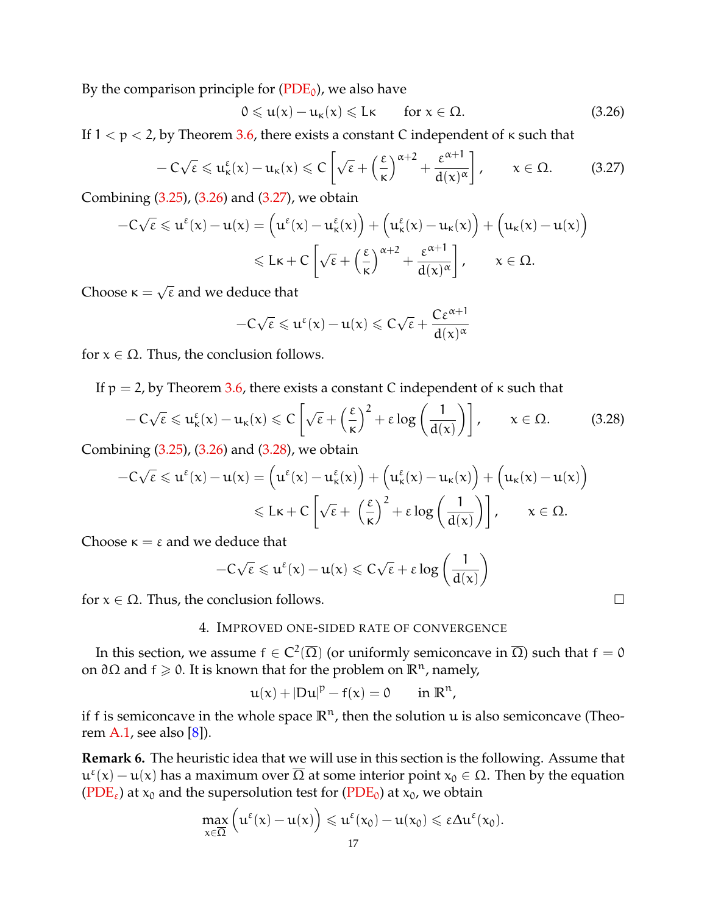By the comparison principle for (PDE$_0$), we also have

$$0 \leqslant u(x) - u_\kappa(x) \leqslant L\kappa \qquad \text{for } x \in \Omega. \tag{3.26}$$

If $1 < p < 2$, by Theorem 3.6, there exists a constant $C$ independent of $\kappa$ such that

$$-C\sqrt{\varepsilon} \leqslant u^\varepsilon_\kappa(x) - u_\kappa(x) \leqslant C\left[\sqrt{\varepsilon} + \left(\frac{\varepsilon}{\kappa}\right)^{\alpha+2} + \frac{\varepsilon^{\alpha+1}}{d(x)^\alpha}\right], \qquad x \in \Omega. \tag{3.27}$$

Combining (3.25), (3.26) and (3.27), we obtain

$$\begin{aligned}
-C\sqrt{\varepsilon} \leqslant u^\varepsilon(x) - u(x) &= \left(u^\varepsilon(x) - u^\varepsilon_\kappa(x)\right) + \left(u^\varepsilon_\kappa(x) - u_\kappa(x)\right) + \left(u_\kappa(x) - u(x)\right) \\
&\leqslant L\kappa + C\left[\sqrt{\varepsilon} + \left(\frac{\varepsilon}{\kappa}\right)^{\alpha+2} + \frac{\varepsilon^{\alpha+1}}{d(x)^\alpha}\right], \qquad x \in \Omega.
\end{aligned}$$

Choose $\kappa = \sqrt{\varepsilon}$ and we deduce that

$$-C\sqrt{\varepsilon} \leqslant u^\varepsilon(x) - u(x) \leqslant C\sqrt{\varepsilon} + \frac{C\varepsilon^{\alpha+1}}{d(x)^\alpha}$$

for $x \in \Omega$. Thus, the conclusion follows.

If $p = 2$, by Theorem 3.6, there exists a constant $C$ independent of $\kappa$ such that

$$-C\sqrt{\varepsilon} \leqslant u^\varepsilon_\kappa(x) - u_\kappa(x) \leqslant C\left[\sqrt{\varepsilon} + \left(\frac{\varepsilon}{\kappa}\right)^2 + \varepsilon\log\left(\frac{1}{d(x)}\right)\right], \qquad x \in \Omega. \tag{3.28}$$

Combining (3.25), (3.26) and (3.28), we obtain

$$\begin{aligned}
-C\sqrt{\varepsilon} \leqslant u^\varepsilon(x) - u(x) &= \left(u^\varepsilon(x) - u^\varepsilon_\kappa(x)\right) + \left(u^\varepsilon_\kappa(x) - u_\kappa(x)\right) + \left(u_\kappa(x) - u(x)\right) \\
&\leqslant L\kappa + C\left[\sqrt{\varepsilon} + \left(\frac{\varepsilon}{\kappa}\right)^2 + \varepsilon\log\left(\frac{1}{d(x)}\right)\right], \qquad x \in \Omega.
\end{aligned}$$

Choose $\kappa = \varepsilon$ and we deduce that

$$-C\sqrt{\varepsilon} \leqslant u^\varepsilon(x) - u(x) \leqslant C\sqrt{\varepsilon} + \varepsilon\log\left(\frac{1}{d(x)}\right)$$

for $x \in \Omega$. Thus, the conclusion follows. ∎

## 4. Improved one-sided rate of convergence

In this section, we assume $f \in C^2(\overline{\Omega})$ (or uniformly semiconcave in $\overline{\Omega}$) such that $f = 0$ on $\partial\Omega$ and $f \geqslant 0$. It is known that for the problem on $\mathbb{R}^n$, namely,

$$u(x) + |Du|^p - f(x) = 0 \qquad \text{in } \mathbb{R}^n,$$

if $f$ is semiconcave in the whole space $\mathbb{R}^n$, then the solution $u$ is also semiconcave (Theorem A.1, see also [8]).

**Remark 6.** The heuristic idea that we will use in this section is the following. Assume that $u^\varepsilon(x) - u(x)$ has a maximum over $\overline{\Omega}$ at some interior point $x_0 \in \Omega$. Then by the equation (PDE$_\varepsilon$) at $x_0$ and the supersolution test for (PDE$_0$) at $x_0$, we obtain

$$\max_{x\in\overline{\Omega}}\left(u^\varepsilon(x) - u(x)\right) \leqslant u^\varepsilon(x_0) - u(x_0) \leqslant \varepsilon\Delta u^\varepsilon(x_0).$$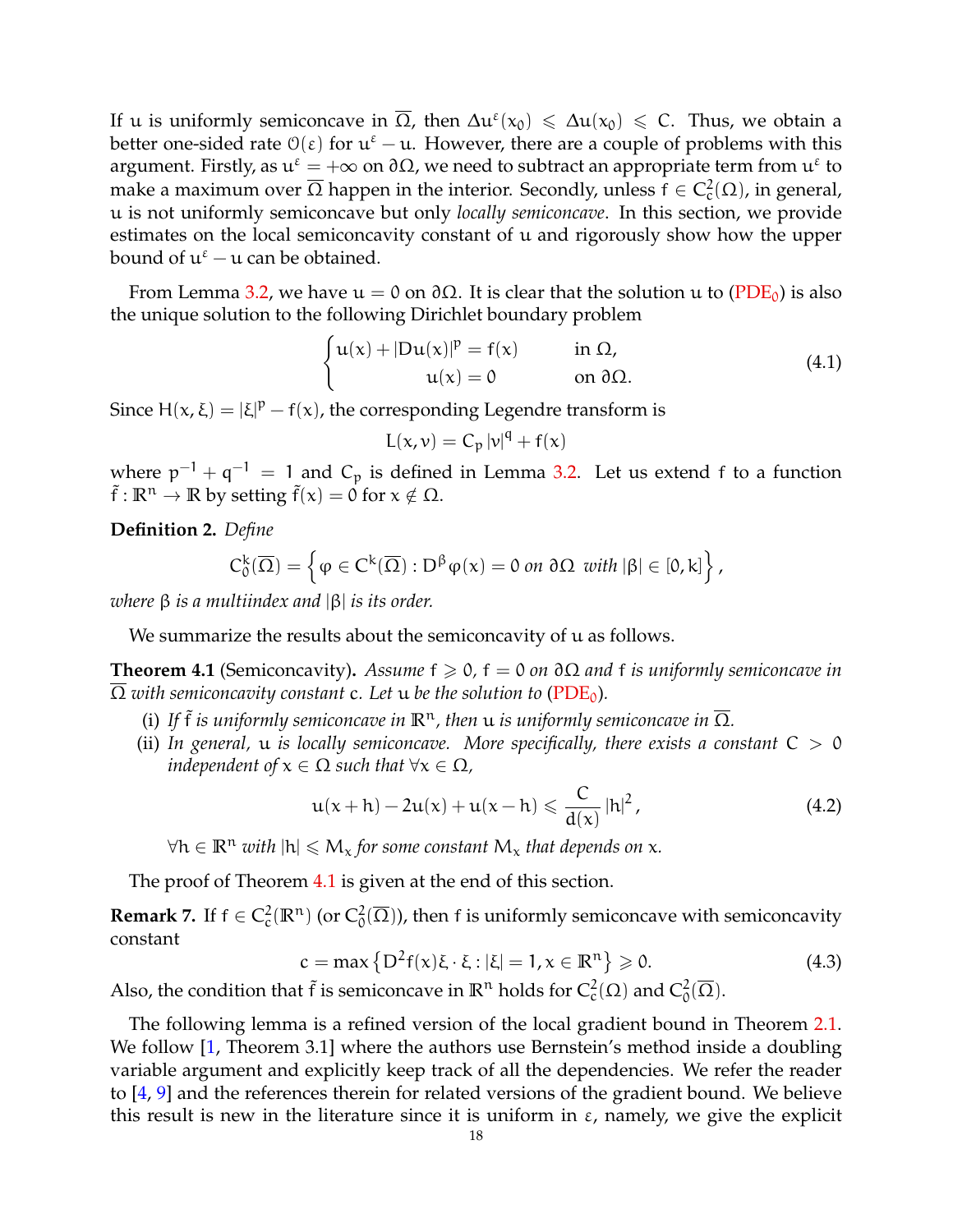If $u$ is uniformly semiconcave in $\overline{\Omega}$, then $\Delta u^\varepsilon(x_0) \leqslant \Delta u(x_0) \leqslant C$. Thus, we obtain a better one-sided rate $\mathcal{O}(\varepsilon)$ for $u^\varepsilon - u$. However, there are a couple of problems with this argument. Firstly, as $u^\varepsilon = +\infty$ on $\partial\Omega$, we need to subtract an appropriate term from $u^\varepsilon$ to make a maximum over $\overline{\Omega}$ happen in the interior. Secondly, unless $f \in C_c^2(\Omega)$, in general, $u$ is not uniformly semiconcave but only *locally semiconcave*. In this section, we provide estimates on the local semiconcavity constant of $u$ and rigorously show how the upper bound of $u^\varepsilon - u$ can be obtained.

From Lemma 3.2, we have $u = 0$ on $\partial\Omega$. It is clear that the solution $u$ to (PDE$_0$) is also the unique solution to the following Dirichlet boundary problem

$$
\begin{cases} u(x) + |Du(x)|^p = f(x) & \text{in } \Omega, \\ u(x) = 0 & \text{on } \partial\Omega. \end{cases} \tag{4.1}
$$

Since $H(x,\xi) = |\xi|^p - f(x)$, the corresponding Legendre transform is

$$
L(x,v) = C_p\, |v|^q + f(x)
$$

where $p^{-1} + q^{-1} = 1$ and $C_p$ is defined in Lemma 3.2. Let us extend $f$ to a function $\tilde{f} : \mathbb{R}^n \to \mathbb{R}$ by setting $\tilde{f}(x) = 0$ for $x \notin \Omega$.

**Definition 2.** *Define*

$$
C_0^k(\overline{\Omega}) = \left\{ \varphi \in C^k(\overline{\Omega}) : D^\beta \varphi(x) = 0 \text{ on } \partial\Omega \text{ with } |\beta| \in [0,k] \right\},
$$

*where $\beta$ is a multiindex and $|\beta|$ is its order.*

We summarize the results about the semiconcavity of $u$ as follows.

**Theorem 4.1** (Semiconcavity)**.** *Assume $f \geqslant 0$, $f = 0$ on $\partial\Omega$ and $f$ is uniformly semiconcave in $\overline{\Omega}$ with semiconcavity constant $c$. Let $u$ be the solution to (PDE$_0$).*

(i) *If $\tilde{f}$ is uniformly semiconcave in $\mathbb{R}^n$, then $u$ is uniformly semiconcave in $\overline{\Omega}$.*

(ii) *In general, $u$ is locally semiconcave. More specifically, there exists a constant $C > 0$ independent of $x \in \Omega$ such that $\forall x \in \Omega$,*

$$
u(x+h) - 2u(x) + u(x-h) \leqslant \frac{C}{d(x)} |h|^2, \tag{4.2}
$$

*$\forall h \in \mathbb{R}^n$ with $|h| \leqslant M_x$ for some constant $M_x$ that depends on $x$.*

The proof of Theorem 4.1 is given at the end of this section.

**Remark 7.** If $f \in C_c^2(\mathbb{R}^n)$ (or $C_0^2(\overline{\Omega})$), then $f$ is uniformly semiconcave with semiconcavity constant

$$
c = \max\left\{ D^2 f(x)\xi\cdot\xi : |\xi| = 1, x \in \mathbb{R}^n \right\} \geqslant 0. \tag{4.3}
$$

Also, the condition that $\tilde{f}$ is semiconcave in $\mathbb{R}^n$ holds for $C_c^2(\Omega)$ and $C_0^2(\overline{\Omega})$.

The following lemma is a refined version of the local gradient bound in Theorem 2.1. We follow [1, Theorem 3.1] where the authors use Bernstein's method inside a doubling variable argument and explicitly keep track of all the dependencies. We refer the reader to [4, 9] and the references therein for related versions of the gradient bound. We believe this result is new in the literature since it is uniform in $\varepsilon$, namely, we give the explicit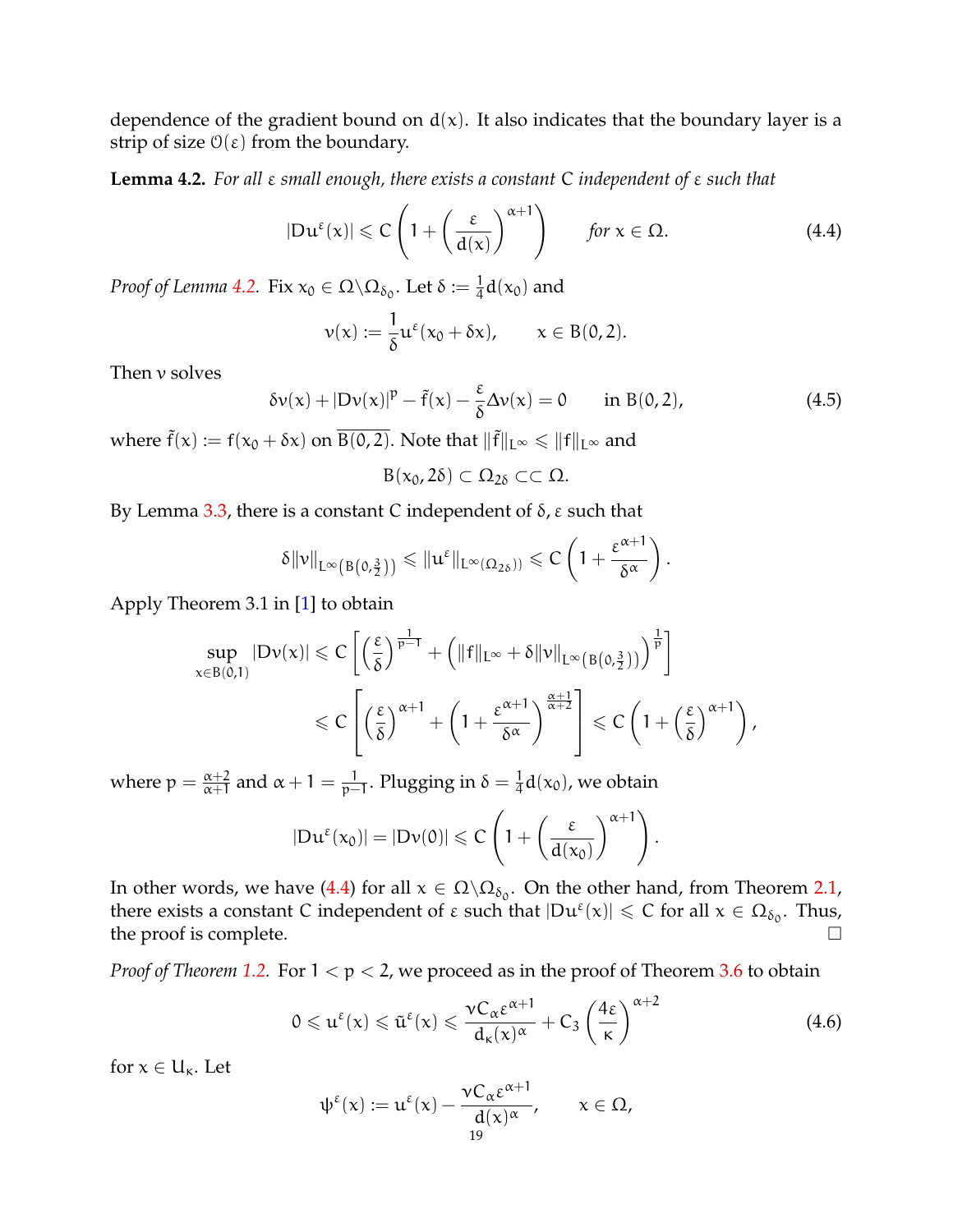dependence of the gradient bound on $d(x)$. It also indicates that the boundary layer is a strip of size $\mathcal{O}(\varepsilon)$ from the boundary.

**Lemma 4.2.** *For all $\varepsilon$ small enough, there exists a constant $C$ independent of $\varepsilon$ such that*

$$|Du^\varepsilon(x)| \leqslant C\left(1 + \left(\frac{\varepsilon}{d(x)}\right)^{\alpha+1}\right) \qquad \textit{for } x \in \Omega. \tag{4.4}$$

*Proof of Lemma 4.2.* Fix $x_0 \in \Omega\backslash\Omega_{\delta_0}$. Let $\delta := \frac{1}{4}d(x_0)$ and

$$v(x) := \frac{1}{\delta}u^\varepsilon(x_0 + \delta x), \qquad x \in B(0,2).$$

Then $v$ solves

$$\delta v(x) + |Dv(x)|^p - \tilde{f}(x) - \frac{\varepsilon}{\delta}\Delta v(x) = 0 \qquad \text{in } B(0,2), \tag{4.5}$$

where $\tilde{f}(x) := f(x_0 + \delta x)$ on $\overline{B(0,2)}$. Note that $\|\tilde{f}\|_{L^\infty} \leqslant \|f\|_{L^\infty}$ and

$$B(x_0, 2\delta) \subset \Omega_{2\delta} \subset\subset \Omega.$$

By Lemma 3.3, there is a constant $C$ independent of $\delta, \varepsilon$ such that

$$\delta\|v\|_{L^\infty(B(0,\frac{3}{2}))} \leqslant \|u^\varepsilon\|_{L^\infty(\Omega_{2\delta}))} \leqslant C\left(1 + \frac{\varepsilon^{\alpha+1}}{\delta^\alpha}\right).$$

Apply Theorem 3.1 in [1] to obtain

$$\begin{aligned}
\sup_{x\in B(0,1)} |Dv(x)| &\leqslant C\left[\left(\frac{\varepsilon}{\delta}\right)^{\frac{1}{p-1}} + \left(\|f\|_{L^\infty} + \delta\|v\|_{L^\infty(B(0,\frac{3}{2}))}\right)^{\frac{1}{p}}\right] \\
&\leqslant C\left[\left(\frac{\varepsilon}{\delta}\right)^{\alpha+1} + \left(1 + \frac{\varepsilon^{\alpha+1}}{\delta^\alpha}\right)^{\frac{\alpha+1}{\alpha+2}}\right] \leqslant C\left(1 + \left(\frac{\varepsilon}{\delta}\right)^{\alpha+1}\right),
\end{aligned}$$

where $p = \frac{\alpha+2}{\alpha+1}$ and $\alpha + 1 = \frac{1}{p-1}$. Plugging in $\delta = \frac{1}{4}d(x_0)$, we obtain

$$|Du^\varepsilon(x_0)| = |Dv(0)| \leqslant C\left(1 + \left(\frac{\varepsilon}{d(x_0)}\right)^{\alpha+1}\right).$$

In other words, we have (4.4) for all $x \in \Omega\backslash\Omega_{\delta_0}$. On the other hand, from Theorem 2.1, there exists a constant $C$ independent of $\varepsilon$ such that $|Du^\varepsilon(x)| \leqslant C$ for all $x \in \Omega_{\delta_0}$. Thus, the proof is complete. $\square$

*Proof of Theorem 1.2.* For $1 < p < 2$, we proceed as in the proof of Theorem 3.6 to obtain

$$0 \leqslant u^\varepsilon(x) \leqslant \tilde{u}^\varepsilon(x) \leqslant \frac{\nu C_\alpha \varepsilon^{\alpha+1}}{d_\kappa(x)^\alpha} + C_3\left(\frac{4\varepsilon}{\kappa}\right)^{\alpha+2} \tag{4.6}$$

for $x \in U_\kappa$. Let

$$\psi^\varepsilon(x) := u^\varepsilon(x) - \frac{\nu C_\alpha \varepsilon^{\alpha+1}}{d(x)^\alpha}, \qquad x \in \Omega,$$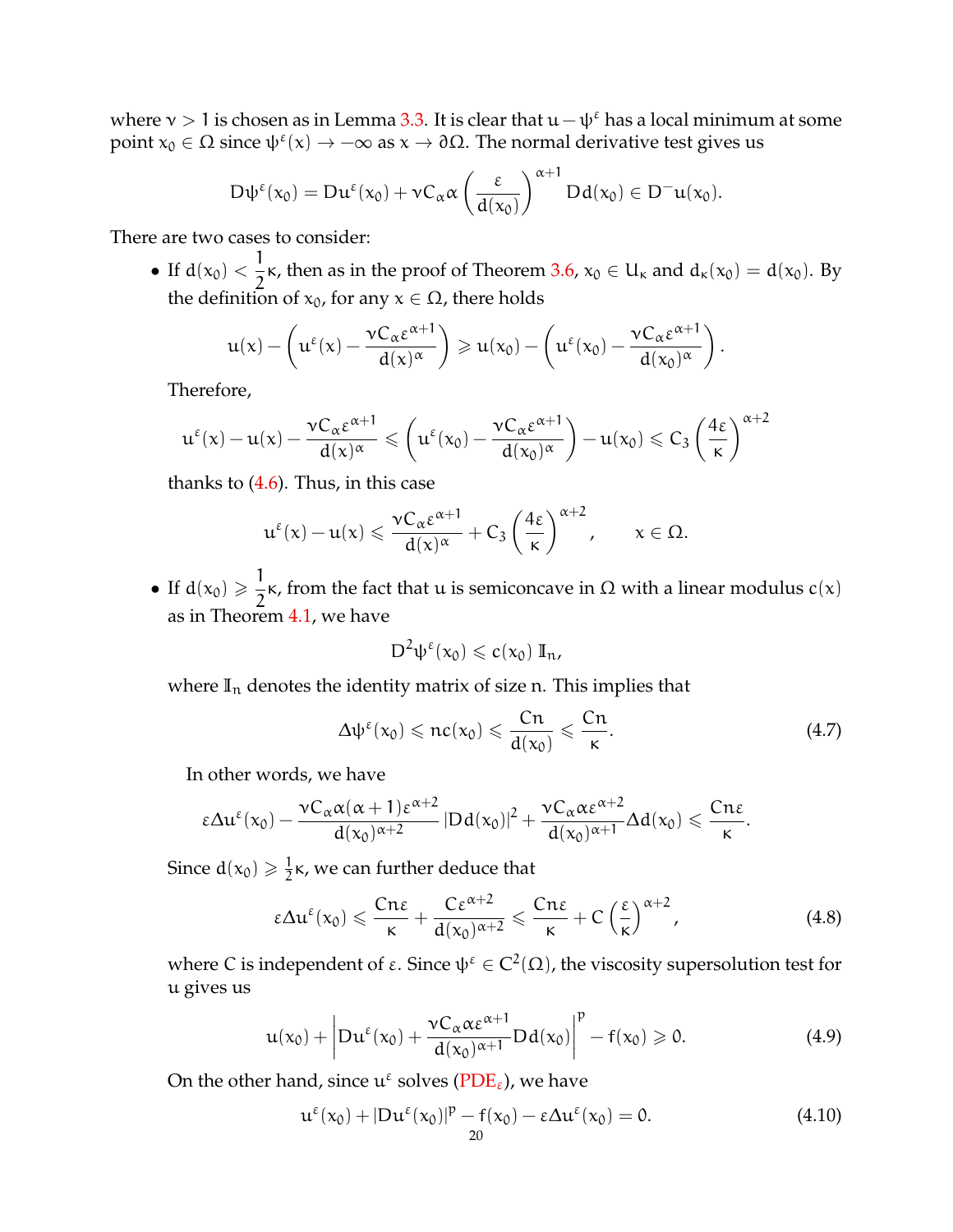where $\nu > 1$ is chosen as in Lemma 3.3. It is clear that $u - \psi^\varepsilon$ has a local minimum at some point $x_0 \in \Omega$ since $\psi^\varepsilon(x) \to -\infty$ as $x \to \partial\Omega$. The normal derivative test gives us

$$D\psi^\varepsilon(x_0) = Du^\varepsilon(x_0) + \nu C_\alpha \alpha \left(\frac{\varepsilon}{d(x_0)}\right)^{\alpha+1} Dd(x_0) \in D^- u(x_0).$$

There are two cases to consider:

- If $d(x_0) < \frac{1}{2}\kappa$, then as in the proof of Theorem 3.6, $x_0 \in U_\kappa$ and $d_\kappa(x_0) = d(x_0)$. By the definition of $x_0$, for any $x \in \Omega$, there holds

  $$u(x) - \left(u^\varepsilon(x) - \frac{\nu C_\alpha \varepsilon^{\alpha+1}}{d(x)^\alpha}\right) \geqslant u(x_0) - \left(u^\varepsilon(x_0) - \frac{\nu C_\alpha \varepsilon^{\alpha+1}}{d(x_0)^\alpha}\right).$$

  Therefore,

  $$u^\varepsilon(x) - u(x) - \frac{\nu C_\alpha \varepsilon^{\alpha+1}}{d(x)^\alpha} \leqslant \left(u^\varepsilon(x_0) - \frac{\nu C_\alpha \varepsilon^{\alpha+1}}{d(x_0)^\alpha}\right) - u(x_0) \leqslant C_3 \left(\frac{4\varepsilon}{\kappa}\right)^{\alpha+2}$$

  thanks to (4.6). Thus, in this case

  $$u^\varepsilon(x) - u(x) \leqslant \frac{\nu C_\alpha \varepsilon^{\alpha+1}}{d(x)^\alpha} + C_3 \left(\frac{4\varepsilon}{\kappa}\right)^{\alpha+2}, \qquad x \in \Omega.$$

- If $d(x_0) \geqslant \frac{1}{2}\kappa$, from the fact that $u$ is semiconcave in $\Omega$ with a linear modulus $c(x)$ as in Theorem 4.1, we have

  $$D^2\psi^\varepsilon(x_0) \leqslant c(x_0)\, \mathbb{I}_n,$$

  where $\mathbb{I}_n$ denotes the identity matrix of size $n$. This implies that

  $$\Delta\psi^\varepsilon(x_0) \leqslant nc(x_0) \leqslant \frac{Cn}{d(x_0)} \leqslant \frac{Cn}{\kappa}. \tag{4.7}$$

  In other words, we have

  $$\varepsilon\Delta u^\varepsilon(x_0) - \frac{\nu C_\alpha \alpha(\alpha+1)\varepsilon^{\alpha+2}}{d(x_0)^{\alpha+2}} |Dd(x_0)|^2 + \frac{\nu C_\alpha \alpha \varepsilon^{\alpha+2}}{d(x_0)^{\alpha+1}} \Delta d(x_0) \leqslant \frac{Cn\varepsilon}{\kappa}.$$

  Since $d(x_0) \geqslant \frac{1}{2}\kappa$, we can further deduce that

  $$\varepsilon\Delta u^\varepsilon(x_0) \leqslant \frac{Cn\varepsilon}{\kappa} + \frac{C\varepsilon^{\alpha+2}}{d(x_0)^{\alpha+2}} \leqslant \frac{Cn\varepsilon}{\kappa} + C\left(\frac{\varepsilon}{\kappa}\right)^{\alpha+2}, \tag{4.8}$$

  where $C$ is independent of $\varepsilon$. Since $\psi^\varepsilon \in C^2(\Omega)$, the viscosity supersolution test for $u$ gives us

  $$u(x_0) + \left| Du^\varepsilon(x_0) + \frac{\nu C_\alpha \alpha \varepsilon^{\alpha+1}}{d(x_0)^{\alpha+1}} Dd(x_0) \right|^p - f(x_0) \geqslant 0. \tag{4.9}$$

  On the other hand, since $u^\varepsilon$ solves (PDE$_\varepsilon$), we have

  $$u^\varepsilon(x_0) + |Du^\varepsilon(x_0)|^p - f(x_0) - \varepsilon\Delta u^\varepsilon(x_0) = 0. \tag{4.10}$$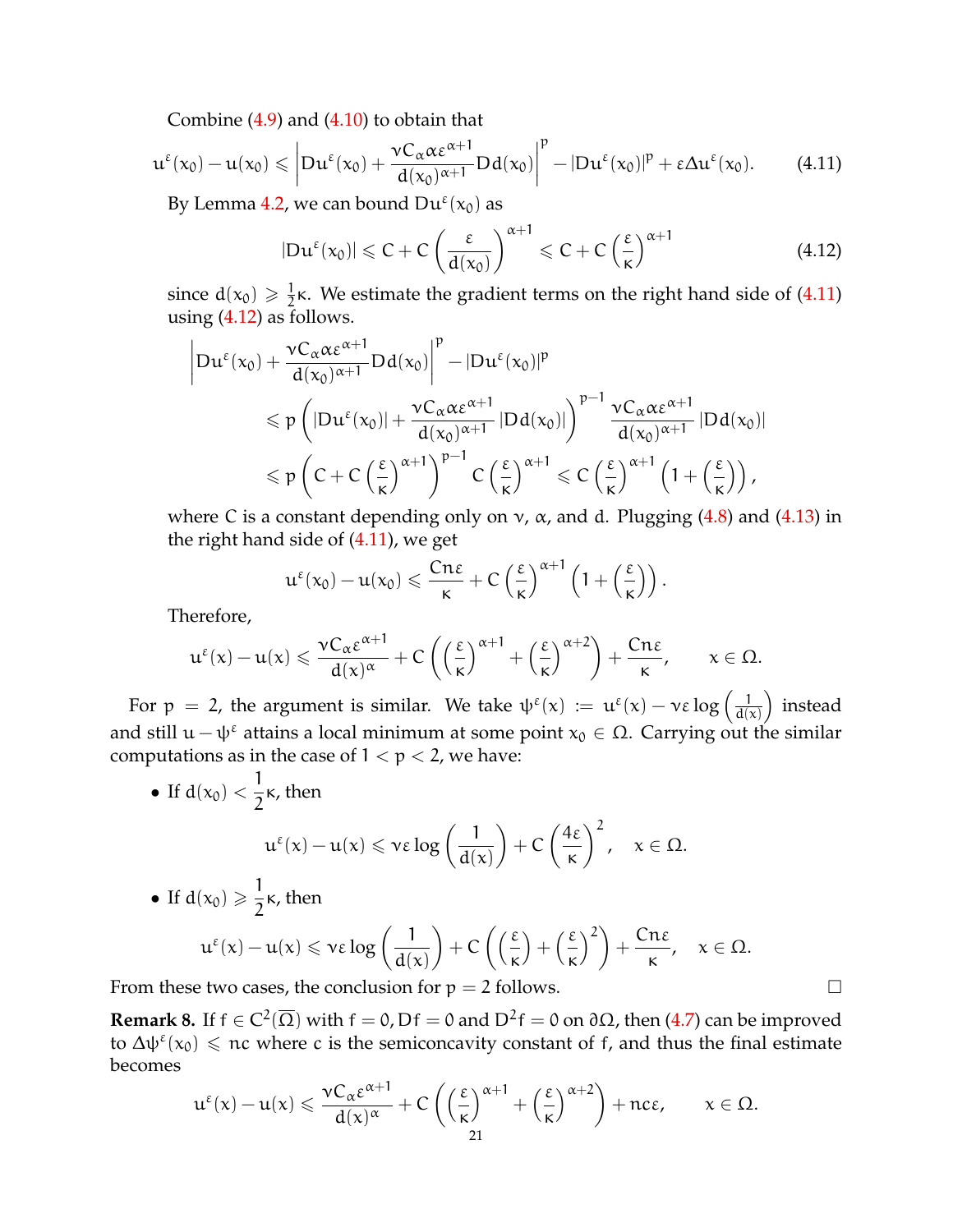Combine (4.9) and (4.10) to obtain that

$$u^\varepsilon(x_0) - u(x_0) \leqslant \left| Du^\varepsilon(x_0) + \frac{\nu C_\alpha \alpha \varepsilon^{\alpha+1}}{d(x_0)^{\alpha+1}} Dd(x_0) \right|^p - |Du^\varepsilon(x_0)|^p + \varepsilon \Delta u^\varepsilon(x_0). \tag{4.11}$$

By Lemma 4.2, we can bound $Du^\varepsilon(x_0)$ as

$$|Du^\varepsilon(x_0)| \leqslant C + C\left(\frac{\varepsilon}{d(x_0)}\right)^{\alpha+1} \leqslant C + C\left(\frac{\varepsilon}{\kappa}\right)^{\alpha+1} \tag{4.12}$$

since $d(x_0) \geqslant \frac{1}{2}\kappa$. We estimate the gradient terms on the right hand side of (4.11) using (4.12) as follows.

$$\begin{aligned}
&\left| Du^\varepsilon(x_0) + \frac{\nu C_\alpha \alpha \varepsilon^{\alpha+1}}{d(x_0)^{\alpha+1}} Dd(x_0) \right|^p - |Du^\varepsilon(x_0)|^p \\
&\quad \leqslant p\left( |Du^\varepsilon(x_0)| + \frac{\nu C_\alpha \alpha \varepsilon^{\alpha+1}}{d(x_0)^{\alpha+1}} |Dd(x_0)| \right)^{p-1} \frac{\nu C_\alpha \alpha \varepsilon^{\alpha+1}}{d(x_0)^{\alpha+1}} |Dd(x_0)| \\
&\quad \leqslant p\left( C + C\left(\frac{\varepsilon}{\kappa}\right)^{\alpha+1} \right)^{p-1} C\left(\frac{\varepsilon}{\kappa}\right)^{\alpha+1} \leqslant C\left(\frac{\varepsilon}{\kappa}\right)^{\alpha+1}\left(1 + \left(\frac{\varepsilon}{\kappa}\right)\right),
\end{aligned}$$

where $C$ is a constant depending only on $\nu$, $\alpha$, and $d$. Plugging (4.8) and (4.13) in the right hand side of (4.11), we get

$$u^\varepsilon(x_0) - u(x_0) \leqslant \frac{Cn\varepsilon}{\kappa} + C\left(\frac{\varepsilon}{\kappa}\right)^{\alpha+1}\left(1 + \left(\frac{\varepsilon}{\kappa}\right)\right).$$

Therefore,

$$u^\varepsilon(x) - u(x) \leqslant \frac{\nu C_\alpha \varepsilon^{\alpha+1}}{d(x)^\alpha} + C\left(\left(\frac{\varepsilon}{\kappa}\right)^{\alpha+1} + \left(\frac{\varepsilon}{\kappa}\right)^{\alpha+2}\right) + \frac{Cn\varepsilon}{\kappa}, \qquad x \in \Omega.$$

For $p = 2$, the argument is similar. We take $\psi^\varepsilon(x) := u^\varepsilon(x) - \nu\varepsilon \log\left(\frac{1}{d(x)}\right)$ instead and still $u - \psi^\varepsilon$ attains a local minimum at some point $x_0 \in \Omega$. Carrying out the similar computations as in the case of $1 < p < 2$, we have:

- If $d(x_0) < \dfrac{1}{2}\kappa$, then
$$u^\varepsilon(x) - u(x) \leqslant \nu\varepsilon \log\left(\frac{1}{d(x)}\right) + C\left(\frac{4\varepsilon}{\kappa}\right)^2, \quad x \in \Omega.$$
- If $d(x_0) \geqslant \dfrac{1}{2}\kappa$, then
$$u^\varepsilon(x) - u(x) \leqslant \nu\varepsilon \log\left(\frac{1}{d(x)}\right) + C\left(\left(\frac{\varepsilon}{\kappa}\right) + \left(\frac{\varepsilon}{\kappa}\right)^2\right) + \frac{Cn\varepsilon}{\kappa}, \quad x \in \Omega.$$

From these two cases, the conclusion for $p = 2$ follows. $\square$

**Remark 8.** If $f \in C^2(\overline{\Omega})$ with $f = 0, Df = 0$ and $D^2 f = 0$ on $\partial\Omega$, then (4.7) can be improved to $\Delta\psi^\varepsilon(x_0) \leqslant nc$ where $c$ is the semiconcavity constant of $f$, and thus the final estimate becomes

$$u^\varepsilon(x) - u(x) \leqslant \frac{\nu C_\alpha \varepsilon^{\alpha+1}}{d(x)^\alpha} + C\left(\left(\frac{\varepsilon}{\kappa}\right)^{\alpha+1} + \left(\frac{\varepsilon}{\kappa}\right)^{\alpha+2}\right) + nc\varepsilon, \qquad x \in \Omega.$$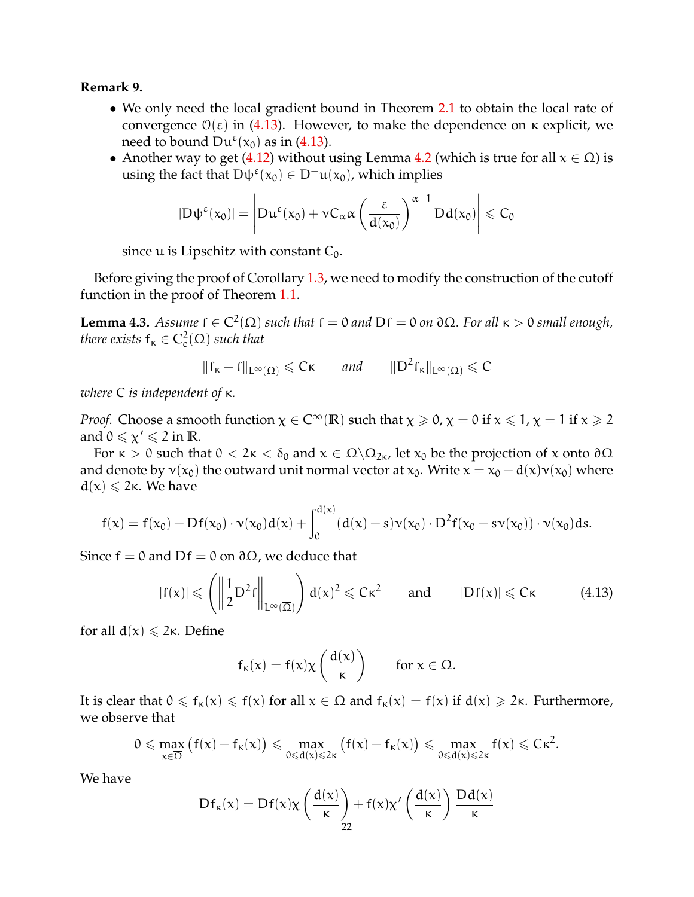**Remark 9.**

- We only need the local gradient bound in Theorem 2.1 to obtain the local rate of convergence $\mathcal{O}(\varepsilon)$ in (4.13). However, to make the dependence on $\kappa$ explicit, we need to bound $Du^{\varepsilon}(x_0)$ as in (4.13).
- Another way to get (4.12) without using Lemma 4.2 (which is true for all $x \in \Omega$) is using the fact that $D\psi^{\varepsilon}(x_0) \in D^{-}u(x_0)$, which implies

$$|D\psi^{\varepsilon}(x_0)| = \left| Du^{\varepsilon}(x_0) + \nu C_{\alpha}\alpha \left(\frac{\varepsilon}{d(x_0)}\right)^{\alpha+1} Dd(x_0) \right| \leqslant C_0$$

since $u$ is Lipschitz with constant $C_0$.

Before giving the proof of Corollary 1.3, we need to modify the construction of the cutoff function in the proof of Theorem 1.1.

**Lemma 4.3.** *Assume $f \in C^2(\overline{\Omega})$ such that $f = 0$ and $Df = 0$ on $\partial\Omega$. For all $\kappa > 0$ small enough, there exists $f_{\kappa} \in C^2_c(\Omega)$ such that*

$$\|f_{\kappa} - f\|_{L^{\infty}(\Omega)} \leqslant C\kappa \qquad \text{and} \qquad \|D^2 f_{\kappa}\|_{L^{\infty}(\Omega)} \leqslant C$$

*where $C$ is independent of $\kappa$.*

*Proof.* Choose a smooth function $\chi \in C^{\infty}(\mathbb{R})$ such that $\chi \geqslant 0$, $\chi = 0$ if $x \leqslant 1$, $\chi = 1$ if $x \geqslant 2$ and $0 \leqslant \chi' \leqslant 2$ in $\mathbb{R}$.

For $\kappa > 0$ such that $0 < 2\kappa < \delta_0$ and $x \in \Omega \backslash \Omega_{2\kappa}$, let $x_0$ be the projection of $x$ onto $\partial\Omega$ and denote by $\nu(x_0)$ the outward unit normal vector at $x_0$. Write $x = x_0 - d(x)\nu(x_0)$ where $d(x) \leqslant 2\kappa$. We have

$$f(x) = f(x_0) - Df(x_0)\cdot\nu(x_0)d(x) + \int_0^{d(x)} (d(x)-s)\nu(x_0)\cdot D^2 f(x_0 - s\nu(x_0))\cdot\nu(x_0)\,ds.$$

Since $f = 0$ and $Df = 0$ on $\partial\Omega$, we deduce that

$$|f(x)| \leqslant \left( \left\| \frac{1}{2} D^2 f \right\|_{L^{\infty}(\overline{\Omega})} \right) d(x)^2 \leqslant C\kappa^2 \qquad \text{and} \qquad |Df(x)| \leqslant C\kappa \tag{4.13}$$

for all $d(x) \leqslant 2\kappa$. Define

$$f_{\kappa}(x) = f(x)\chi\left(\frac{d(x)}{\kappa}\right) \qquad \text{for } x \in \overline{\Omega}.$$

It is clear that $0 \leqslant f_{\kappa}(x) \leqslant f(x)$ for all $x \in \overline{\Omega}$ and $f_{\kappa}(x) = f(x)$ if $d(x) \geqslant 2\kappa$. Furthermore, we observe that

$$0 \leqslant \max_{x\in\overline{\Omega}} \big(f(x) - f_{\kappa}(x)\big) \leqslant \max_{0\leqslant d(x)\leqslant 2\kappa} \big(f(x) - f_{\kappa}(x)\big) \leqslant \max_{0\leqslant d(x)\leqslant 2\kappa} f(x) \leqslant C\kappa^2.$$

We have

$$Df_{\kappa}(x) = Df(x)\chi\left(\frac{d(x)}{\kappa}\right) + f(x)\chi'\left(\frac{d(x)}{\kappa}\right)\frac{Dd(x)}{\kappa}$$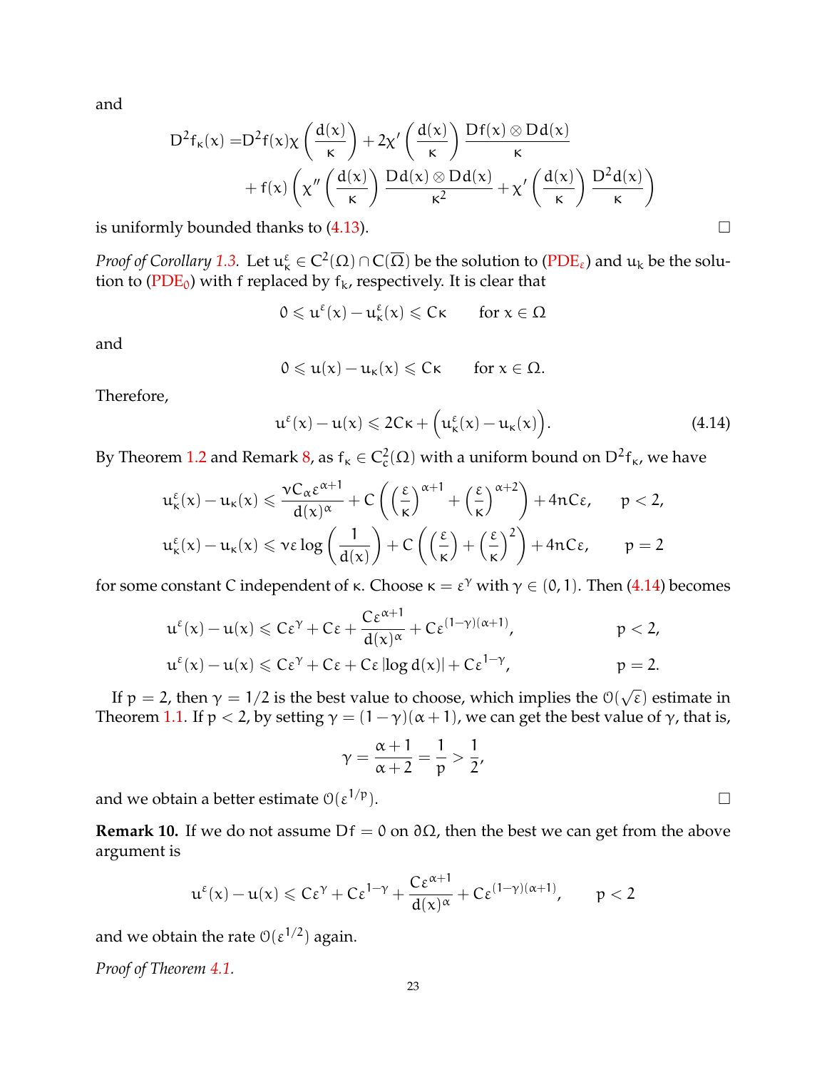and

$$D^2 f_\kappa(x) = D^2 f(x) \chi\left(\frac{d(x)}{\kappa}\right) + 2\chi'\left(\frac{d(x)}{\kappa}\right) \frac{Df(x) \otimes Dd(x)}{\kappa} + f(x)\left(\chi''\left(\frac{d(x)}{\kappa}\right) \frac{Dd(x) \otimes Dd(x)}{\kappa^2} + \chi'\left(\frac{d(x)}{\kappa}\right) \frac{D^2 d(x)}{\kappa}\right)$$

is uniformly bounded thanks to (4.13). □

*Proof of Corollary 1.3.* Let $u^\varepsilon_\kappa \in C^2(\Omega) \cap C(\overline{\Omega})$ be the solution to (PDE$_\varepsilon$) and $u_\kappa$ be the solution to (PDE$_0$) with $f$ replaced by $f_k$, respectively. It is clear that

$$0 \leqslant u^\varepsilon(x) - u^\varepsilon_\kappa(x) \leqslant C\kappa \qquad \text{for } x \in \Omega$$

and

$$0 \leqslant u(x) - u_\kappa(x) \leqslant C\kappa \qquad \text{for } x \in \Omega.$$

Therefore,

$$u^\varepsilon(x) - u(x) \leqslant 2C\kappa + \Big(u^\varepsilon_\kappa(x) - u_\kappa(x)\Big). \tag{4.14}$$

By Theorem 1.2 and Remark 8, as $f_\kappa \in C^2_c(\Omega)$ with a uniform bound on $D^2 f_\kappa$, we have

$$u^\varepsilon_\kappa(x) - u_\kappa(x) \leqslant \frac{\nu C_\alpha \varepsilon^{\alpha+1}}{d(x)^\alpha} + C\left(\left(\frac{\varepsilon}{\kappa}\right)^{\alpha+1} + \left(\frac{\varepsilon}{\kappa}\right)^{\alpha+2}\right) + 4nC\varepsilon, \qquad p < 2,$$

$$u^\varepsilon_\kappa(x) - u_\kappa(x) \leqslant \nu\varepsilon \log\left(\frac{1}{d(x)}\right) + C\left(\left(\frac{\varepsilon}{\kappa}\right) + \left(\frac{\varepsilon}{\kappa}\right)^2\right) + 4nC\varepsilon, \qquad p = 2$$

for some constant $C$ independent of $\kappa$. Choose $\kappa = \varepsilon^\gamma$ with $\gamma \in (0,1)$. Then (4.14) becomes

$$u^\varepsilon(x) - u(x) \leqslant C\varepsilon^\gamma + C\varepsilon + \frac{C\varepsilon^{\alpha+1}}{d(x)^\alpha} + C\varepsilon^{(1-\gamma)(\alpha+1)}, \qquad p < 2,$$

$$u^\varepsilon(x) - u(x) \leqslant C\varepsilon^\gamma + C\varepsilon + C\varepsilon\,|\log d(x)| + C\varepsilon^{1-\gamma}, \qquad p = 2.$$

If $p = 2$, then $\gamma = 1/2$ is the best value to choose, which implies the $\mathcal{O}(\sqrt{\varepsilon})$ estimate in Theorem 1.1. If $p < 2$, by setting $\gamma = (1-\gamma)(\alpha+1)$, we can get the best value of $\gamma$, that is,

$$\gamma = \frac{\alpha+1}{\alpha+2} = \frac{1}{p} > \frac{1}{2},$$

and we obtain a better estimate $\mathcal{O}(\varepsilon^{1/p})$. □

**Remark 10.** If we do not assume $Df = 0$ on $\partial\Omega$, then the best we can get from the above argument is

$$u^\varepsilon(x) - u(x) \leqslant C\varepsilon^\gamma + C\varepsilon^{1-\gamma} + \frac{C\varepsilon^{\alpha+1}}{d(x)^\alpha} + C\varepsilon^{(1-\gamma)(\alpha+1)}, \qquad p < 2$$

and we obtain the rate $\mathcal{O}(\varepsilon^{1/2})$ again.

*Proof of Theorem 4.1.*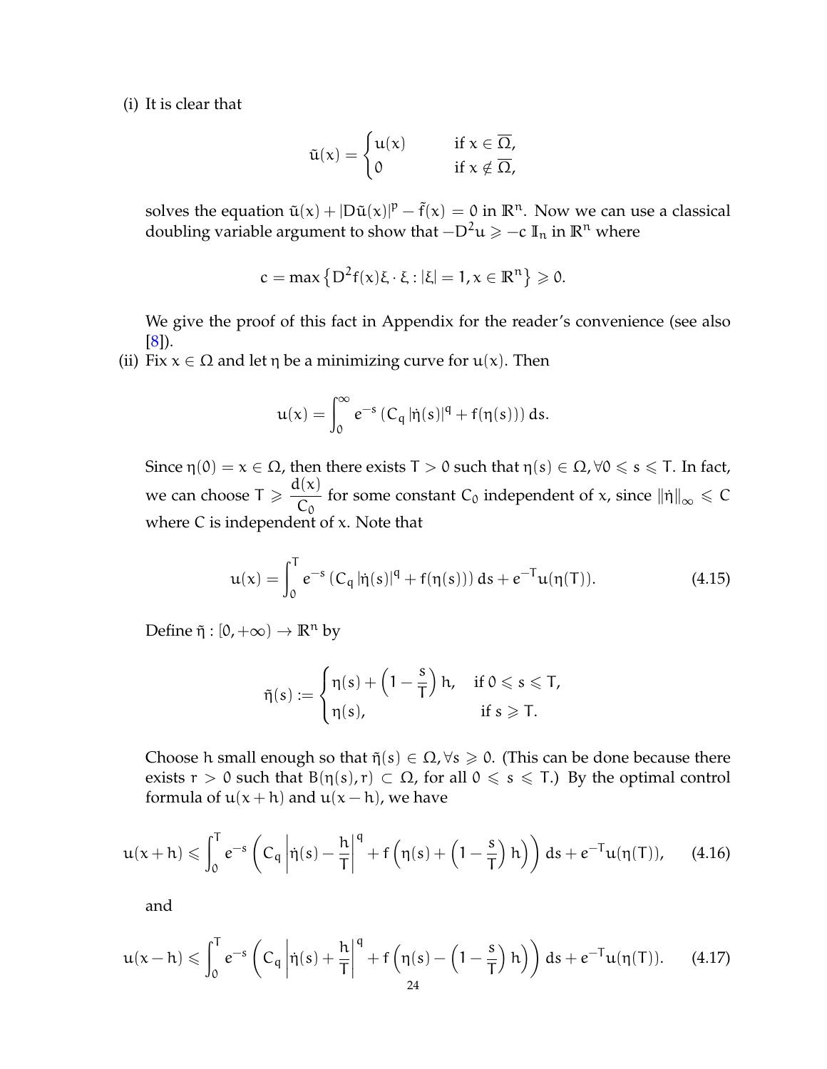(i) It is clear that

$$\tilde{u}(x) = \begin{cases} u(x) & \text{if } x \in \overline{\Omega}, \\ 0 & \text{if } x \notin \overline{\Omega}, \end{cases}$$

solves the equation $\tilde{u}(x) + |D\tilde{u}(x)|^p - \tilde{f}(x) = 0$ in $\mathbb{R}^n$. Now we can use a classical doubling variable argument to show that $-D^2 u \geqslant -c\, \mathbb{I}_n$ in $\mathbb{R}^n$ where

$$c = \max\left\{ D^2 f(x)\xi \cdot \xi : |\xi| = 1, x \in \mathbb{R}^n \right\} \geqslant 0.$$

We give the proof of this fact in Appendix for the reader's convenience (see also [8]).

(ii) Fix $x \in \Omega$ and let $\eta$ be a minimizing curve for $u(x)$. Then

$$u(x) = \int_0^\infty e^{-s} \left( C_q \, |\dot{\eta}(s)|^q + f(\eta(s)) \right) ds.$$

Since $\eta(0) = x \in \Omega$, then there exists $T > 0$ such that $\eta(s) \in \Omega, \forall 0 \leqslant s \leqslant T$. In fact, we can choose $T \geqslant \dfrac{d(x)}{C_0}$ for some constant $C_0$ independent of $x$, since $\|\dot{\eta}\|_\infty \leqslant C$ where $C$ is independent of $x$. Note that

$$u(x) = \int_0^T e^{-s} \left( C_q \, |\dot{\eta}(s)|^q + f(\eta(s)) \right) ds + e^{-T} u(\eta(T)). \tag{4.15}$$

Define $\tilde{\eta} : [0, +\infty) \to \mathbb{R}^n$ by

$$\tilde{\eta}(s) := \begin{cases} \eta(s) + \left(1 - \dfrac{s}{T}\right) h, & \text{if } 0 \leqslant s \leqslant T, \\ \eta(s), & \text{if } s \geqslant T. \end{cases}$$

Choose $h$ small enough so that $\tilde{\eta}(s) \in \Omega, \forall s \geqslant 0$. (This can be done because there exists $r > 0$ such that $B(\eta(s), r) \subset \Omega$, for all $0 \leqslant s \leqslant T$.) By the optimal control formula of $u(x+h)$ and $u(x-h)$, we have

$$u(x+h) \leqslant \int_0^T e^{-s} \left( C_q \left| \dot{\eta}(s) - \frac{h}{T} \right|^q + f\left( \eta(s) + \left(1 - \frac{s}{T}\right) h \right) \right) ds + e^{-T} u(\eta(T)), \tag{4.16}$$

and

$$u(x-h) \leqslant \int_0^T e^{-s} \left( C_q \left| \dot{\eta}(s) + \frac{h}{T} \right|^q + f\left( \eta(s) - \left(1 - \frac{s}{T}\right) h \right) \right) ds + e^{-T} u(\eta(T)). \tag{4.17}$$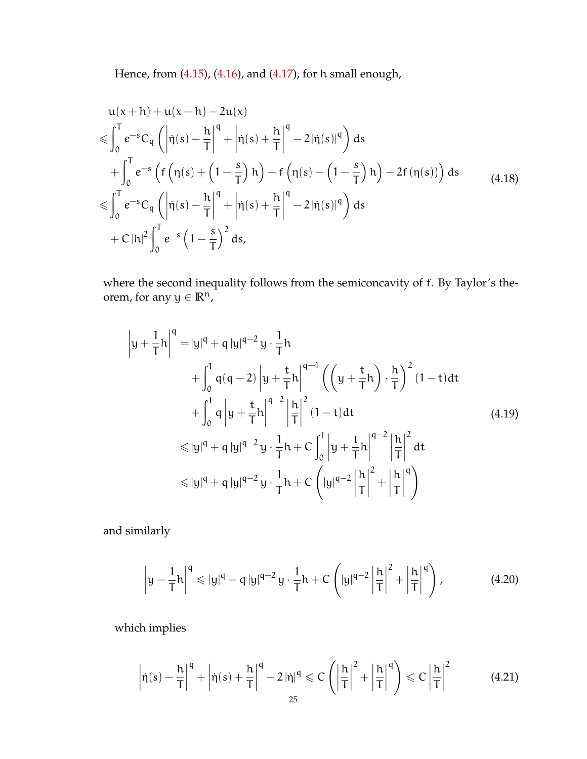Hence, from (4.15), (4.16), and (4.17), for $h$ small enough,

$$
\begin{aligned}
& u(x+h)+u(x-h)-2u(x) \\
\leqslant & \int_0^T e^{-s} C_q \left( \left| \dot{\eta}(s) - \frac{h}{T} \right|^q + \left| \dot{\eta}(s) + \frac{h}{T} \right|^q - 2\left|\dot{\eta}(s)\right|^q \right) ds \\
& + \int_0^T e^{-s} \left( f\left(\eta(s) + \left(1-\frac{s}{T}\right)h\right) + f\left(\eta(s) - \left(1-\frac{s}{T}\right)h\right) - 2f\left(\eta(s)\right) \right) ds \\
\leqslant & \int_0^T e^{-s} C_q \left( \left| \dot{\eta}(s) - \frac{h}{T} \right|^q + \left| \dot{\eta}(s) + \frac{h}{T} \right|^q - 2\left|\dot{\eta}(s)\right|^q \right) ds \\
& + C\left|h\right|^2 \int_0^T e^{-s} \left(1-\frac{s}{T}\right)^2 ds,
\end{aligned}
\tag{4.18}
$$

where the second inequality follows from the semiconcavity of $f$. By Taylor's theorem, for any $y \in \mathbb{R}^n$,

$$
\begin{aligned}
\left| y + \frac{1}{T}h \right|^q = & \left|y\right|^q + q\left|y\right|^{q-2} y \cdot \frac{1}{T}h \\
& + \int_0^1 q(q-2) \left| y + \frac{t}{T}h \right|^{q-4} \left( \left( y + \frac{t}{T}h \right) \cdot \frac{h}{T} \right)^2 (1-t) dt \\
& + \int_0^1 q \left| y + \frac{t}{T}h \right|^{q-2} \left| \frac{h}{T} \right|^2 (1-t) dt \\
\leqslant & \left|y\right|^q + q\left|y\right|^{q-2} y \cdot \frac{1}{T}h + C\int_0^1 \left| y + \frac{t}{T}h \right|^{q-2} \left| \frac{h}{T} \right|^2 dt \\
\leqslant & \left|y\right|^q + q\left|y\right|^{q-2} y \cdot \frac{1}{T}h + C\left( \left|y\right|^{q-2} \left| \frac{h}{T} \right|^2 + \left| \frac{h}{T} \right|^q \right)
\end{aligned}
\tag{4.19}
$$

and similarly

$$
\left| y - \frac{1}{T}h \right|^q \leqslant \left|y\right|^q - q\left|y\right|^{q-2} y \cdot \frac{1}{T}h + C\left( \left|y\right|^{q-2} \left| \frac{h}{T} \right|^2 + \left| \frac{h}{T} \right|^q \right),
\tag{4.20}
$$

which implies

$$
\left| \dot{\eta}(s) - \frac{h}{T} \right|^q + \left| \dot{\eta}(s) + \frac{h}{T} \right|^q - 2\left|\dot{\eta}\right|^q \leqslant C\left( \left| \frac{h}{T} \right|^2 + \left| \frac{h}{T} \right|^q \right) \leqslant C\left| \frac{h}{T} \right|^2
\tag{4.21}
$$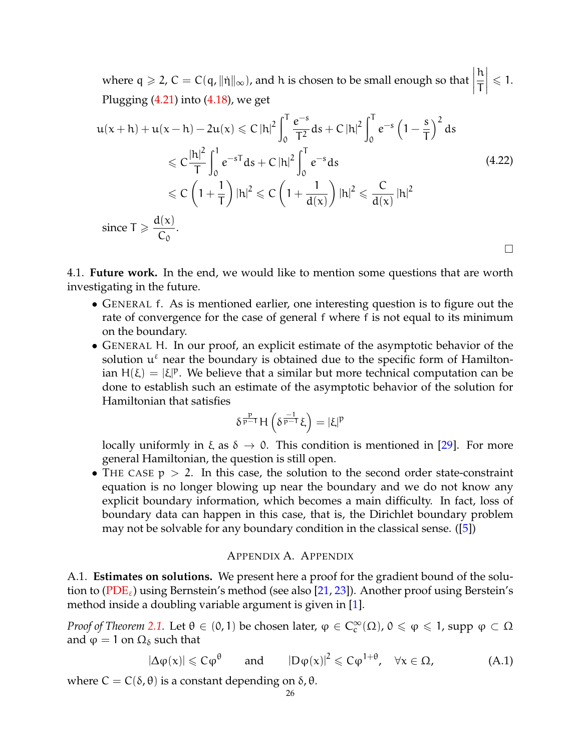where $q \geqslant 2$, $C = C(q, \|\dot{\eta}\|_\infty)$, and $h$ is chosen to be small enough so that $\left|\frac{h}{T}\right| \leqslant 1$. Plugging (4.21) into (4.18), we get

$$
\begin{aligned}
u(x+h) + u(x-h) - 2u(x) &\leqslant C|h|^2 \int_0^T \frac{e^{-s}}{T^2} ds + C|h|^2 \int_0^T e^{-s}\left(1 - \frac{s}{T}\right)^2 ds \\
&\leqslant C\frac{|h|^2}{T} \int_0^1 e^{-sT} ds + C|h|^2 \int_0^T e^{-s} ds \\
&\leqslant C\left(1 + \frac{1}{T}\right)|h|^2 \leqslant C\left(1 + \frac{1}{d(x)}\right)|h|^2 \leqslant \frac{C}{d(x)}|h|^2
\end{aligned} \tag{4.22}
$$

since $T \geqslant \dfrac{d(x)}{C_0}$.

□

4.1. **Future work.** In the end, we would like to mention some questions that are worth investigating in the future.

- GENERAL $f$. As is mentioned earlier, one interesting question is to figure out the rate of convergence for the case of general $f$ where $f$ is not equal to its minimum on the boundary.
- GENERAL $H$. In our proof, an explicit estimate of the asymptotic behavior of the solution $u^\varepsilon$ near the boundary is obtained due to the specific form of Hamiltonian $H(\xi) = |\xi|^p$. We believe that a similar but more technical computation can be done to establish such an estimate of the asymptotic behavior of the solution for Hamiltonian that satisfies
$$\delta^{\frac{p}{p-1}} H\left(\delta^{\frac{-1}{p-1}}\xi\right) = |\xi|^p$$
locally uniformly in $\xi$ as $\delta \to 0$. This condition is mentioned in [29]. For more general Hamiltonian, the question is still open.
- THE CASE $p > 2$. In this case, the solution to the second order state-constraint equation is no longer blowing up near the boundary and we do not know any explicit boundary information, which becomes a main difficulty. In fact, loss of boundary data can happen in this case, that is, the Dirichlet boundary problem may not be solvable for any boundary condition in the classical sense. ([5])

## APPENDIX A. APPENDIX

A.1. **Estimates on solutions.** We present here a proof for the gradient bound of the solution to (PDE$_\varepsilon$) using Bernstein's method (see also [21, 23]). Another proof using Berstein's method inside a doubling variable argument is given in [1].

*Proof of Theorem 2.1.* Let $\theta \in (0,1)$ be chosen later, $\varphi \in C_c^\infty(\Omega)$, $0 \leqslant \varphi \leqslant 1$, supp $\varphi \subset \Omega$ and $\varphi = 1$ on $\Omega_\delta$ such that

$$|\Delta\varphi(x)| \leqslant C\varphi^\theta \qquad \text{and} \qquad |D\varphi(x)|^2 \leqslant C\varphi^{1+\theta}, \quad \forall x \in \Omega, \tag{A.1}$$

where $C = C(\delta, \theta)$ is a constant depending on $\delta, \theta$.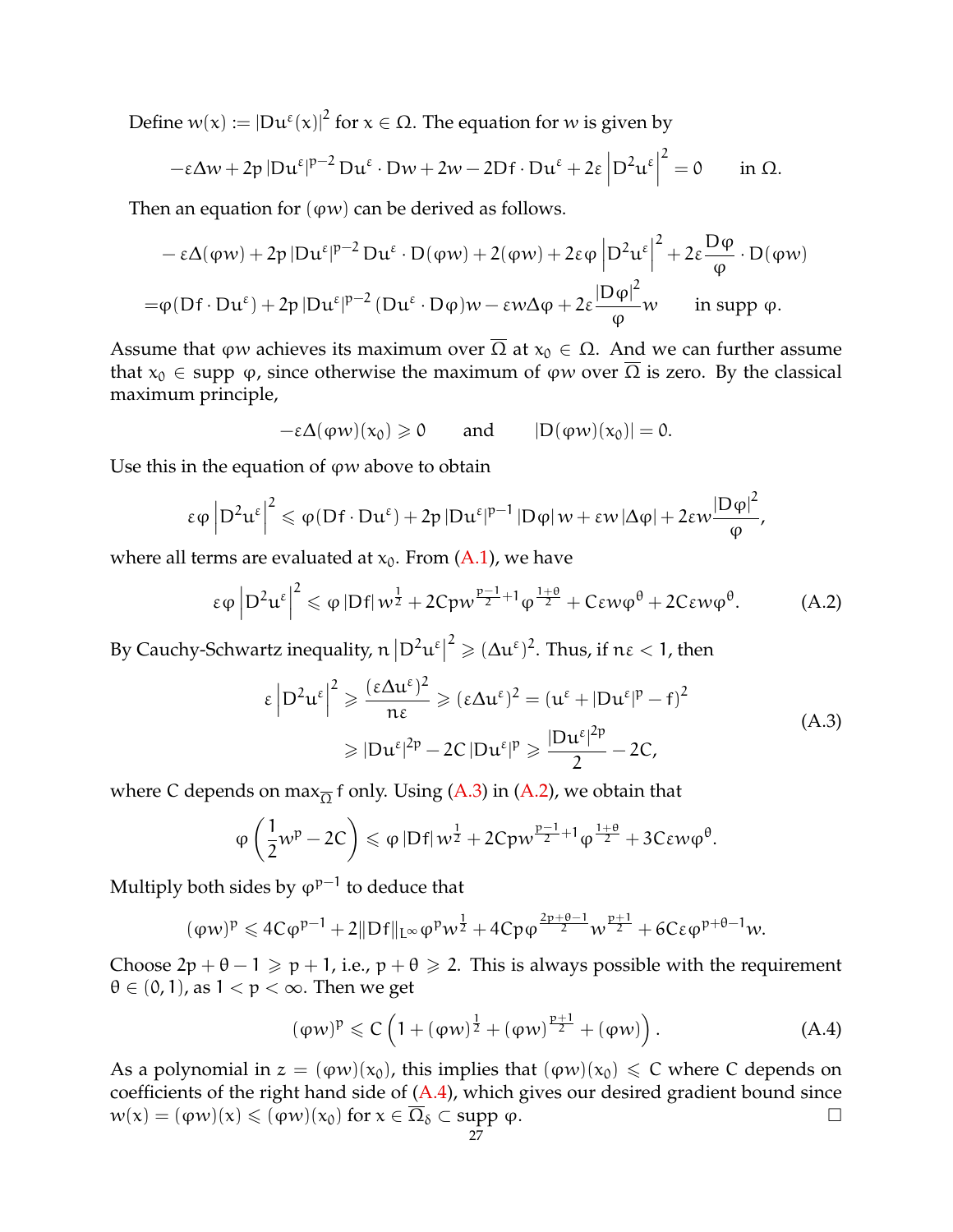Define $w(x) := |Du^\varepsilon(x)|^2$ for $x \in \Omega$. The equation for $w$ is given by

$$-\varepsilon\Delta w + 2p\,|Du^\varepsilon|^{p-2}\, Du^\varepsilon \cdot Dw + 2w - 2Df \cdot Du^\varepsilon + 2\varepsilon\left|D^2u^\varepsilon\right|^2 = 0 \qquad \text{in } \Omega.$$

Then an equation for $(\varphi w)$ can be derived as follows.

$$\begin{aligned}
&-\varepsilon\Delta(\varphi w) + 2p\,|Du^\varepsilon|^{p-2}\, Du^\varepsilon \cdot D(\varphi w) + 2(\varphi w) + 2\varepsilon\varphi\left|D^2u^\varepsilon\right|^2 + 2\varepsilon\frac{D\varphi}{\varphi}\cdot D(\varphi w)\\
=&\,\varphi(Df\cdot Du^\varepsilon) + 2p\,|Du^\varepsilon|^{p-2}\,(Du^\varepsilon\cdot D\varphi)w - \varepsilon w\Delta\varphi + 2\varepsilon\frac{|D\varphi|^2}{\varphi}w \qquad \text{in supp } \varphi.
\end{aligned}$$

Assume that $\varphi w$ achieves its maximum over $\overline{\Omega}$ at $x_0 \in \Omega$. And we can further assume that $x_0 \in$ supp $\varphi$, since otherwise the maximum of $\varphi w$ over $\overline{\Omega}$ is zero. By the classical maximum principle,

$$-\varepsilon\Delta(\varphi w)(x_0) \geqslant 0 \qquad \text{and} \qquad |D(\varphi w)(x_0)| = 0.$$

Use this in the equation of $\varphi w$ above to obtain

$$\varepsilon\varphi\left|D^2u^\varepsilon\right|^2 \leqslant \varphi(Df\cdot Du^\varepsilon) + 2p\,|Du^\varepsilon|^{p-1}\,|D\varphi|\,w + \varepsilon w\,|\Delta\varphi| + 2\varepsilon w\frac{|D\varphi|^2}{\varphi},$$

where all terms are evaluated at $x_0$. From (A.1), we have

$$\varepsilon\varphi\left|D^2u^\varepsilon\right|^2 \leqslant \varphi\,|Df|\,w^{\frac{1}{2}} + 2Cpw^{\frac{p-1}{2}+1}\varphi^{\frac{1+\theta}{2}} + C\varepsilon w\varphi^\theta + 2C\varepsilon w\varphi^\theta. \tag{A.2}$$

By Cauchy-Schwartz inequality, $n\left|D^2u^\varepsilon\right|^2 \geqslant (\Delta u^\varepsilon)^2$. Thus, if $n\varepsilon < 1$, then

$$\begin{aligned}
\varepsilon\left|D^2u^\varepsilon\right|^2 &\geqslant \frac{(\varepsilon\Delta u^\varepsilon)^2}{n\varepsilon} \geqslant (\varepsilon\Delta u^\varepsilon)^2 = (u^\varepsilon + |Du^\varepsilon|^p - f)^2\\
&\geqslant |Du^\varepsilon|^{2p} - 2C\,|Du^\varepsilon|^p \geqslant \frac{|Du^\varepsilon|^{2p}}{2} - 2C,
\end{aligned} \tag{A.3}$$

where $C$ depends on $\max_{\overline{\Omega}} f$ only. Using (A.3) in (A.2), we obtain that

$$\varphi\left(\frac{1}{2}w^p - 2C\right) \leqslant \varphi\,|Df|\,w^{\frac{1}{2}} + 2Cpw^{\frac{p-1}{2}+1}\varphi^{\frac{1+\theta}{2}} + 3C\varepsilon w\varphi^\theta.$$

Multiply both sides by $\varphi^{p-1}$ to deduce that

$$(\varphi w)^p \leqslant 4C\varphi^{p-1} + 2\|Df\|_{L^\infty}\varphi^p w^{\frac{1}{2}} + 4Cp\varphi^{\frac{2p+\theta-1}{2}}w^{\frac{p+1}{2}} + 6C\varepsilon\varphi^{p+\theta-1}w.$$

Choose $2p+\theta-1 \geqslant p+1$, i.e., $p+\theta \geqslant 2$. This is always possible with the requirement $\theta \in (0,1)$, as $1 < p < \infty$. Then we get

$$(\varphi w)^p \leqslant C\left(1 + (\varphi w)^{\frac{1}{2}} + (\varphi w)^{\frac{p+1}{2}} + (\varphi w)\right). \tag{A.4}$$

As a polynomial in $z = (\varphi w)(x_0)$, this implies that $(\varphi w)(x_0) \leqslant C$ where $C$ depends on coefficients of the right hand side of (A.4), which gives our desired gradient bound since $w(x) = (\varphi w)(x) \leqslant (\varphi w)(x_0)$ for $x \in \overline{\Omega}_\delta \subset$ supp $\varphi$. $\square$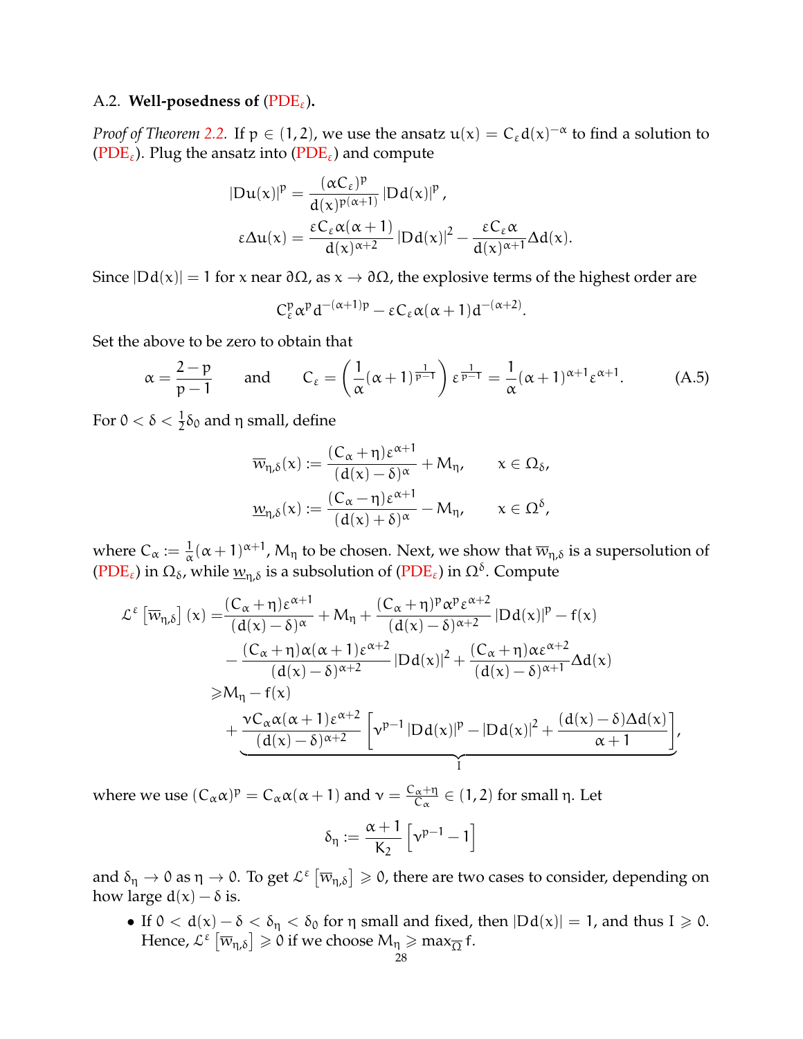A.2. **Well-posedness of (PDE$_\varepsilon$).**

*Proof of Theorem 2.2.* If $p \in (1,2)$, we use the ansatz $u(x) = C_\varepsilon d(x)^{-\alpha}$ to find a solution to (PDE$_\varepsilon$). Plug the ansatz into (PDE$_\varepsilon$) and compute

$$
\begin{aligned}
|Du(x)|^p &= \frac{(\alpha C_\varepsilon)^p}{d(x)^{p(\alpha+1)}} |Dd(x)|^p, \\
\varepsilon \Delta u(x) &= \frac{\varepsilon C_\varepsilon \alpha(\alpha+1)}{d(x)^{\alpha+2}} |Dd(x)|^2 - \frac{\varepsilon C_\varepsilon \alpha}{d(x)^{\alpha+1}} \Delta d(x).
\end{aligned}
$$

Since $|Dd(x)| = 1$ for $x$ near $\partial\Omega$, as $x \to \partial\Omega$, the explosive terms of the highest order are

$$
C_\varepsilon^p \alpha^p d^{-(\alpha+1)p} - \varepsilon C_\varepsilon \alpha(\alpha+1) d^{-(\alpha+2)}.
$$

Set the above to be zero to obtain that

$$
\alpha = \frac{2-p}{p-1} \qquad \text{and} \qquad C_\varepsilon = \left( \frac{1}{\alpha}(\alpha+1)^{\frac{1}{p-1}} \right) \varepsilon^{\frac{1}{p-1}} = \frac{1}{\alpha}(\alpha+1)^{\alpha+1} \varepsilon^{\alpha+1}. \tag{A.5}
$$

For $0 < \delta < \frac{1}{2}\delta_0$ and $\eta$ small, define

$$
\begin{aligned}
\overline{w}_{\eta,\delta}(x) &:= \frac{(C_\alpha + \eta)\varepsilon^{\alpha+1}}{(d(x)-\delta)^\alpha} + M_\eta, \qquad x \in \Omega_\delta, \\
\underline{w}_{\eta,\delta}(x) &:= \frac{(C_\alpha - \eta)\varepsilon^{\alpha+1}}{(d(x)+\delta)^\alpha} - M_\eta, \qquad x \in \Omega^\delta,
\end{aligned}
$$

where $C_\alpha := \frac{1}{\alpha}(\alpha+1)^{\alpha+1}$, $M_\eta$ to be chosen. Next, we show that $\overline{w}_{\eta,\delta}$ is a supersolution of (PDE$_\varepsilon$) in $\Omega_\delta$, while $\underline{w}_{\eta,\delta}$ is a subsolution of (PDE$_\varepsilon$) in $\Omega^\delta$. Compute

$$
\begin{aligned}
\mathcal{L}^\varepsilon \left[\overline{w}_{\eta,\delta}\right](x) =& \frac{(C_\alpha + \eta)\varepsilon^{\alpha+1}}{(d(x)-\delta)^\alpha} + M_\eta + \frac{(C_\alpha+\eta)^p \alpha^p \varepsilon^{\alpha+2}}{(d(x)-\delta)^{\alpha+2}} |Dd(x)|^p - f(x) \\
&- \frac{(C_\alpha+\eta)\alpha(\alpha+1)\varepsilon^{\alpha+2}}{(d(x)-\delta)^{\alpha+2}} |Dd(x)|^2 + \frac{(C_\alpha+\eta)\alpha\varepsilon^{\alpha+2}}{(d(x)-\delta)^{\alpha+1}} \Delta d(x) \\
\geqslant& M_\eta - f(x) \\
&+ \underbrace{\frac{\nu C_\alpha \alpha(\alpha+1)\varepsilon^{\alpha+2}}{(d(x)-\delta)^{\alpha+2}} \left[ \nu^{p-1} |Dd(x)|^p - |Dd(x)|^2 + \frac{(d(x)-\delta)\Delta d(x)}{\alpha+1} \right]}_{I},
\end{aligned}
$$

where we use $(C_\alpha \alpha)^p = C_\alpha \alpha(\alpha+1)$ and $\nu = \frac{C_\alpha + \eta}{C_\alpha} \in (1,2)$ for small $\eta$. Let

$$
\delta_\eta := \frac{\alpha+1}{K_2} \left[ \nu^{p-1} - 1 \right]
$$

and $\delta_\eta \to 0$ as $\eta \to 0$. To get $\mathcal{L}^\varepsilon \left[\overline{w}_{\eta,\delta}\right] \geqslant 0$, there are two cases to consider, depending on how large $d(x) - \delta$ is.

- If $0 < d(x) - \delta < \delta_\eta < \delta_0$ for $\eta$ small and fixed, then $|Dd(x)| = 1$, and thus $I \geqslant 0$. Hence, $\mathcal{L}^\varepsilon \left[\overline{w}_{\eta,\delta}\right] \geqslant 0$ if we choose $M_\eta \geqslant \max_{\overline{\Omega}} f$.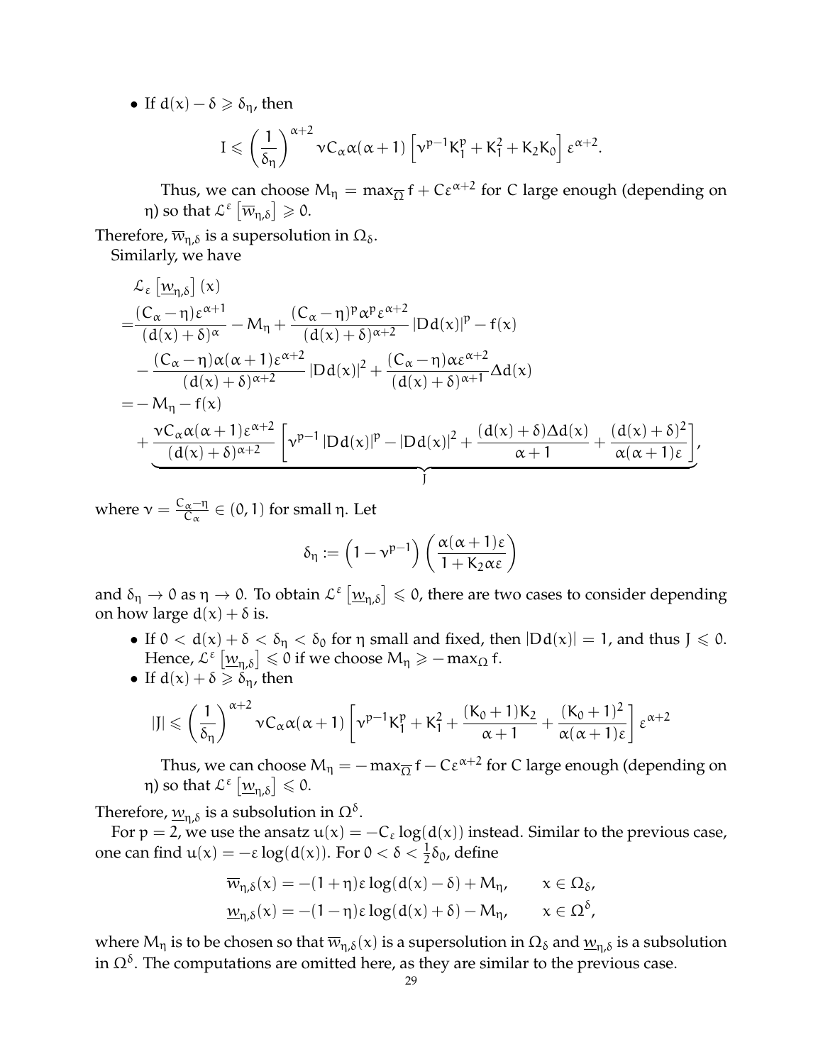- If $d(x) - \delta \geqslant \delta_\eta$, then

$$
I \leqslant \left(\frac{1}{\delta_\eta}\right)^{\alpha+2} \nu C_\alpha \alpha(\alpha+1)\left[\nu^{p-1}K_1^p + K_1^2 + K_2 K_0\right]\varepsilon^{\alpha+2}.
$$

  Thus, we can choose $M_\eta = \max_{\overline{\Omega}} f + C\varepsilon^{\alpha+2}$ for $C$ large enough (depending on $\eta$) so that $\mathcal{L}^\varepsilon\left[\overline{w}_{\eta,\delta}\right] \geqslant 0$.

Therefore, $\overline{w}_{\eta,\delta}$ is a supersolution in $\Omega_\delta$.

Similarly, we have

$$
\begin{aligned}
&\mathcal{L}_\varepsilon\left[\underline{w}_{\eta,\delta}\right](x)\\
=&\frac{(C_\alpha-\eta)\varepsilon^{\alpha+1}}{(d(x)+\delta)^\alpha} - M_\eta + \frac{(C_\alpha-\eta)^p\alpha^p\varepsilon^{\alpha+2}}{(d(x)+\delta)^{\alpha+2}}|Dd(x)|^p - f(x)\\
&-\frac{(C_\alpha-\eta)\alpha(\alpha+1)\varepsilon^{\alpha+2}}{(d(x)+\delta)^{\alpha+2}}|Dd(x)|^2 + \frac{(C_\alpha-\eta)\alpha\varepsilon^{\alpha+2}}{(d(x)+\delta)^{\alpha+1}}\Delta d(x)\\
=&-M_\eta - f(x)\\
&+\underbrace{\frac{\nu C_\alpha\alpha(\alpha+1)\varepsilon^{\alpha+2}}{(d(x)+\delta)^{\alpha+2}}\left[\nu^{p-1}|Dd(x)|^p - |Dd(x)|^2 + \frac{(d(x)+\delta)\Delta d(x)}{\alpha+1} + \frac{(d(x)+\delta)^2}{\alpha(\alpha+1)\varepsilon}\right]}_{J},
\end{aligned}
$$

where $\nu = \frac{C_\alpha-\eta}{C_\alpha} \in (0,1)$ for small $\eta$. Let

$$
\delta_\eta := \left(1-\nu^{p-1}\right)\left(\frac{\alpha(\alpha+1)\varepsilon}{1+K_2\alpha\varepsilon}\right)
$$

and $\delta_\eta \to 0$ as $\eta \to 0$. To obtain $\mathcal{L}^\varepsilon\left[\underline{w}_{\eta,\delta}\right] \leqslant 0$, there are two cases to consider depending on how large $d(x)+\delta$ is.

- If $0 < d(x)+\delta < \delta_\eta < \delta_0$ for $\eta$ small and fixed, then $|Dd(x)| = 1$, and thus $J \leqslant 0$. Hence, $\mathcal{L}^\varepsilon\left[\underline{w}_{\eta,\delta}\right] \leqslant 0$ if we choose $M_\eta \geqslant -\max_\Omega f$.
- If $d(x)+\delta \geqslant \delta_\eta$, then

$$
|J| \leqslant \left(\frac{1}{\delta_\eta}\right)^{\alpha+2}\nu C_\alpha\alpha(\alpha+1)\left[\nu^{p-1}K_1^p + K_1^2 + \frac{(K_0+1)K_2}{\alpha+1} + \frac{(K_0+1)^2}{\alpha(\alpha+1)\varepsilon}\right]\varepsilon^{\alpha+2}
$$

  Thus, we can choose $M_\eta = -\max_{\overline{\Omega}} f - C\varepsilon^{\alpha+2}$ for $C$ large enough (depending on $\eta$) so that $\mathcal{L}^\varepsilon\left[\underline{w}_{\eta,\delta}\right] \leqslant 0$.

Therefore, $\underline{w}_{\eta,\delta}$ is a subsolution in $\Omega^\delta$.

For $p=2$, we use the ansatz $u(x) = -C_\varepsilon\log(d(x))$ instead. Similar to the previous case, one can find $u(x) = -\varepsilon\log(d(x))$. For $0 < \delta < \frac{1}{2}\delta_0$, define

$$
\begin{aligned}
\overline{w}_{\eta,\delta}(x) &= -(1+\eta)\varepsilon\log(d(x)-\delta) + M_\eta, \qquad x \in \Omega_\delta,\\
\underline{w}_{\eta,\delta}(x) &= -(1-\eta)\varepsilon\log(d(x)+\delta) - M_\eta, \qquad x \in \Omega^\delta,
\end{aligned}
$$

where $M_\eta$ is to be chosen so that $\overline{w}_{\eta,\delta}(x)$ is a supersolution in $\Omega_\delta$ and $\underline{w}_{\eta,\delta}$ is a subsolution in $\Omega^\delta$. The computations are omitted here, as they are similar to the previous case.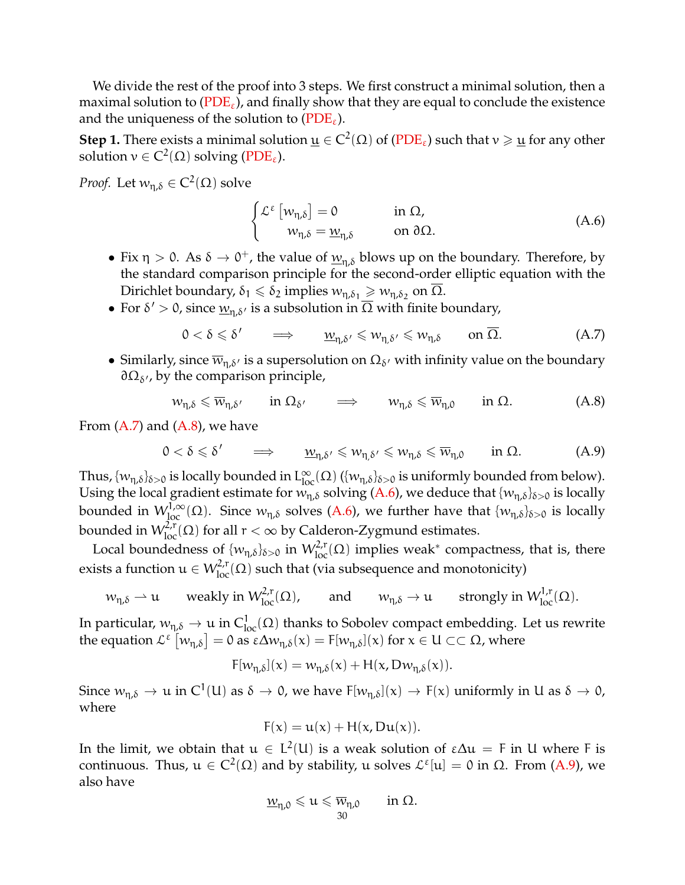We divide the rest of the proof into 3 steps. We first construct a minimal solution, then a maximal solution to ($\text{PDE}_\varepsilon$), and finally show that they are equal to conclude the existence and the uniqueness of the solution to ($\text{PDE}_\varepsilon$).

**Step 1.** There exists a minimal solution $\underline{u} \in C^2(\Omega)$ of ($\text{PDE}_\varepsilon$) such that $v \geqslant \underline{u}$ for any other solution $v \in C^2(\Omega)$ solving ($\text{PDE}_\varepsilon$).

*Proof.* Let $w_{\eta,\delta} \in C^2(\Omega)$ solve

$$\begin{cases} \mathcal{L}^\varepsilon\left[w_{\eta,\delta}\right] = 0 & \text{in } \Omega, \\ w_{\eta,\delta} = \underline{w}_{\eta,\delta} & \text{on } \partial\Omega. \end{cases} \tag{A.6}$$

- Fix $\eta > 0$. As $\delta \to 0^+$, the value of $\underline{w}_{\eta,\delta}$ blows up on the boundary. Therefore, by the standard comparison principle for the second-order elliptic equation with the Dirichlet boundary, $\delta_1 \leqslant \delta_2$ implies $w_{\eta,\delta_1} \geqslant w_{\eta,\delta_2}$ on $\overline{\Omega}$.
- For $\delta' > 0$, since $\underline{w}_{\eta,\delta'}$ is a subsolution in $\overline{\Omega}$ with finite boundary,

$$0 < \delta \leqslant \delta' \qquad \Longrightarrow \qquad \underline{w}_{\eta,\delta'} \leqslant w_{\eta,\delta'} \leqslant w_{\eta,\delta} \qquad \text{on } \overline{\Omega}. \tag{A.7}$$

- Similarly, since $\overline{w}_{\eta,\delta'}$ is a supersolution on $\Omega_{\delta'}$ with infinity value on the boundary $\partial\Omega_{\delta'}$, by the comparison principle,

$$w_{\eta,\delta} \leqslant \overline{w}_{\eta,\delta'} \quad \text{in } \Omega_{\delta'} \qquad \Longrightarrow \qquad w_{\eta,\delta} \leqslant \overline{w}_{\eta,0} \quad \text{in } \Omega. \tag{A.8}$$

From (A.7) and (A.8), we have

$$0 < \delta \leqslant \delta' \qquad \Longrightarrow \qquad \underline{w}_{\eta,\delta'} \leqslant w_{\eta,\delta'} \leqslant w_{\eta,\delta} \leqslant \overline{w}_{\eta,0} \qquad \text{in } \Omega. \tag{A.9}$$

Thus, $\{w_{\eta,\delta}\}_{\delta>0}$ is locally bounded in $L^\infty_{\text{loc}}(\Omega)$ ($\{w_{\eta,\delta}\}_{\delta>0}$ is uniformly bounded from below). Using the local gradient estimate for $w_{\eta,\delta}$ solving (A.6), we deduce that $\{w_{\eta,\delta}\}_{\delta>0}$ is locally bounded in $W^{1,\infty}_{\text{loc}}(\Omega)$. Since $w_{\eta,\delta}$ solves (A.6), we further have that $\{w_{\eta,\delta}\}_{\delta>0}$ is locally bounded in $W^{2,r}_{\text{loc}}(\Omega)$ for all $r < \infty$ by Calderon-Zygmund estimates.

Local boundedness of $\{w_{\eta,\delta}\}_{\delta>0}$ in $W^{2,r}_{\text{loc}}(\Omega)$ implies weak$^*$ compactness, that is, there exists a function $u \in W^{2,r}_{\text{loc}}(\Omega)$ such that (via subsequence and monotonicity)

$$w_{\eta,\delta} \rightharpoonup u \qquad \text{weakly in } W^{2,r}_{\text{loc}}(\Omega), \qquad \text{and} \qquad w_{\eta,\delta} \to u \qquad \text{strongly in } W^{1,r}_{\text{loc}}(\Omega).$$

In particular, $w_{\eta,\delta} \to u$ in $C^1_{\text{loc}}(\Omega)$ thanks to Sobolev compact embedding. Let us rewrite the equation $\mathcal{L}^\varepsilon\left[w_{\eta,\delta}\right] = 0$ as $\varepsilon\Delta w_{\eta,\delta}(x) = F[w_{\eta,\delta}](x)$ for $x \in U \subset\subset \Omega$, where

$$F[w_{\eta,\delta}](x) = w_{\eta,\delta}(x) + H(x, Dw_{\eta,\delta}(x)).$$

Since $w_{\eta,\delta} \to u$ in $C^1(U)$ as $\delta \to 0$, we have $F[w_{\eta,\delta}](x) \to F(x)$ uniformly in $U$ as $\delta \to 0$, where

$$F(x) = u(x) + H(x, Du(x)).$$

In the limit, we obtain that $u \in L^2(U)$ is a weak solution of $\varepsilon\Delta u = F$ in $U$ where $F$ is continuous. Thus, $u \in C^2(\Omega)$ and by stability, $u$ solves $\mathcal{L}^\varepsilon[u] = 0$ in $\Omega$. From (A.9), we also have

$$\underline{w}_{\eta,0} \leqslant u \leqslant \overline{w}_{\eta,0} \qquad \text{in } \Omega.$$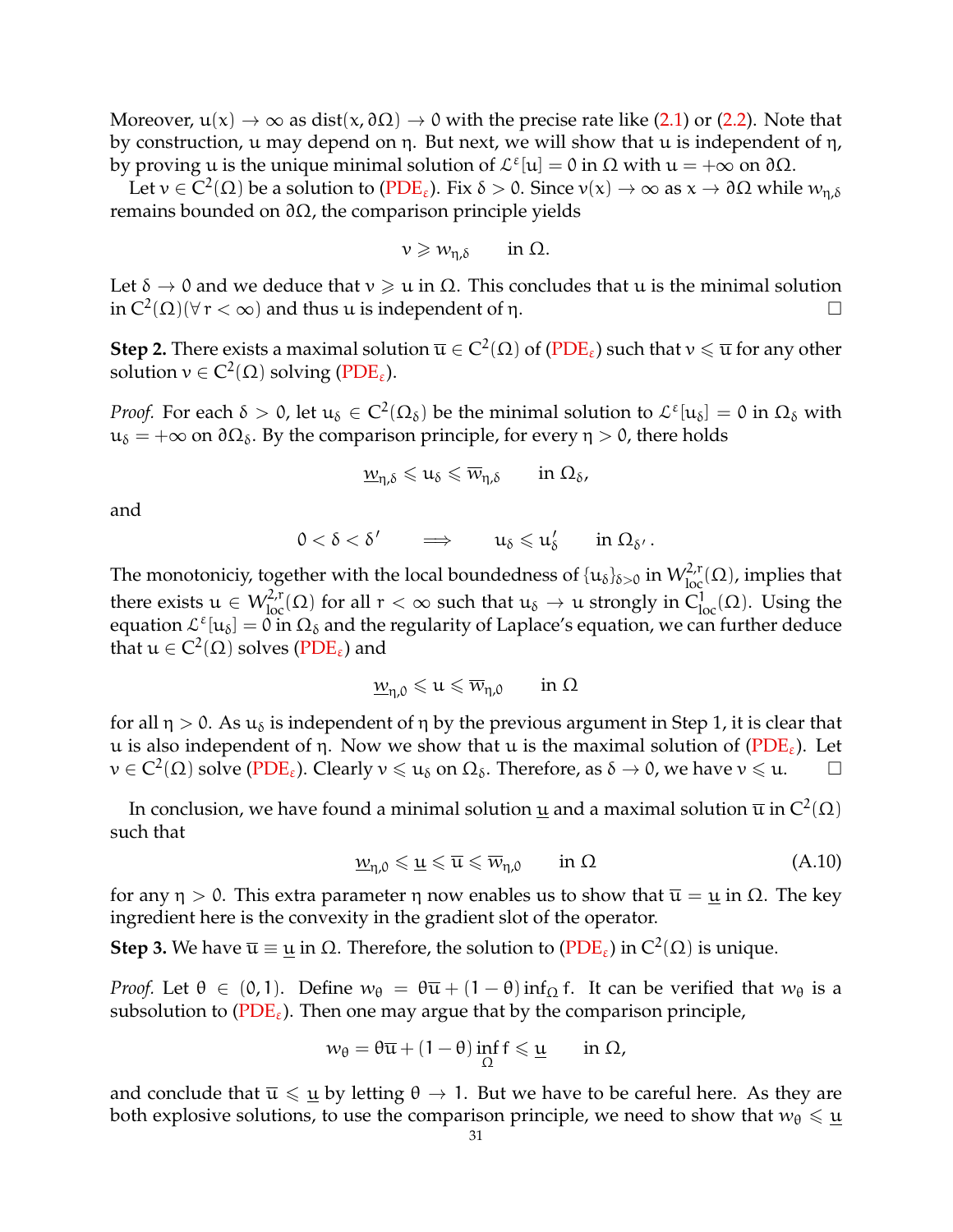Moreover, $u(x) \to \infty$ as $\operatorname{dist}(x, \partial\Omega) \to 0$ with the precise rate like (2.1) or (2.2). Note that by construction, $u$ may depend on $\eta$. But next, we will show that $u$ is independent of $\eta$, by proving $u$ is the unique minimal solution of $\mathcal{L}^\varepsilon[u] = 0$ in $\Omega$ with $u = +\infty$ on $\partial\Omega$.

Let $v \in C^2(\Omega)$ be a solution to (PDE$_\varepsilon$). Fix $\delta > 0$. Since $v(x) \to \infty$ as $x \to \partial\Omega$ while $w_{\eta,\delta}$ remains bounded on $\partial\Omega$, the comparison principle yields

$$v \geqslant w_{\eta,\delta} \qquad \text{in } \Omega.$$

Let $\delta \to 0$ and we deduce that $v \geqslant u$ in $\Omega$. This concludes that $u$ is the minimal solution in $C^2(\Omega)(\forall\, r < \infty)$ and thus $u$ is independent of $\eta$. □

**Step 2.** There exists a maximal solution $\overline{u} \in C^2(\Omega)$ of (PDE$_\varepsilon$) such that $v \leqslant \overline{u}$ for any other solution $v \in C^2(\Omega)$ solving (PDE$_\varepsilon$).

*Proof.* For each $\delta > 0$, let $u_\delta \in C^2(\Omega_\delta)$ be the minimal solution to $\mathcal{L}^\varepsilon[u_\delta] = 0$ in $\Omega_\delta$ with $u_\delta = +\infty$ on $\partial\Omega_\delta$. By the comparison principle, for every $\eta > 0$, there holds

$$\underline{w}_{\eta,\delta} \leqslant u_\delta \leqslant \overline{w}_{\eta,\delta} \qquad \text{in } \Omega_\delta,$$

and

$$0 < \delta < \delta' \qquad \Longrightarrow \qquad u_\delta \leqslant u_\delta' \qquad \text{in } \Omega_{\delta'}.$$

The monotoniciy, together with the local boundedness of $\{u_\delta\}_{\delta>0}$ in $W^{2,r}_{\mathrm{loc}}(\Omega)$, implies that there exists $u \in W^{2,r}_{\mathrm{loc}}(\Omega)$ for all $r < \infty$ such that $u_\delta \to u$ strongly in $C^1_{\mathrm{loc}}(\Omega)$. Using the equation $\mathcal{L}^\varepsilon[u_\delta] = 0$ in $\Omega_\delta$ and the regularity of Laplace's equation, we can further deduce that $u \in C^2(\Omega)$ solves (PDE$_\varepsilon$) and

$$\underline{w}_{\eta,0} \leqslant u \leqslant \overline{w}_{\eta,0} \qquad \text{in } \Omega$$

for all $\eta > 0$. As $u_\delta$ is independent of $\eta$ by the previous argument in Step 1, it is clear that $u$ is also independent of $\eta$. Now we show that $u$ is the maximal solution of (PDE$_\varepsilon$). Let $v \in C^2(\Omega)$ solve (PDE$_\varepsilon$). Clearly $v \leqslant u_\delta$ on $\Omega_\delta$. Therefore, as $\delta \to 0$, we have $v \leqslant u$. □

In conclusion, we have found a minimal solution $\underline{u}$ and a maximal solution $\overline{u}$ in $C^2(\Omega)$ such that

$$\underline{w}_{\eta,0} \leqslant \underline{u} \leqslant \overline{u} \leqslant \overline{w}_{\eta,0} \qquad \text{in } \Omega \tag{A.10}$$

for any $\eta > 0$. This extra parameter $\eta$ now enables us to show that $\overline{u} = \underline{u}$ in $\Omega$. The key ingredient here is the convexity in the gradient slot of the operator.

**Step 3.** We have $\overline{u} \equiv \underline{u}$ in $\Omega$. Therefore, the solution to (PDE$_\varepsilon$) in $C^2(\Omega)$ is unique.

*Proof.* Let $\theta \in (0, 1)$. Define $w_\theta = \theta\overline{u} + (1 - \theta)\inf_\Omega f$. It can be verified that $w_\theta$ is a subsolution to (PDE$_\varepsilon$). Then one may argue that by the comparison principle,

$$w_\theta = \theta\overline{u} + (1 - \theta)\inf_\Omega f \leqslant \underline{u} \qquad \text{in } \Omega,$$

and conclude that $\overline{u} \leqslant \underline{u}$ by letting $\theta \to 1$. But we have to be careful here. As they are both explosive solutions, to use the comparison principle, we need to show that $w_\theta \leqslant \underline{u}$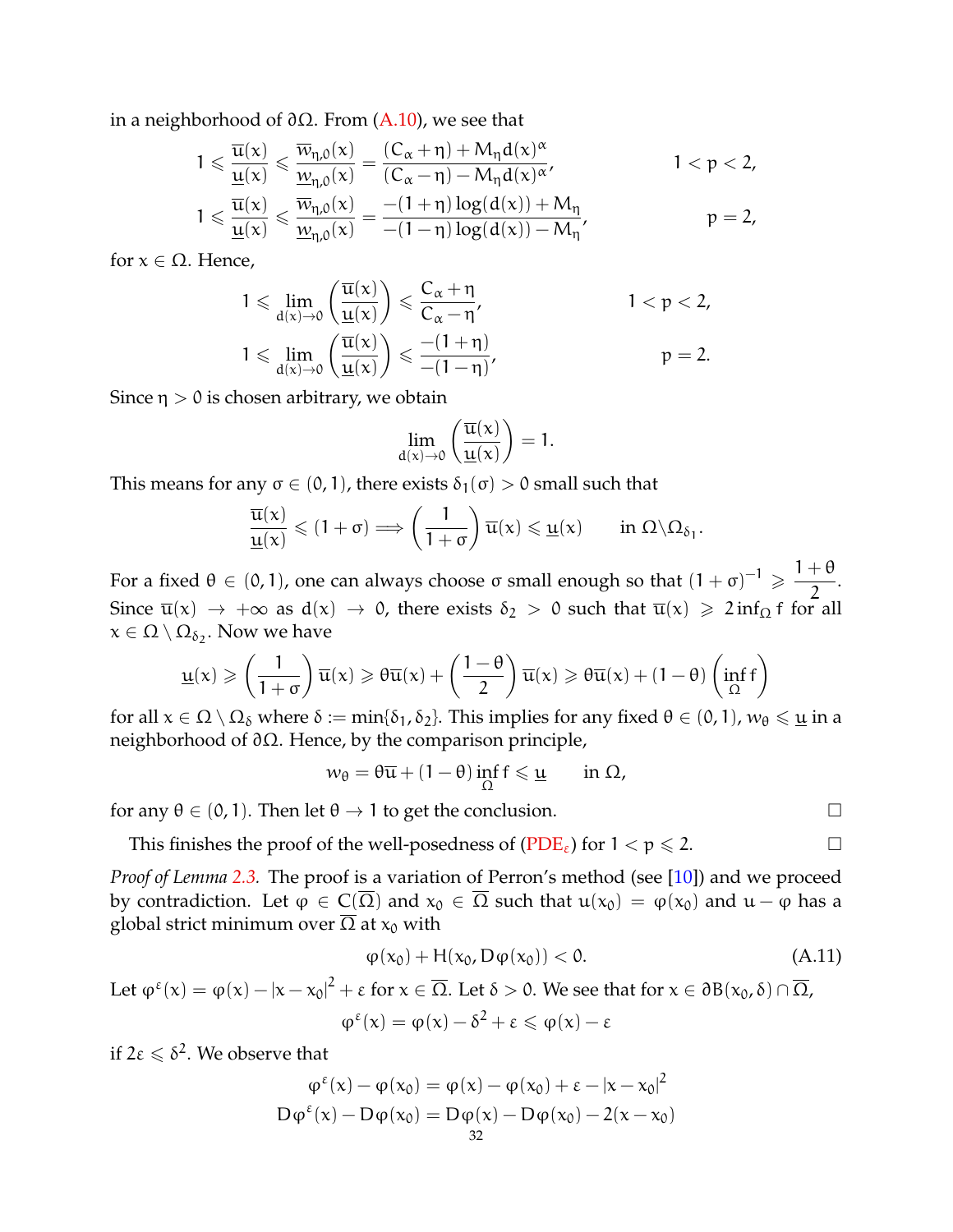in a neighborhood of $\partial\Omega$. From (A.10), we see that

$$1 \leqslant \frac{\overline{u}(x)}{\underline{u}(x)} \leqslant \frac{\overline{w}_{\eta,0}(x)}{\underline{w}_{\eta,0}(x)} = \frac{(C_\alpha + \eta) + M_\eta d(x)^\alpha}{(C_\alpha - \eta) - M_\eta d(x)^\alpha}, \qquad 1 < p < 2,$$

$$1 \leqslant \frac{\overline{u}(x)}{\underline{u}(x)} \leqslant \frac{\overline{w}_{\eta,0}(x)}{\underline{w}_{\eta,0}(x)} = \frac{-(1+\eta)\log(d(x)) + M_\eta}{-(1-\eta)\log(d(x)) - M_\eta}, \qquad p = 2,$$

for $x \in \Omega$. Hence,

$$1 \leqslant \lim_{d(x)\to 0} \left(\frac{\overline{u}(x)}{\underline{u}(x)}\right) \leqslant \frac{C_\alpha + \eta}{C_\alpha - \eta}, \qquad 1 < p < 2,$$

$$1 \leqslant \lim_{d(x)\to 0} \left(\frac{\overline{u}(x)}{\underline{u}(x)}\right) \leqslant \frac{-(1+\eta)}{-(1-\eta)}, \qquad p = 2.$$

Since $\eta > 0$ is chosen arbitrary, we obtain

$$\lim_{d(x)\to 0} \left(\frac{\overline{u}(x)}{\underline{u}(x)}\right) = 1.$$

This means for any $\sigma \in (0,1)$, there exists $\delta_1(\sigma) > 0$ small such that

$$\frac{\overline{u}(x)}{\underline{u}(x)} \leqslant (1+\sigma) \implies \left(\frac{1}{1+\sigma}\right)\overline{u}(x) \leqslant \underline{u}(x) \qquad \text{in } \Omega\backslash\Omega_{\delta_1}.$$

For a fixed $\theta \in (0,1)$, one can always choose $\sigma$ small enough so that $(1+\sigma)^{-1} \geqslant \dfrac{1+\theta}{2}$. Since $\overline{u}(x) \to +\infty$ as $d(x) \to 0$, there exists $\delta_2 > 0$ such that $\overline{u}(x) \geqslant 2\inf_\Omega f$ for all $x \in \Omega \setminus \Omega_{\delta_2}$. Now we have

$$\underline{u}(x) \geqslant \left(\frac{1}{1+\sigma}\right)\overline{u}(x) \geqslant \theta\overline{u}(x) + \left(\frac{1-\theta}{2}\right)\overline{u}(x) \geqslant \theta\overline{u}(x) + (1-\theta)\left(\inf_\Omega f\right)$$

for all $x \in \Omega \setminus \Omega_\delta$ where $\delta := \min\{\delta_1, \delta_2\}$. This implies for any fixed $\theta \in (0,1)$, $w_\theta \leqslant \underline{u}$ in a neighborhood of $\partial\Omega$. Hence, by the comparison principle,

$$w_\theta = \theta\overline{u} + (1-\theta)\inf_\Omega f \leqslant \underline{u} \qquad \text{in } \Omega,$$

for any $\theta \in (0,1)$. Then let $\theta \to 1$ to get the conclusion. $\square$

This finishes the proof of the well-posedness of (PDE$_\varepsilon$) for $1 < p \leqslant 2$. $\square$

*Proof of Lemma 2.3.* The proof is a variation of Perron's method (see [10]) and we proceed by contradiction. Let $\varphi \in C(\overline{\Omega})$ and $x_0 \in \overline{\Omega}$ such that $u(x_0) = \varphi(x_0)$ and $u - \varphi$ has a global strict minimum over $\overline{\Omega}$ at $x_0$ with

$$\varphi(x_0) + H(x_0, D\varphi(x_0)) < 0. \tag{A.11}$$

Let $\varphi^\varepsilon(x) = \varphi(x) - |x - x_0|^2 + \varepsilon$ for $x \in \overline{\Omega}$. Let $\delta > 0$. We see that for $x \in \partial B(x_0, \delta) \cap \overline{\Omega}$,

$$\varphi^\varepsilon(x) = \varphi(x) - \delta^2 + \varepsilon \leqslant \varphi(x) - \varepsilon$$

if $2\varepsilon \leqslant \delta^2$. We observe that

$$\varphi^\varepsilon(x) - \varphi(x_0) = \varphi(x) - \varphi(x_0) + \varepsilon - |x - x_0|^2$$
$$D\varphi^\varepsilon(x) - D\varphi(x_0) = D\varphi(x) - D\varphi(x_0) - 2(x - x_0)$$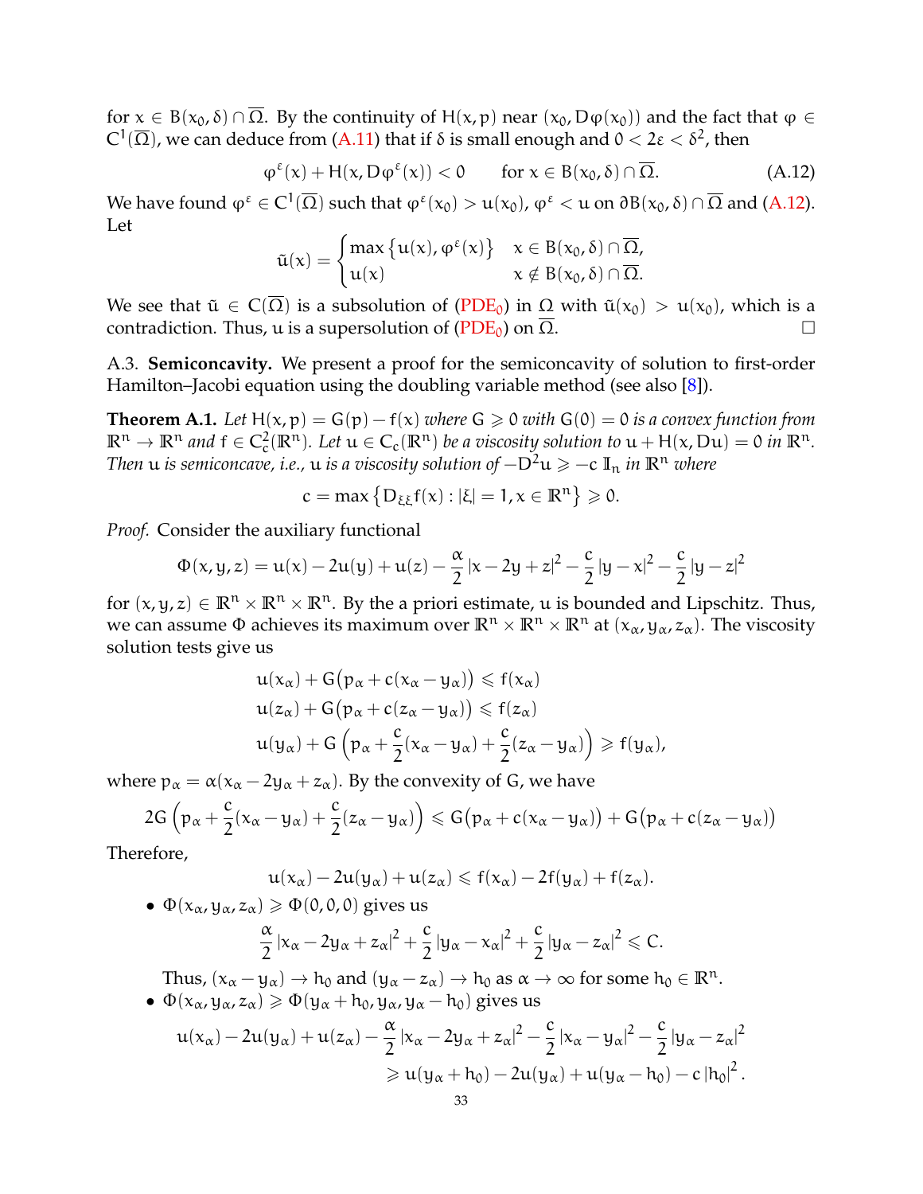for $x \in B(x_0, \delta) \cap \overline{\Omega}$. By the continuity of $H(x,p)$ near $(x_0, D\varphi(x_0))$ and the fact that $\varphi \in C^1(\overline{\Omega})$, we can deduce from (A.11) that if $\delta$ is small enough and $0 < 2\varepsilon < \delta^2$, then

$$\varphi^\varepsilon(x) + H(x, D\varphi^\varepsilon(x)) < 0 \qquad \text{for } x \in B(x_0,\delta) \cap \overline{\Omega}. \tag{A.12}$$

We have found $\varphi^\varepsilon \in C^1(\overline{\Omega})$ such that $\varphi^\varepsilon(x_0) > u(x_0)$, $\varphi^\varepsilon < u$ on $\partial B(x_0, \delta) \cap \overline{\Omega}$ and (A.12). Let

$$\tilde{u}(x) = \begin{cases} \max\left\{u(x), \varphi^\varepsilon(x)\right\} & x \in B(x_0,\delta)\cap\overline{\Omega}, \\ u(x) & x \notin B(x_0,\delta)\cap\overline{\Omega}. \end{cases}$$

We see that $\tilde{u} \in C(\overline{\Omega})$ is a subsolution of (PDE$_0$) in $\Omega$ with $\tilde{u}(x_0) > u(x_0)$, which is a contradiction. Thus, $u$ is a supersolution of (PDE$_0$) on $\overline{\Omega}$. □

A.3. **Semiconcavity.** We present a proof for the semiconcavity of solution to first-order Hamilton–Jacobi equation using the doubling variable method (see also [8]).

**Theorem A.1.** *Let $H(x,p) = G(p) - f(x)$ where $G \geqslant 0$ with $G(0) = 0$ is a convex function from $\mathbb{R}^n \to \mathbb{R}^n$ and $f \in C^2_c(\mathbb{R}^n)$. Let $u \in C_c(\mathbb{R}^n)$ be a viscosity solution to $u + H(x, Du) = 0$ in $\mathbb{R}^n$. Then $u$ is semiconcave, i.e., $u$ is a viscosity solution of $-D^2 u \geqslant -c\, \mathbb{I}_n$ in $\mathbb{R}^n$ where*

$$c = \max\left\{D_{\xi\xi} f(x) : |\xi| = 1, x \in \mathbb{R}^n\right\} \geqslant 0.$$

*Proof.* Consider the auxiliary functional

$$\Phi(x,y,z) = u(x) - 2u(y) + u(z) - \frac{\alpha}{2}|x - 2y + z|^2 - \frac{c}{2}|y - x|^2 - \frac{c}{2}|y - z|^2$$

for $(x,y,z) \in \mathbb{R}^n \times \mathbb{R}^n \times \mathbb{R}^n$. By the a priori estimate, $u$ is bounded and Lipschitz. Thus, we can assume $\Phi$ achieves its maximum over $\mathbb{R}^n \times \mathbb{R}^n \times \mathbb{R}^n$ at $(x_\alpha, y_\alpha, z_\alpha)$. The viscosity solution tests give us

$$\begin{aligned}
&u(x_\alpha) + G\big(p_\alpha + c(x_\alpha - y_\alpha)\big) \leqslant f(x_\alpha) \\
&u(z_\alpha) + G\big(p_\alpha + c(z_\alpha - y_\alpha)\big) \leqslant f(z_\alpha) \\
&u(y_\alpha) + G\left(p_\alpha + \frac{c}{2}(x_\alpha - y_\alpha) + \frac{c}{2}(z_\alpha - y_\alpha)\right) \geqslant f(y_\alpha),
\end{aligned}$$

where $p_\alpha = \alpha(x_\alpha - 2y_\alpha + z_\alpha)$. By the convexity of $G$, we have

$$2G\left(p_\alpha + \frac{c}{2}(x_\alpha - y_\alpha) + \frac{c}{2}(z_\alpha - y_\alpha)\right) \leqslant G\big(p_\alpha + c(x_\alpha - y_\alpha)\big) + G\big(p_\alpha + c(z_\alpha - y_\alpha)\big)$$

Therefore,

$$u(x_\alpha) - 2u(y_\alpha) + u(z_\alpha) \leqslant f(x_\alpha) - 2f(y_\alpha) + f(z_\alpha).$$

- $\Phi(x_\alpha, y_\alpha, z_\alpha) \geqslant \Phi(0,0,0)$ gives us

$$\frac{\alpha}{2}|x_\alpha - 2y_\alpha + z_\alpha|^2 + \frac{c}{2}|y_\alpha - x_\alpha|^2 + \frac{c}{2}|y_\alpha - z_\alpha|^2 \leqslant C.$$

  Thus, $(x_\alpha - y_\alpha) \to h_0$ and $(y_\alpha - z_\alpha) \to h_0$ as $\alpha \to \infty$ for some $h_0 \in \mathbb{R}^n$.
- $\Phi(x_\alpha, y_\alpha, z_\alpha) \geqslant \Phi(y_\alpha + h_0, y_\alpha, y_\alpha - h_0)$ gives us

$$\begin{aligned}
u(x_\alpha) - 2u(y_\alpha) + u(z_\alpha) - \frac{\alpha}{2}|x_\alpha - 2y_\alpha + z_\alpha|^2 - \frac{c}{2}|x_\alpha - y_\alpha|^2 - \frac{c}{2}|y_\alpha - z_\alpha|^2 \\
\geqslant u(y_\alpha + h_0) - 2u(y_\alpha) + u(y_\alpha - h_0) - c\,|h_0|^2.
\end{aligned}$$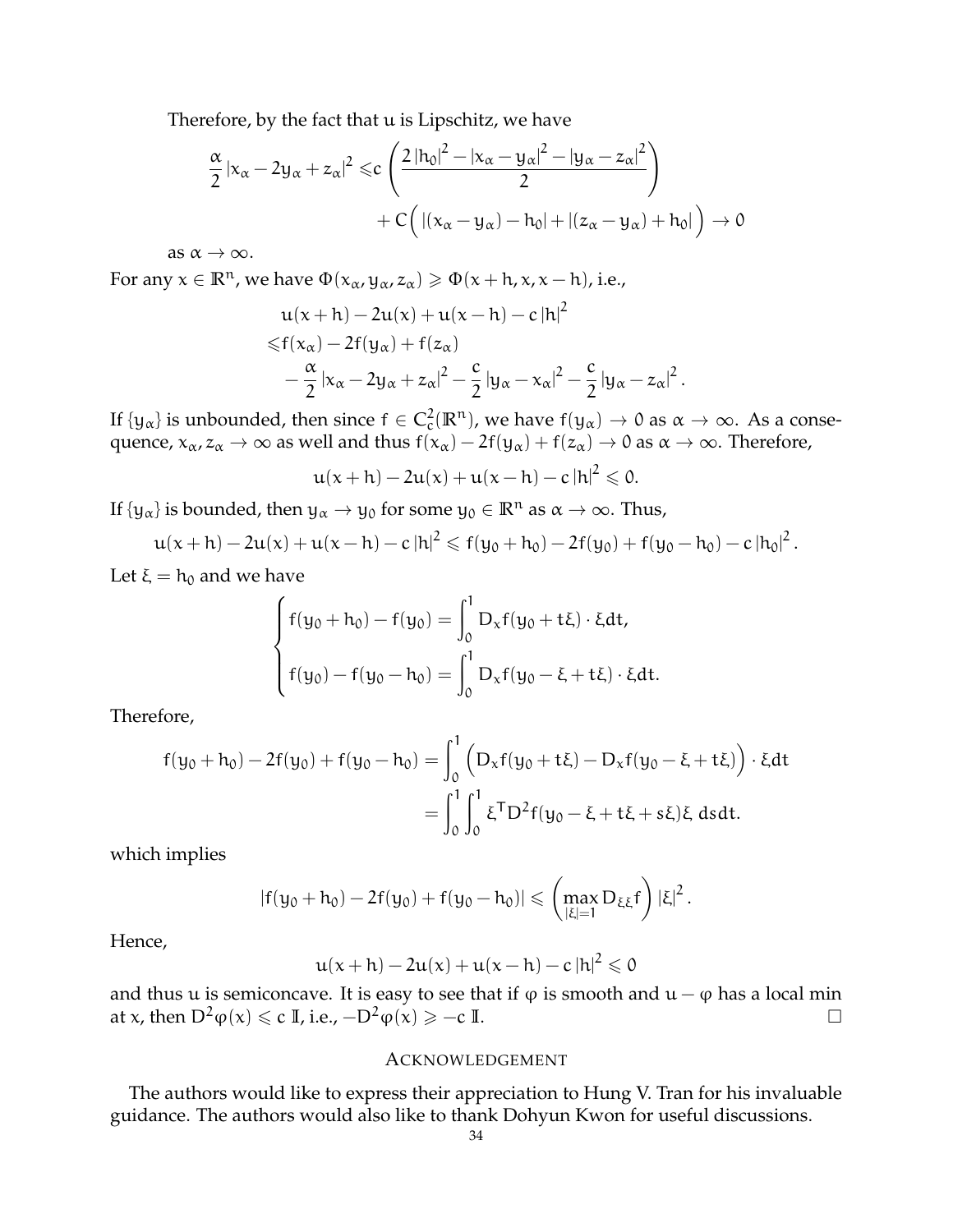Therefore, by the fact that u is Lipschitz, we have

$$\frac{\alpha}{2}|x_\alpha - 2y_\alpha + z_\alpha|^2 \leqslant c\left(\frac{2|h_0|^2 - |x_\alpha - y_\alpha|^2 - |y_\alpha - z_\alpha|^2}{2}\right) + C\Big(|(x_\alpha - y_\alpha) - h_0| + |(z_\alpha - y_\alpha) + h_0|\Big) \to 0$$

as $\alpha \to \infty$.

For any $x \in \mathbb{R}^n$, we have $\Phi(x_\alpha, y_\alpha, z_\alpha) \geqslant \Phi(x+h, x, x-h)$, i.e.,

$$\begin{aligned}
&u(x+h) - 2u(x) + u(x-h) - c|h|^2 \\
\leqslant &f(x_\alpha) - 2f(y_\alpha) + f(z_\alpha) \\
&- \frac{\alpha}{2}|x_\alpha - 2y_\alpha + z_\alpha|^2 - \frac{c}{2}|y_\alpha - x_\alpha|^2 - \frac{c}{2}|y_\alpha - z_\alpha|^2.
\end{aligned}$$

If $\{y_\alpha\}$ is unbounded, then since $f \in C_c^2(\mathbb{R}^n)$, we have $f(y_\alpha) \to 0$ as $\alpha \to \infty$. As a consequence, $x_\alpha, z_\alpha \to \infty$ as well and thus $f(x_\alpha) - 2f(y_\alpha) + f(z_\alpha) \to 0$ as $\alpha \to \infty$. Therefore,

$$u(x+h) - 2u(x) + u(x-h) - c|h|^2 \leqslant 0.$$

If $\{y_\alpha\}$ is bounded, then $y_\alpha \to y_0$ for some $y_0 \in \mathbb{R}^n$ as $\alpha \to \infty$. Thus,

$$u(x+h) - 2u(x) + u(x-h) - c|h|^2 \leqslant f(y_0 + h_0) - 2f(y_0) + f(y_0 - h_0) - c|h_0|^2.$$

Let $\xi = h_0$ and we have

$$\begin{cases}
f(y_0 + h_0) - f(y_0) = \displaystyle\int_0^1 D_x f(y_0 + t\xi)\cdot \xi dt, \\
f(y_0) - f(y_0 - h_0) = \displaystyle\int_0^1 D_x f(y_0 - \xi + t\xi)\cdot \xi dt.
\end{cases}$$

Therefore,

$$\begin{aligned}
f(y_0 + h_0) - 2f(y_0) + f(y_0 - h_0) &= \int_0^1 \Big(D_x f(y_0 + t\xi) - D_x f(y_0 - \xi + t\xi)\Big)\cdot \xi dt \\
&= \int_0^1\int_0^1 \xi^T D^2 f(y_0 - \xi + t\xi + s\xi)\xi \, ds dt.
\end{aligned}$$

which implies

$$|f(y_0 + h_0) - 2f(y_0) + f(y_0 - h_0)| \leqslant \left(\max_{|\xi|=1} D_{\xi\xi} f\right)|\xi|^2.$$

Hence,

$$u(x+h) - 2u(x) + u(x-h) - c|h|^2 \leqslant 0$$

and thus u is semiconcave. It is easy to see that if $\varphi$ is smooth and $u - \varphi$ has a local min at x, then $D^2\varphi(x) \leqslant c\,\mathbb{I}$, i.e., $-D^2\varphi(x) \geqslant -c\,\mathbb{I}$. □

## ACKNOWLEDGEMENT

The authors would like to express their appreciation to Hung V. Tran for his invaluable guidance. The authors would also like to thank Dohyun Kwon for useful discussions.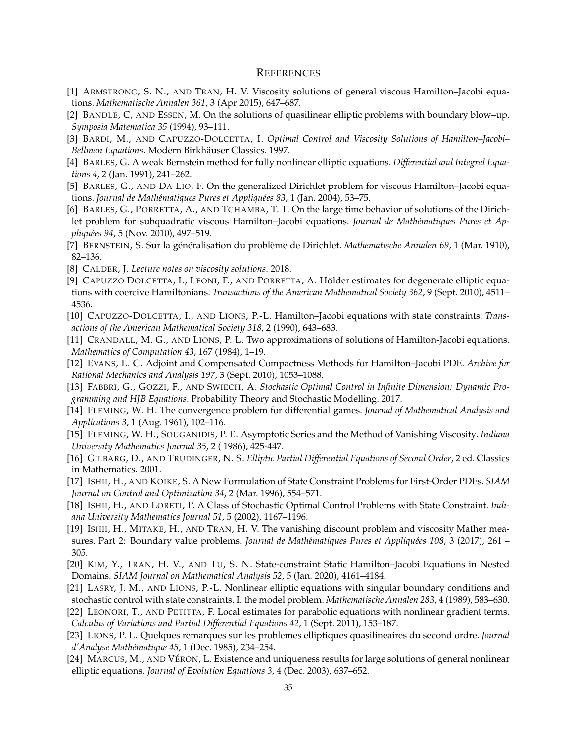## References

[1] Armstrong, S. N., and Tran, H. V. Viscosity solutions of general viscous Hamilton–Jacobi equations. *Mathematische Annalen 361*, 3 (Apr 2015), 647–687.

[2] Bandle, C, and Essen, M. On the solutions of quasilinear elliptic problems with boundary blow–up. *Symposia Matematica 35* (1994), 93–111.

[3] Bardi, M., and Capuzzo-Dolcetta, I. *Optimal Control and Viscosity Solutions of Hamilton–Jacobi–Bellman Equations*. Modern Birkhäuser Classics. 1997.

[4] Barles, G. A weak Bernstein method for fully nonlinear elliptic equations. *Differential and Integral Equations 4*, 2 (Jan. 1991), 241–262.

[5] Barles, G., and Da Lio, F. On the generalized Dirichlet problem for viscous Hamilton–Jacobi equations. *Journal de Mathématiques Pures et Appliquées 83*, 1 (Jan. 2004), 53–75.

[6] Barles, G., Porretta, A., and Tchamba, T. T. On the large time behavior of solutions of the Dirichlet problem for subquadratic viscous Hamilton–Jacobi equations. *Journal de Mathématiques Pures et Appliquées 94*, 5 (Nov. 2010), 497–519.

[7] Bernstein, S. Sur la généralisation du problème de Dirichlet. *Mathematische Annalen 69*, 1 (Mar. 1910), 82–136.

[8] Calder, J. *Lecture notes on viscosity solutions*. 2018.

[9] Capuzzo Dolcetta, I., Leoni, F., and Porretta, A. Hölder estimates for degenerate elliptic equations with coercive Hamiltonians. *Transactions of the American Mathematical Society 362*, 9 (Sept. 2010), 4511–4536.

[10] Capuzzo-Dolcetta, I., and Lions, P.-L. Hamilton–Jacobi equations with state constraints. *Transactions of the American Mathematical Society 318*, 2 (1990), 643–683.

[11] Crandall, M. G., and Lions, P. L. Two approximations of solutions of Hamilton-Jacobi equations. *Mathematics of Computation 43*, 167 (1984), 1–19.

[12] Evans, L. C. Adjoint and Compensated Compactness Methods for Hamilton–Jacobi PDE. *Archive for Rational Mechanics and Analysis 197*, 3 (Sept. 2010), 1053–1088.

[13] Fabbri, G., Gozzi, F., and Swiech, A. *Stochastic Optimal Control in Infinite Dimension: Dynamic Programming and HJB Equations*. Probability Theory and Stochastic Modelling. 2017.

[14] Fleming, W. H. The convergence problem for differential games. *Journal of Mathematical Analysis and Applications 3*, 1 (Aug. 1961), 102–116.

[15] Fleming, W. H., Souganidis, P. E. Asymptotic Series and the Method of Vanishing Viscosity. *Indiana University Mathematics Journal 35*, 2 ( 1986), 425-447.

[16] Gilbarg, D., and Trudinger, N. S. *Elliptic Partial Differential Equations of Second Order*, 2 ed. Classics in Mathematics. 2001.

[17] Ishii, H., and Koike, S. A New Formulation of State Constraint Problems for First-Order PDEs. *SIAM Journal on Control and Optimization 34*, 2 (Mar. 1996), 554–571.

[18] Ishii, H., and Loreti, P. A Class of Stochastic Optimal Control Problems with State Constraint. *Indiana University Mathematics Journal 51*, 5 (2002), 1167–1196.

[19] Ishii, H., Mitake, H., and Tran, H. V. The vanishing discount problem and viscosity Mather measures. Part 2: Boundary value problems. *Journal de Mathématiques Pures et Appliquées 108*, 3 (2017), 261 – 305.

[20] Kim, Y., Tran, H. V., and Tu, S. N. State-constraint Static Hamilton–Jacobi Equations in Nested Domains. *SIAM Journal on Mathematical Analysis 52*, 5 (Jan. 2020), 4161–4184.

[21] Lasry, J. M., and Lions, P.-L. Nonlinear elliptic equations with singular boundary conditions and stochastic control with state constraints. I. the model problem. *Mathematische Annalen 283*, 4 (1989), 583–630.

[22] Leonori, T., and Petitta, F. Local estimates for parabolic equations with nonlinear gradient terms. *Calculus of Variations and Partial Differential Equations 42*, 1 (Sept. 2011), 153–187.

[23] Lions, P. L. Quelques remarques sur les problemes elliptiques quasilineaires du second ordre. *Journal d'Analyse Mathématique 45*, 1 (Dec. 1985), 234–254.

[24] Marcus, M., and Véron, L. Existence and uniqueness results for large solutions of general nonlinear elliptic equations. *Journal of Evolution Equations 3*, 4 (Dec. 2003), 637–652.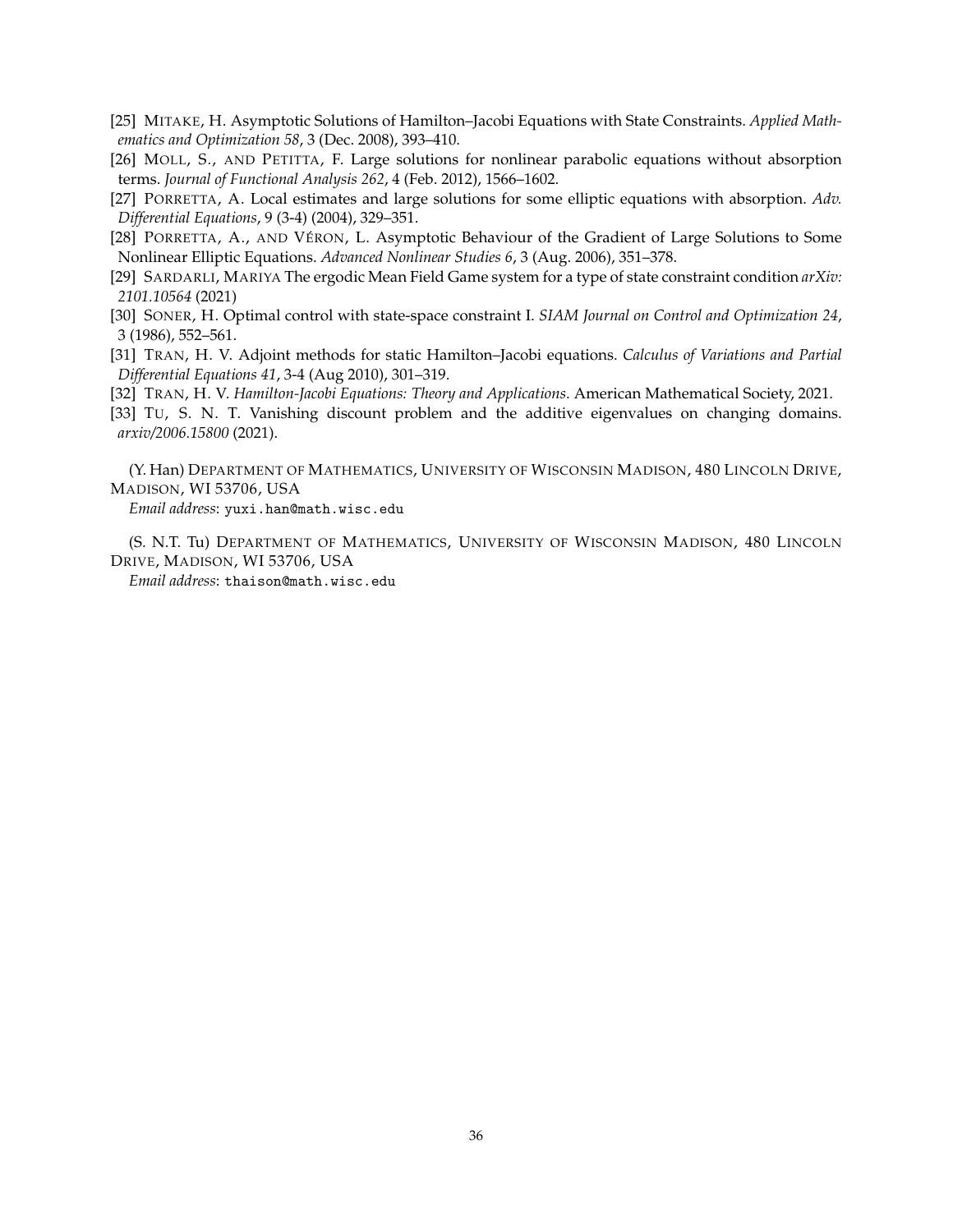[25] Mitake, H. Asymptotic Solutions of Hamilton–Jacobi Equations with State Constraints. *Applied Mathematics and Optimization 58*, 3 (Dec. 2008), 393–410.

[26] Moll, S., and Petitta, F. Large solutions for nonlinear parabolic equations without absorption terms. *Journal of Functional Analysis 262*, 4 (Feb. 2012), 1566–1602.

[27] Porretta, A. Local estimates and large solutions for some elliptic equations with absorption. *Adv. Differential Equations*, 9 (3-4) (2004), 329–351.

[28] Porretta, A., and Véron, L. Asymptotic Behaviour of the Gradient of Large Solutions to Some Nonlinear Elliptic Equations. *Advanced Nonlinear Studies 6*, 3 (Aug. 2006), 351–378.

[29] Sardarli, Mariya The ergodic Mean Field Game system for a type of state constraint condition *arXiv: 2101.10564* (2021)

[30] Soner, H. Optimal control with state-space constraint I. *SIAM Journal on Control and Optimization 24*, 3 (1986), 552–561.

[31] Tran, H. V. Adjoint methods for static Hamilton–Jacobi equations. *Calculus of Variations and Partial Differential Equations 41*, 3-4 (Aug 2010), 301–319.

[32] Tran, H. V. *Hamilton-Jacobi Equations: Theory and Applications*. American Mathematical Society, 2021.

[33] Tu, S. N. T. Vanishing discount problem and the additive eigenvalues on changing domains. *arxiv/2006.15800* (2021).

(Y. Han) Department of Mathematics, University of Wisconsin Madison, 480 Lincoln Drive, Madison, WI 53706, USA

*Email address*: yuxi.han@math.wisc.edu

(S. N.T. Tu) Department of Mathematics, University of Wisconsin Madison, 480 Lincoln Drive, Madison, WI 53706, USA

*Email address*: thaison@math.wisc.edu